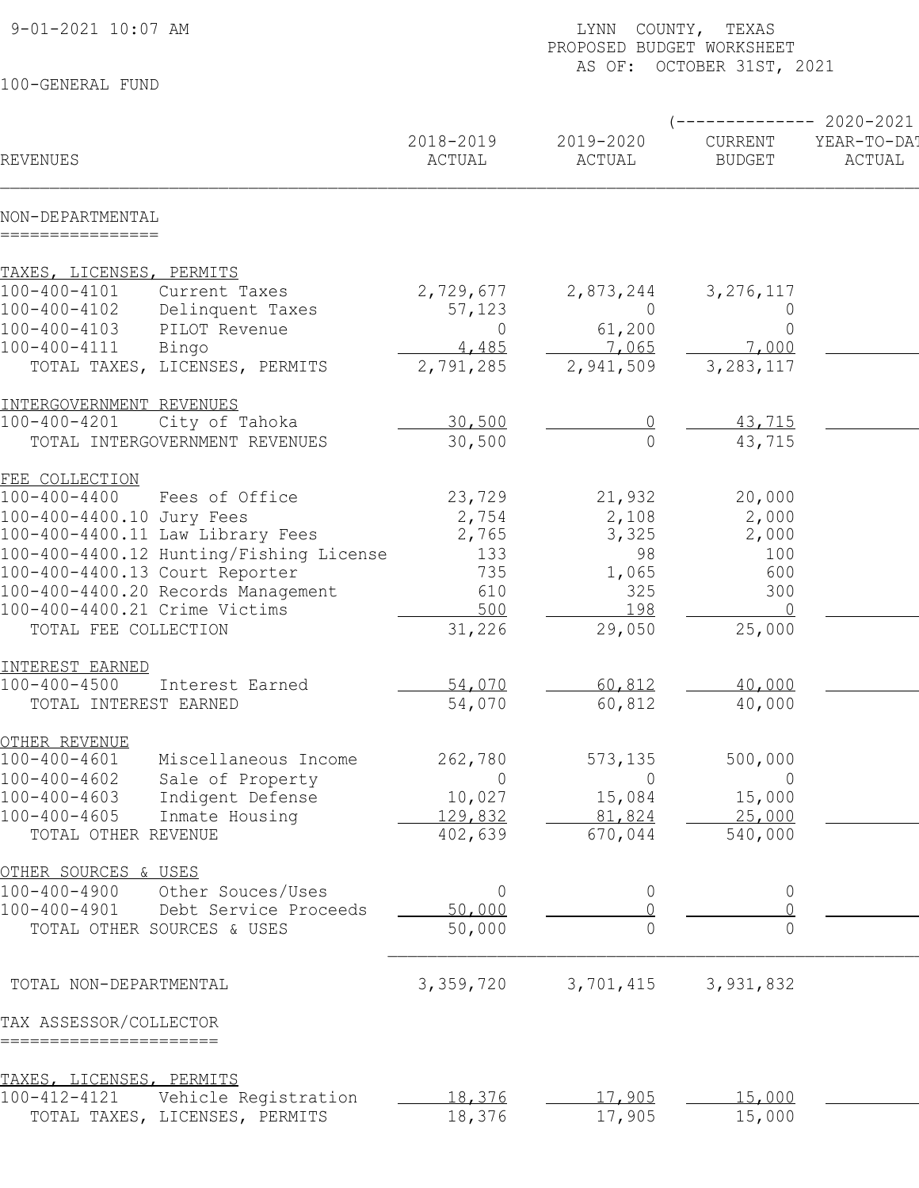9-01-2021 10:07 AM

LYNN COUNTY, TEXAS
PROPOSED BUDGET WORKSHEET
AS OF: OCTOBER 31ST, 2021

100-GENERAL FUND

| REVENUES | | 2018-2019 ACTUAL | 2019-2020 ACTUAL | 2020-2021 CURRENT BUDGET | 2020-2021 YEAR-TO-DATE ACTUAL |
|---|---|---|---|---|---|
| **NON-DEPARTMENTAL** | | | | | |
| TAXES, LICENSES, PERMITS | | | | | |
| 100-400-4101 | Current Taxes | 2,729,677 | 2,873,244 | 3,276,117 | |
| 100-400-4102 | Delinquent Taxes | 57,123 | 0 | 0 | |
| 100-400-4103 | PILOT Revenue | 0 | 61,200 | 0 | |
| 100-400-4111 | Bingo | 4,485 | 7,065 | 7,000 | |
| TOTAL TAXES, LICENSES, PERMITS | | 2,791,285 | 2,941,509 | 3,283,117 | |
| INTERGOVERNMENT REVENUES | | | | | |
| 100-400-4201 | City of Tahoka | 30,500 | 0 | 43,715 | |
| TOTAL INTERGOVERNMENT REVENUES | | 30,500 | 0 | 43,715 | |
| FEE COLLECTION | | | | | |
| 100-400-4400 | Fees of Office | 23,729 | 21,932 | 20,000 | |
| 100-400-4400.10 | Jury Fees | 2,754 | 2,108 | 2,000 | |
| 100-400-4400.11 | Law Library Fees | 2,765 | 3,325 | 2,000 | |
| 100-400-4400.12 | Hunting/Fishing License | 133 | 98 | 100 | |
| 100-400-4400.13 | Court Reporter | 735 | 1,065 | 600 | |
| 100-400-4400.20 | Records Management | 610 | 325 | 300 | |
| 100-400-4400.21 | Crime Victims | 500 | 198 | 0 | |
| TOTAL FEE COLLECTION | | 31,226 | 29,050 | 25,000 | |
| INTEREST EARNED | | | | | |
| 100-400-4500 | Interest Earned | 54,070 | 60,812 | 40,000 | |
| TOTAL INTEREST EARNED | | 54,070 | 60,812 | 40,000 | |
| OTHER REVENUE | | | | | |
| 100-400-4601 | Miscellaneous Income | 262,780 | 573,135 | 500,000 | |
| 100-400-4602 | Sale of Property | 0 | 0 | 0 | |
| 100-400-4603 | Indigent Defense | 10,027 | 15,084 | 15,000 | |
| 100-400-4605 | Inmate Housing | 129,832 | 81,824 | 25,000 | |
| TOTAL OTHER REVENUE | | 402,639 | 670,044 | 540,000 | |
| OTHER SOURCES & USES | | | | | |
| 100-400-4900 | Other Souces/Uses | 0 | 0 | 0 | |
| 100-400-4901 | Debt Service Proceeds | 50,000 | 0 | 0 | |
| TOTAL OTHER SOURCES & USES | | 50,000 | 0 | 0 | |
| TOTAL NON-DEPARTMENTAL | | 3,359,720 | 3,701,415 | 3,931,832 | |
| **TAX ASSESSOR/COLLECTOR** | | | | | |
| TAXES, LICENSES, PERMITS | | | | | |
| 100-412-4121 | Vehicle Registration | 18,376 | 17,905 | 15,000 | |
| TOTAL TAXES, LICENSES, PERMITS | | 18,376 | 17,905 | 15,000 | |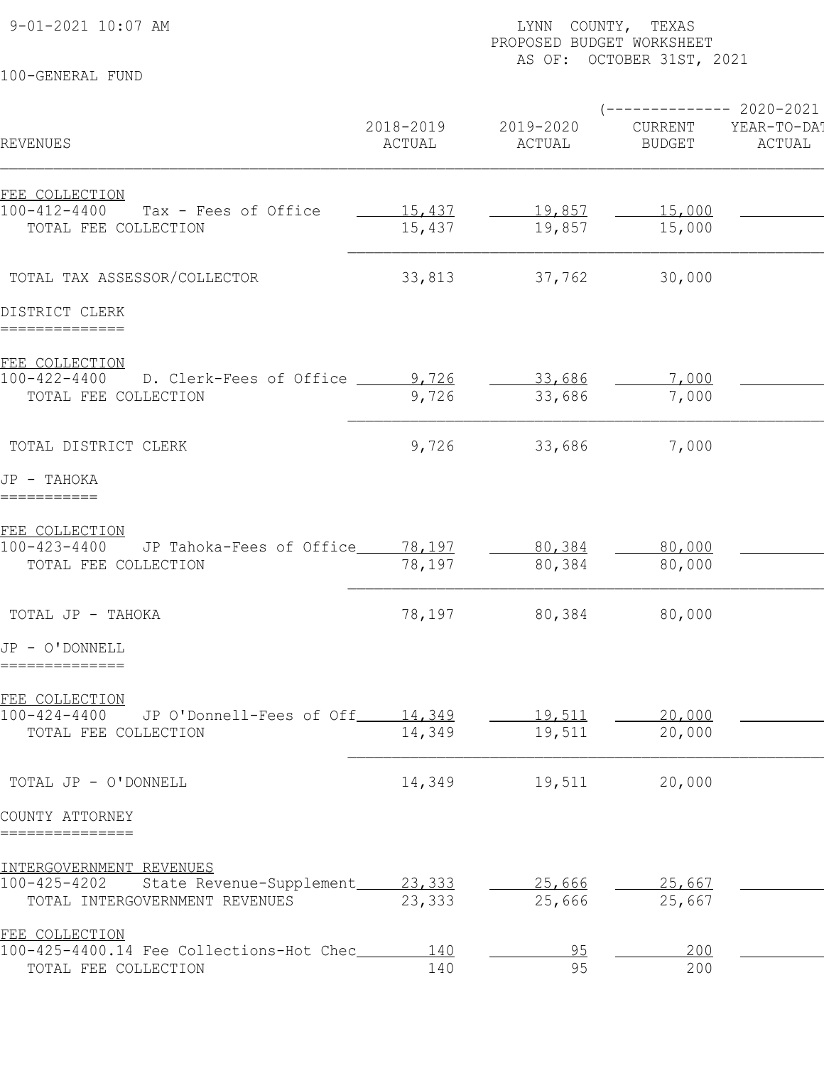9-01-2021 10:07 AM

LYNN COUNTY, TEXAS
PROPOSED BUDGET WORKSHEET
AS OF: OCTOBER 31ST, 2021

100-GENERAL FUND

| REVENUES | 2018-2019 ACTUAL | 2019-2020 ACTUAL | 2020-2021 CURRENT BUDGET | 2020-2021 YEAR-TO-DATE ACTUAL |
|---|---|---|---|---|
| FEE COLLECTION | | | | |
| 100-412-4400 Tax - Fees of Office | 15,437 | 19,857 | 15,000 | |
| TOTAL FEE COLLECTION | 15,437 | 19,857 | 15,000 | |
| TOTAL TAX ASSESSOR/COLLECTOR | 33,813 | 37,762 | 30,000 | |
| DISTRICT CLERK | | | | |
| FEE COLLECTION | | | | |
| 100-422-4400 D. Clerk-Fees of Office | 9,726 | 33,686 | 7,000 | |
| TOTAL FEE COLLECTION | 9,726 | 33,686 | 7,000 | |
| TOTAL DISTRICT CLERK | 9,726 | 33,686 | 7,000 | |
| JP - TAHOKA | | | | |
| FEE COLLECTION | | | | |
| 100-423-4400 JP Tahoka-Fees of Office | 78,197 | 80,384 | 80,000 | |
| TOTAL FEE COLLECTION | 78,197 | 80,384 | 80,000 | |
| TOTAL JP - TAHOKA | 78,197 | 80,384 | 80,000 | |
| JP - O'DONNELL | | | | |
| FEE COLLECTION | | | | |
| 100-424-4400 JP O'Donnell-Fees of Off | 14,349 | 19,511 | 20,000 | |
| TOTAL FEE COLLECTION | 14,349 | 19,511 | 20,000 | |
| TOTAL JP - O'DONNELL | 14,349 | 19,511 | 20,000 | |
| COUNTY ATTORNEY | | | | |
| INTERGOVERNMENT REVENUES | | | | |
| 100-425-4202 State Revenue-Supplement | 23,333 | 25,666 | 25,667 | |
| TOTAL INTERGOVERNMENT REVENUES | 23,333 | 25,666 | 25,667 | |
| FEE COLLECTION | | | | |
| 100-425-4400.14 Fee Collections-Hot Chec | 140 | 95 | 200 | |
| TOTAL FEE COLLECTION | 140 | 95 | 200 | |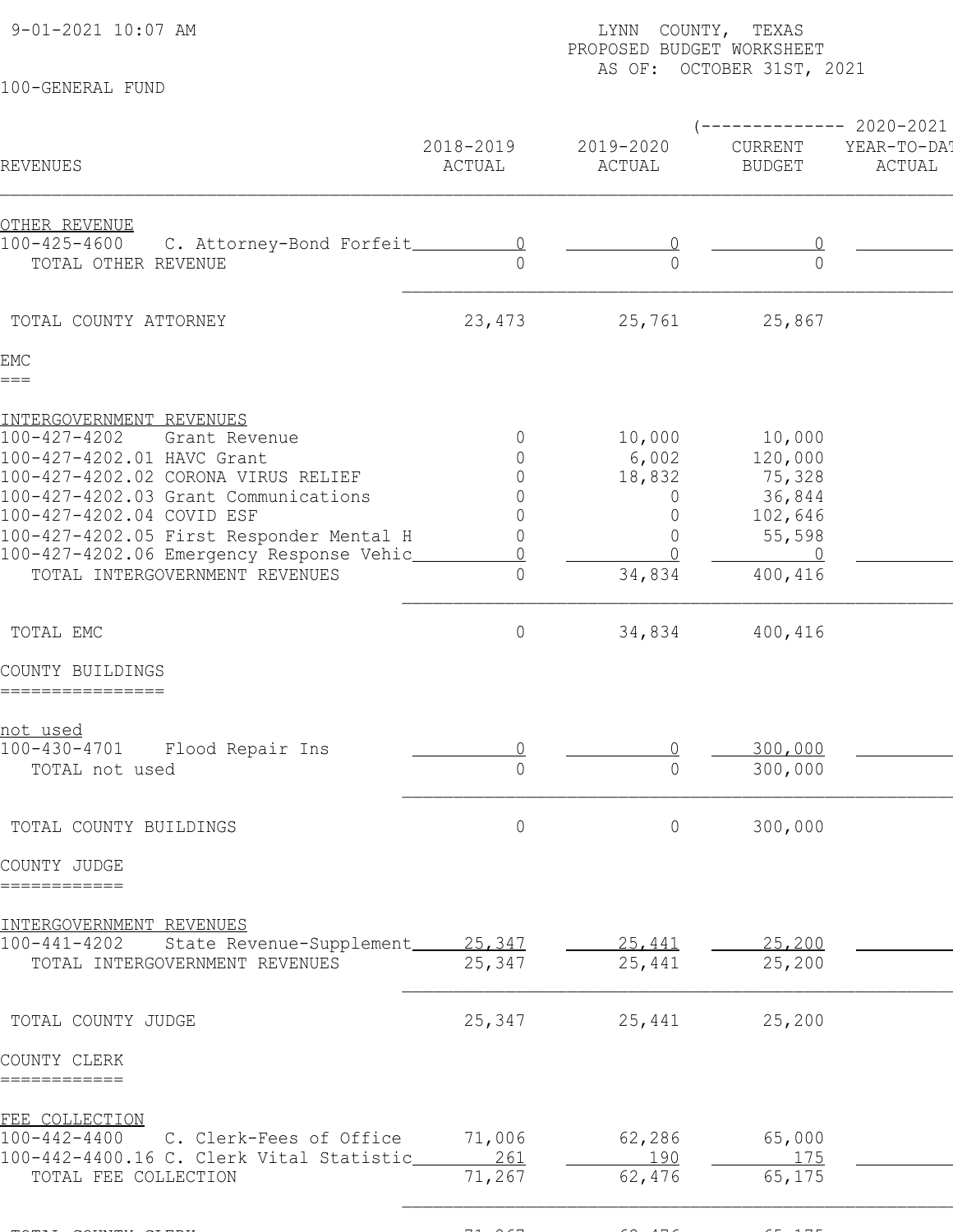9-01-2021 10:07 AM

LYNN COUNTY, TEXAS
PROPOSED BUDGET WORKSHEET
AS OF: OCTOBER 31ST, 2021

100-GENERAL FUND

| REVENUES | 2018-2019 ACTUAL | 2019-2020 ACTUAL | 2020-2021 CURRENT BUDGET | 2020-2021 YEAR-TO-DATE ACTUAL |
|---|---|---|---|---|
| **OTHER REVENUE** | | | | |
| 100-425-4600 C. Attorney-Bond Forfeit | 0 | 0 | 0 | |
| TOTAL OTHER REVENUE | 0 | 0 | 0 | |
| TOTAL COUNTY ATTORNEY | 23,473 | 25,761 | 25,867 | |
| **EMC** | | | | |
| **INTERGOVERNMENT REVENUES** | | | | |
| 100-427-4202 Grant Revenue | 0 | 10,000 | 10,000 | |
| 100-427-4202.01 HAVC Grant | 0 | 6,002 | 120,000 | |
| 100-427-4202.02 CORONA VIRUS RELIEF | 0 | 18,832 | 75,328 | |
| 100-427-4202.03 Grant Communications | 0 | 0 | 36,844 | |
| 100-427-4202.04 COVID ESF | 0 | 0 | 102,646 | |
| 100-427-4202.05 First Responder Mental H | 0 | 0 | 55,598 | |
| 100-427-4202.06 Emergency Response Vehic | 0 | 0 | 0 | |
| TOTAL INTERGOVERNMENT REVENUES | 0 | 34,834 | 400,416 | |
| TOTAL EMC | 0 | 34,834 | 400,416 | |
| **COUNTY BUILDINGS** | | | | |
| **not used** | | | | |
| 100-430-4701 Flood Repair Ins | 0 | 0 | 300,000 | |
| TOTAL not used | 0 | 0 | 300,000 | |
| TOTAL COUNTY BUILDINGS | 0 | 0 | 300,000 | |
| **COUNTY JUDGE** | | | | |
| **INTERGOVERNMENT REVENUES** | | | | |
| 100-441-4202 State Revenue-Supplement | 25,347 | 25,441 | 25,200 | |
| TOTAL INTERGOVERNMENT REVENUES | 25,347 | 25,441 | 25,200 | |
| TOTAL COUNTY JUDGE | 25,347 | 25,441 | 25,200 | |
| **COUNTY CLERK** | | | | |
| **FEE COLLECTION** | | | | |
| 100-442-4400 C. Clerk-Fees of Office | 71,006 | 62,286 | 65,000 | |
| 100-442-4400.16 C. Clerk Vital Statistic | 261 | 190 | 175 | |
| TOTAL FEE COLLECTION | 71,267 | 62,476 | 65,175 | |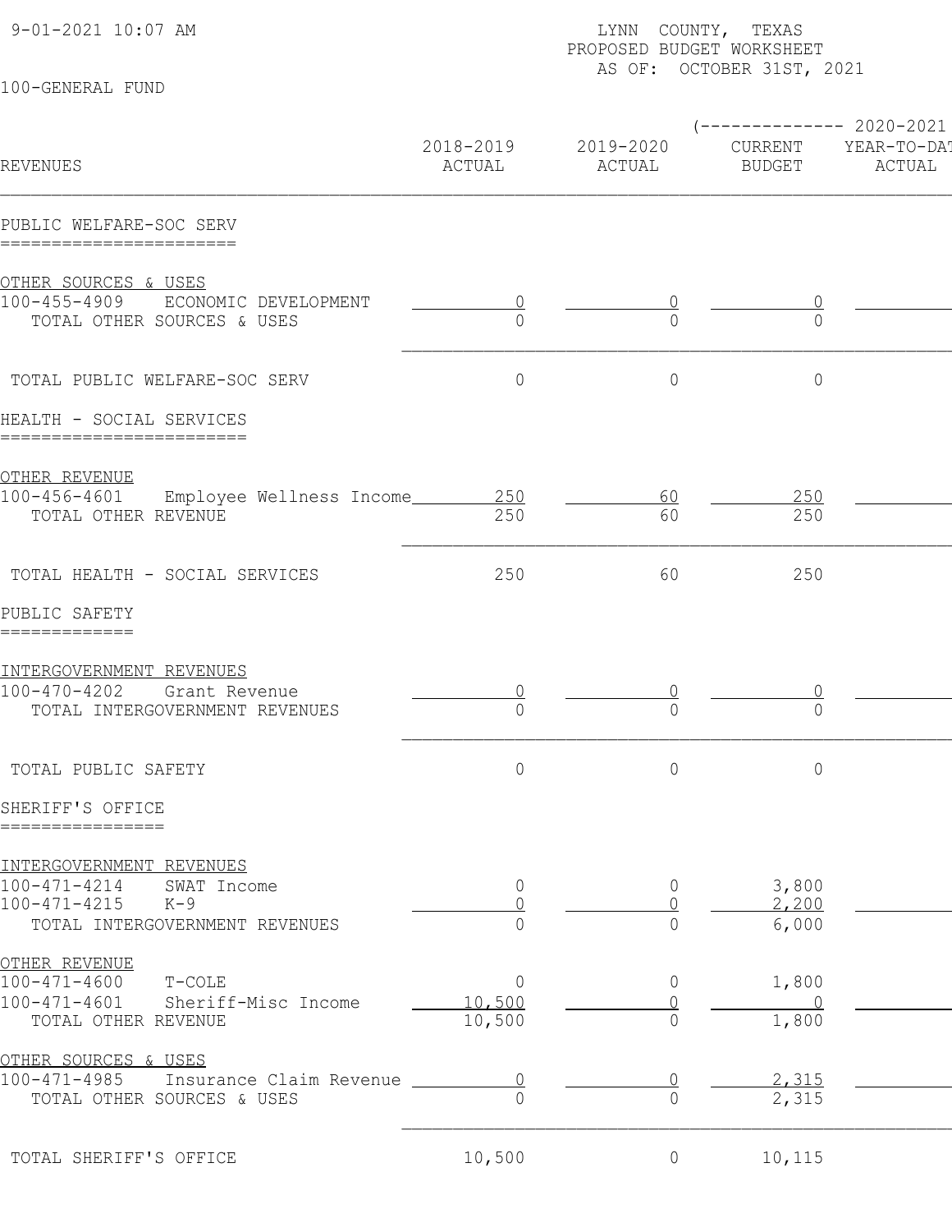9-01-2021 10:07 AM

LYNN COUNTY, TEXAS
PROPOSED BUDGET WORKSHEET
AS OF: OCTOBER 31ST, 2021

100-GENERAL FUND

| REVENUES | 2018-2019 ACTUAL | 2019-2020 ACTUAL | 2020-2021 CURRENT BUDGET | 2020-2021 YEAR-TO-DATE ACTUAL |
|---|---|---|---|---|
| **PUBLIC WELFARE-SOC SERV** | | | | |
| OTHER SOURCES & USES | | | | |
| 100-455-4909 ECONOMIC DEVELOPMENT | 0 | 0 | 0 | |
| TOTAL OTHER SOURCES & USES | 0 | 0 | 0 | |
| TOTAL PUBLIC WELFARE-SOC SERV | 0 | 0 | 0 | |
| **HEALTH - SOCIAL SERVICES** | | | | |
| OTHER REVENUE | | | | |
| 100-456-4601 Employee Wellness Income | 250 | 60 | 250 | |
| TOTAL OTHER REVENUE | 250 | 60 | 250 | |
| TOTAL HEALTH - SOCIAL SERVICES | 250 | 60 | 250 | |
| **PUBLIC SAFETY** | | | | |
| INTERGOVERNMENT REVENUES | | | | |
| 100-470-4202 Grant Revenue | 0 | 0 | 0 | |
| TOTAL INTERGOVERNMENT REVENUES | 0 | 0 | 0 | |
| TOTAL PUBLIC SAFETY | 0 | 0 | 0 | |
| **SHERIFF'S OFFICE** | | | | |
| INTERGOVERNMENT REVENUES | | | | |
| 100-471-4214 SWAT Income | 0 | 0 | 3,800 | |
| 100-471-4215 K-9 | 0 | 0 | 2,200 | |
| TOTAL INTERGOVERNMENT REVENUES | 0 | 0 | 6,000 | |
| OTHER REVENUE | | | | |
| 100-471-4600 T-COLE | 0 | 0 | 1,800 | |
| 100-471-4601 Sheriff-Misc Income | 10,500 | 0 | 0 | |
| TOTAL OTHER REVENUE | 10,500 | 0 | 1,800 | |
| OTHER SOURCES & USES | | | | |
| 100-471-4985 Insurance Claim Revenue | 0 | 0 | 2,315 | |
| TOTAL OTHER SOURCES & USES | 0 | 0 | 2,315 | |
| TOTAL SHERIFF'S OFFICE | 10,500 | 0 | 10,115 | |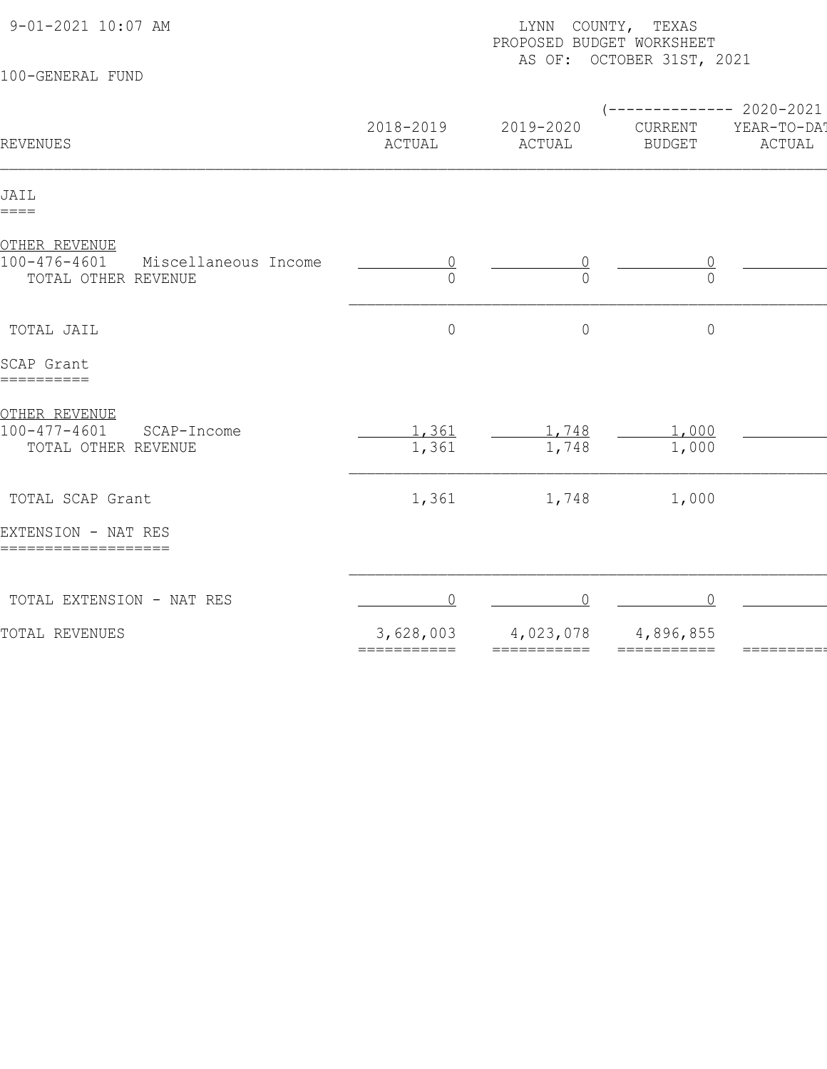9-01-2021 10:07 AM

LYNN COUNTY, TEXAS
PROPOSED BUDGET WORKSHEET
AS OF: OCTOBER 31ST, 2021

100-GENERAL FUND

| REVENUES | 2018-2019 ACTUAL | 2019-2020 ACTUAL | (-------------- 2020-2021 CURRENT BUDGET | YEAR-TO-DAT ACTUAL |
|---|---|---|---|---|
| **JAIL** | | | | |
| OTHER REVENUE | | | | |
| 100-476-4601 Miscellaneous Income | 0 | 0 | 0 | |
| TOTAL OTHER REVENUE | 0 | 0 | 0 | |
| TOTAL JAIL | 0 | 0 | 0 | |
| **SCAP Grant** | | | | |
| OTHER REVENUE | | | | |
| 100-477-4601 SCAP-Income | 1,361 | 1,748 | 1,000 | |
| TOTAL OTHER REVENUE | 1,361 | 1,748 | 1,000 | |
| TOTAL SCAP Grant | 1,361 | 1,748 | 1,000 | |
| **EXTENSION - NAT RES** | | | | |
| TOTAL EXTENSION - NAT RES | 0 | 0 | 0 | |
| TOTAL REVENUES | 3,628,003 | 4,023,078 | 4,896,855 | |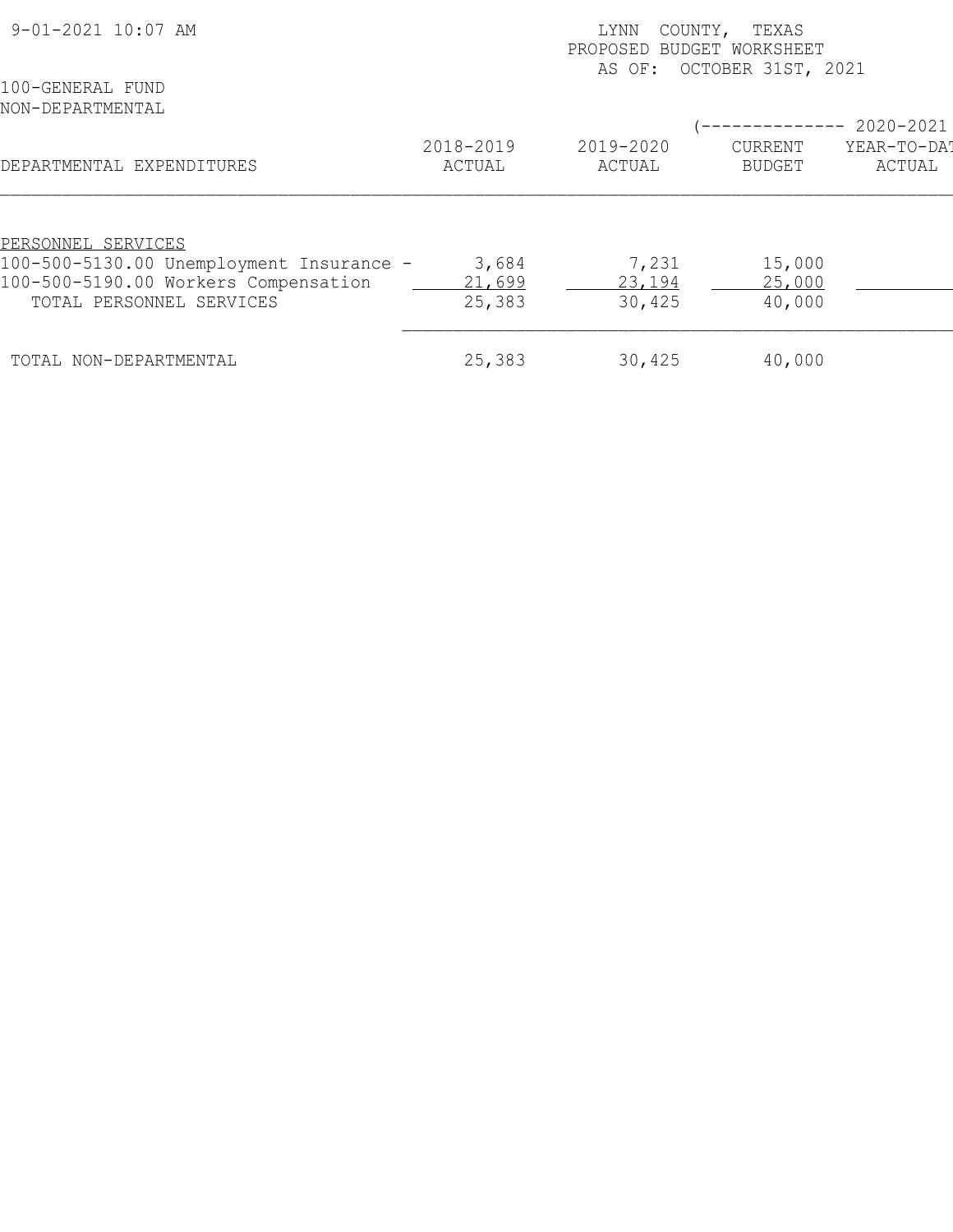9-01-2021 10:07 AM

LYNN COUNTY, TEXAS
PROPOSED BUDGET WORKSHEET
AS OF: OCTOBER 31ST, 2021

100-GENERAL FUND
NON-DEPARTMENTAL

| DEPARTMENTAL EXPENDITURES | 2018-2019 ACTUAL | 2019-2020 ACTUAL | 2020-2021 CURRENT BUDGET | 2020-2021 YEAR-TO-DAT ACTUAL |
|---|---|---|---|---|
| PERSONNEL SERVICES | | | | |
| 100-500-5130.00 Unemployment Insurance - | 3,684 | 7,231 | 15,000 | |
| 100-500-5190.00 Workers Compensation | 21,699 | 23,194 | 25,000 | |
| TOTAL PERSONNEL SERVICES | 25,383 | 30,425 | 40,000 | |
| TOTAL NON-DEPARTMENTAL | 25,383 | 30,425 | 40,000 | |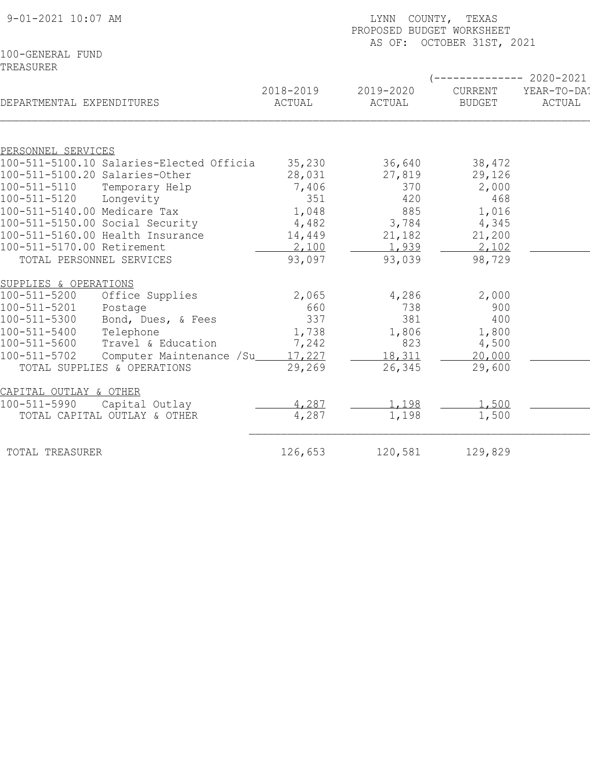9-01-2021 10:07 AM

LYNN COUNTY, TEXAS
PROPOSED BUDGET WORKSHEET
AS OF: OCTOBER 31ST, 2021

100-GENERAL FUND
TREASURER

| DEPARTMENTAL EXPENDITURES | 2018-2019 ACTUAL | 2019-2020 ACTUAL | 2020-2021 CURRENT BUDGET | 2020-2021 YEAR-TO-DAT ACTUAL |
|---|---|---|---|---|
| **PERSONNEL SERVICES** | | | | |
| 100-511-5100.10 Salaries-Elected Officia | 35,230 | 36,640 | 38,472 | |
| 100-511-5100.20 Salaries-Other | 28,031 | 27,819 | 29,126 | |
| 100-511-5110 Temporary Help | 7,406 | 370 | 2,000 | |
| 100-511-5120 Longevity | 351 | 420 | 468 | |
| 100-511-5140.00 Medicare Tax | 1,048 | 885 | 1,016 | |
| 100-511-5150.00 Social Security | 4,482 | 3,784 | 4,345 | |
| 100-511-5160.00 Health Insurance | 14,449 | 21,182 | 21,200 | |
| 100-511-5170.00 Retirement | 2,100 | 1,939 | 2,102 | |
| TOTAL PERSONNEL SERVICES | 93,097 | 93,039 | 98,729 | |
| **SUPPLIES & OPERATIONS** | | | | |
| 100-511-5200 Office Supplies | 2,065 | 4,286 | 2,000 | |
| 100-511-5201 Postage | 660 | 738 | 900 | |
| 100-511-5300 Bond, Dues, & Fees | 337 | 381 | 400 | |
| 100-511-5400 Telephone | 1,738 | 1,806 | 1,800 | |
| 100-511-5600 Travel & Education | 7,242 | 823 | 4,500 | |
| 100-511-5702 Computer Maintenance /Su | 17,227 | 18,311 | 20,000 | |
| TOTAL SUPPLIES & OPERATIONS | 29,269 | 26,345 | 29,600 | |
| **CAPITAL OUTLAY & OTHER** | | | | |
| 100-511-5990 Capital Outlay | 4,287 | 1,198 | 1,500 | |
| TOTAL CAPITAL OUTLAY & OTHER | 4,287 | 1,198 | 1,500 | |
| TOTAL TREASURER | 126,653 | 120,581 | 129,829 | |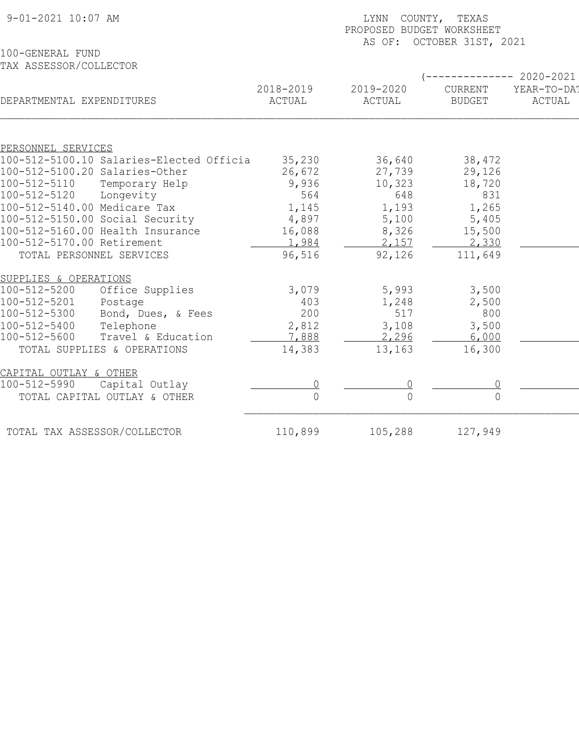9-01-2021 10:07 AM

LYNN COUNTY, TEXAS
PROPOSED BUDGET WORKSHEET
AS OF: OCTOBER 31ST, 2021

100-GENERAL FUND
TAX ASSESSOR/COLLECTOR

| DEPARTMENTAL EXPENDITURES | 2018-2019 ACTUAL | 2019-2020 ACTUAL | 2020-2021 CURRENT BUDGET | 2020-2021 YEAR-TO-DAT ACTUAL |
|---|---|---|---|---|
| PERSONNEL SERVICES | | | | |
| 100-512-5100.10 Salaries-Elected Officia | 35,230 | 36,640 | 38,472 | |
| 100-512-5100.20 Salaries-Other | 26,672 | 27,739 | 29,126 | |
| 100-512-5110 Temporary Help | 9,936 | 10,323 | 18,720 | |
| 100-512-5120 Longevity | 564 | 648 | 831 | |
| 100-512-5140.00 Medicare Tax | 1,145 | 1,193 | 1,265 | |
| 100-512-5150.00 Social Security | 4,897 | 5,100 | 5,405 | |
| 100-512-5160.00 Health Insurance | 16,088 | 8,326 | 15,500 | |
| 100-512-5170.00 Retirement | 1,984 | 2,157 | 2,330 | |
| TOTAL PERSONNEL SERVICES | 96,516 | 92,126 | 111,649 | |
| SUPPLIES & OPERATIONS | | | | |
| 100-512-5200 Office Supplies | 3,079 | 5,993 | 3,500 | |
| 100-512-5201 Postage | 403 | 1,248 | 2,500 | |
| 100-512-5300 Bond, Dues, & Fees | 200 | 517 | 800 | |
| 100-512-5400 Telephone | 2,812 | 3,108 | 3,500 | |
| 100-512-5600 Travel & Education | 7,888 | 2,296 | 6,000 | |
| TOTAL SUPPLIES & OPERATIONS | 14,383 | 13,163 | 16,300 | |
| CAPITAL OUTLAY & OTHER | | | | |
| 100-512-5990 Capital Outlay | 0 | 0 | 0 | |
| TOTAL CAPITAL OUTLAY & OTHER | 0 | 0 | 0 | |
| TOTAL TAX ASSESSOR/COLLECTOR | 110,899 | 105,288 | 127,949 | |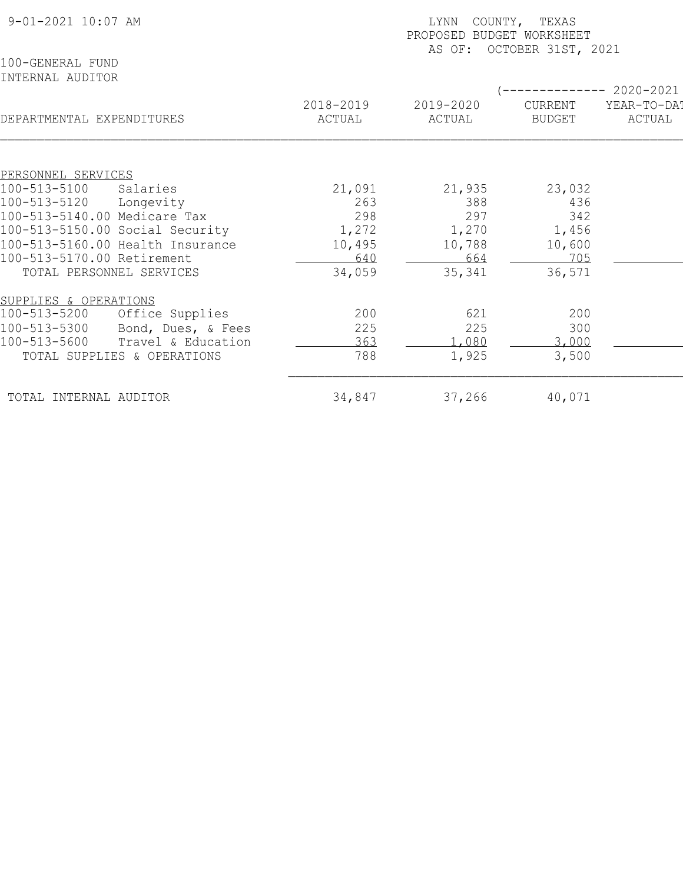9-01-2021 10:07 AM

LYNN COUNTY, TEXAS
PROPOSED BUDGET WORKSHEET
AS OF: OCTOBER 31ST, 2021

100-GENERAL FUND
INTERNAL AUDITOR

| DEPARTMENTAL EXPENDITURES | 2018-2019 ACTUAL | 2019-2020 ACTUAL | 2020-2021 CURRENT BUDGET | 2020-2021 YEAR-TO-DAT ACTUAL |
|---|---|---|---|---|
| PERSONNEL SERVICES | | | | |
| 100-513-5100 Salaries | 21,091 | 21,935 | 23,032 | |
| 100-513-5120 Longevity | 263 | 388 | 436 | |
| 100-513-5140.00 Medicare Tax | 298 | 297 | 342 | |
| 100-513-5150.00 Social Security | 1,272 | 1,270 | 1,456 | |
| 100-513-5160.00 Health Insurance | 10,495 | 10,788 | 10,600 | |
| 100-513-5170.00 Retirement | 640 | 664 | 705 | |
| TOTAL PERSONNEL SERVICES | 34,059 | 35,341 | 36,571 | |
| SUPPLIES & OPERATIONS | | | | |
| 100-513-5200 Office Supplies | 200 | 621 | 200 | |
| 100-513-5300 Bond, Dues, & Fees | 225 | 225 | 300 | |
| 100-513-5600 Travel & Education | 363 | 1,080 | 3,000 | |
| TOTAL SUPPLIES & OPERATIONS | 788 | 1,925 | 3,500 | |
| TOTAL INTERNAL AUDITOR | 34,847 | 37,266 | 40,071 | |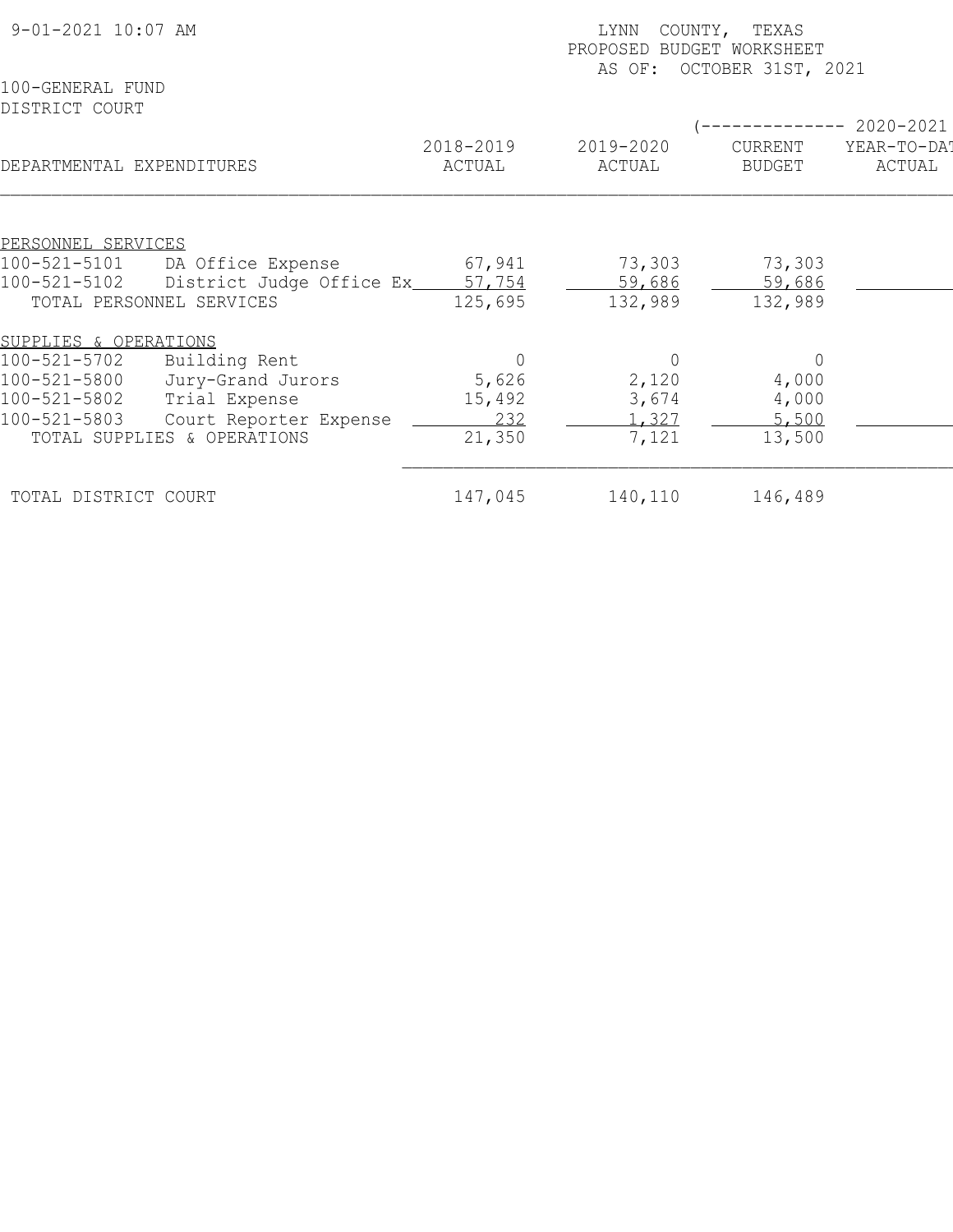9-01-2021 10:07 AM

LYNN COUNTY, TEXAS
PROPOSED BUDGET WORKSHEET
AS OF: OCTOBER 31ST, 2021

100-GENERAL FUND
DISTRICT COURT

| DEPARTMENTAL EXPENDITURES | | 2018-2019 ACTUAL | 2019-2020 ACTUAL | (-------------- 2020-2021 CURRENT BUDGET | YEAR-TO-DAT ACTUAL |
|---|---|---|---|---|---|
| PERSONNEL SERVICES | | | | | |
| 100-521-5101 | DA Office Expense | 67,941 | 73,303 | 73,303 | |
| 100-521-5102 | District Judge Office Ex | 57,754 | 59,686 | 59,686 | |
| TOTAL PERSONNEL SERVICES | | 125,695 | 132,989 | 132,989 | |
| SUPPLIES & OPERATIONS | | | | | |
| 100-521-5702 | Building Rent | 0 | 0 | 0 | |
| 100-521-5800 | Jury-Grand Jurors | 5,626 | 2,120 | 4,000 | |
| 100-521-5802 | Trial Expense | 15,492 | 3,674 | 4,000 | |
| 100-521-5803 | Court Reporter Expense | 232 | 1,327 | 5,500 | |
| TOTAL SUPPLIES & OPERATIONS | | 21,350 | 7,121 | 13,500 | |
| TOTAL DISTRICT COURT | | 147,045 | 140,110 | 146,489 | |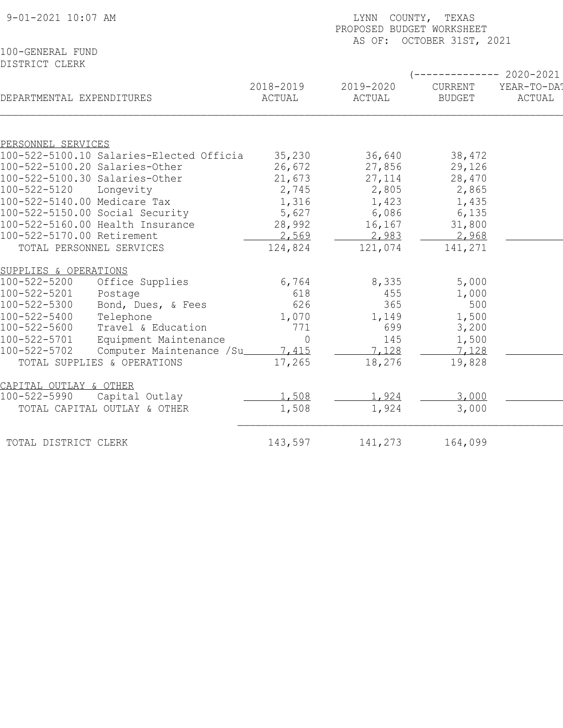9-01-2021 10:07 AM

LYNN COUNTY, TEXAS
PROPOSED BUDGET WORKSHEET
AS OF: OCTOBER 31ST, 2021

100-GENERAL FUND
DISTRICT CLERK

| DEPARTMENTAL EXPENDITURES | 2018-2019 ACTUAL | 2019-2020 ACTUAL | (-------------- 2020-2021 CURRENT BUDGET | YEAR-TO-DAT ACTUAL |
|---|---|---|---|---|
| PERSONNEL SERVICES | | | | |
| 100-522-5100.10 Salaries-Elected Officia | 35,230 | 36,640 | 38,472 | |
| 100-522-5100.20 Salaries-Other | 26,672 | 27,856 | 29,126 | |
| 100-522-5100.30 Salaries-Other | 21,673 | 27,114 | 28,470 | |
| 100-522-5120 Longevity | 2,745 | 2,805 | 2,865 | |
| 100-522-5140.00 Medicare Tax | 1,316 | 1,423 | 1,435 | |
| 100-522-5150.00 Social Security | 5,627 | 6,086 | 6,135 | |
| 100-522-5160.00 Health Insurance | 28,992 | 16,167 | 31,800 | |
| 100-522-5170.00 Retirement | 2,569 | 2,983 | 2,968 | |
| TOTAL PERSONNEL SERVICES | 124,824 | 121,074 | 141,271 | |
| SUPPLIES & OPERATIONS | | | | |
| 100-522-5200 Office Supplies | 6,764 | 8,335 | 5,000 | |
| 100-522-5201 Postage | 618 | 455 | 1,000 | |
| 100-522-5300 Bond, Dues, & Fees | 626 | 365 | 500 | |
| 100-522-5400 Telephone | 1,070 | 1,149 | 1,500 | |
| 100-522-5600 Travel & Education | 771 | 699 | 3,200 | |
| 100-522-5701 Equipment Maintenance | 0 | 145 | 1,500 | |
| 100-522-5702 Computer Maintenance /Su | 7,415 | 7,128 | 7,128 | |
| TOTAL SUPPLIES & OPERATIONS | 17,265 | 18,276 | 19,828 | |
| CAPITAL OUTLAY & OTHER | | | | |
| 100-522-5990 Capital Outlay | 1,508 | 1,924 | 3,000 | |
| TOTAL CAPITAL OUTLAY & OTHER | 1,508 | 1,924 | 3,000 | |
| TOTAL DISTRICT CLERK | 143,597 | 141,273 | 164,099 | |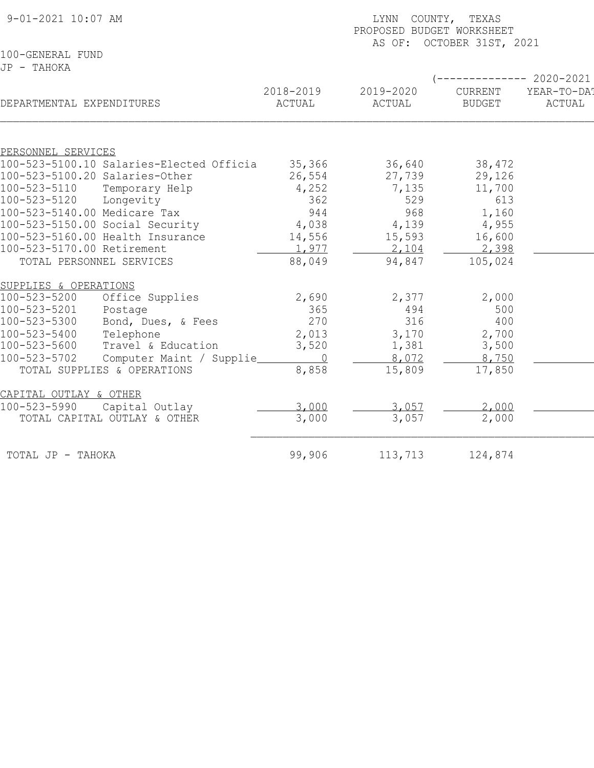9-01-2021 10:07 AM

LYNN COUNTY, TEXAS
PROPOSED BUDGET WORKSHEET
AS OF: OCTOBER 31ST, 2021

100-GENERAL FUND
JP - TAHOKA

| DEPARTMENTAL EXPENDITURES | 2018-2019 ACTUAL | 2019-2020 ACTUAL | (-------------- 2020-2021 CURRENT BUDGET | YEAR-TO-DAT ACTUAL |
|---|---|---|---|---|
| PERSONNEL SERVICES | | | | |
| 100-523-5100.10 Salaries-Elected Officia | 35,366 | 36,640 | 38,472 | |
| 100-523-5100.20 Salaries-Other | 26,554 | 27,739 | 29,126 | |
| 100-523-5110 Temporary Help | 4,252 | 7,135 | 11,700 | |
| 100-523-5120 Longevity | 362 | 529 | 613 | |
| 100-523-5140.00 Medicare Tax | 944 | 968 | 1,160 | |
| 100-523-5150.00 Social Security | 4,038 | 4,139 | 4,955 | |
| 100-523-5160.00 Health Insurance | 14,556 | 15,593 | 16,600 | |
| 100-523-5170.00 Retirement | 1,977 | 2,104 | 2,398 | |
| TOTAL PERSONNEL SERVICES | 88,049 | 94,847 | 105,024 | |
| SUPPLIES & OPERATIONS | | | | |
| 100-523-5200 Office Supplies | 2,690 | 2,377 | 2,000 | |
| 100-523-5201 Postage | 365 | 494 | 500 | |
| 100-523-5300 Bond, Dues, & Fees | 270 | 316 | 400 | |
| 100-523-5400 Telephone | 2,013 | 3,170 | 2,700 | |
| 100-523-5600 Travel & Education | 3,520 | 1,381 | 3,500 | |
| 100-523-5702 Computer Maint / Supplie | 0 | 8,072 | 8,750 | |
| TOTAL SUPPLIES & OPERATIONS | 8,858 | 15,809 | 17,850 | |
| CAPITAL OUTLAY & OTHER | | | | |
| 100-523-5990 Capital Outlay | 3,000 | 3,057 | 2,000 | |
| TOTAL CAPITAL OUTLAY & OTHER | 3,000 | 3,057 | 2,000 | |
| TOTAL JP - TAHOKA | 99,906 | 113,713 | 124,874 | |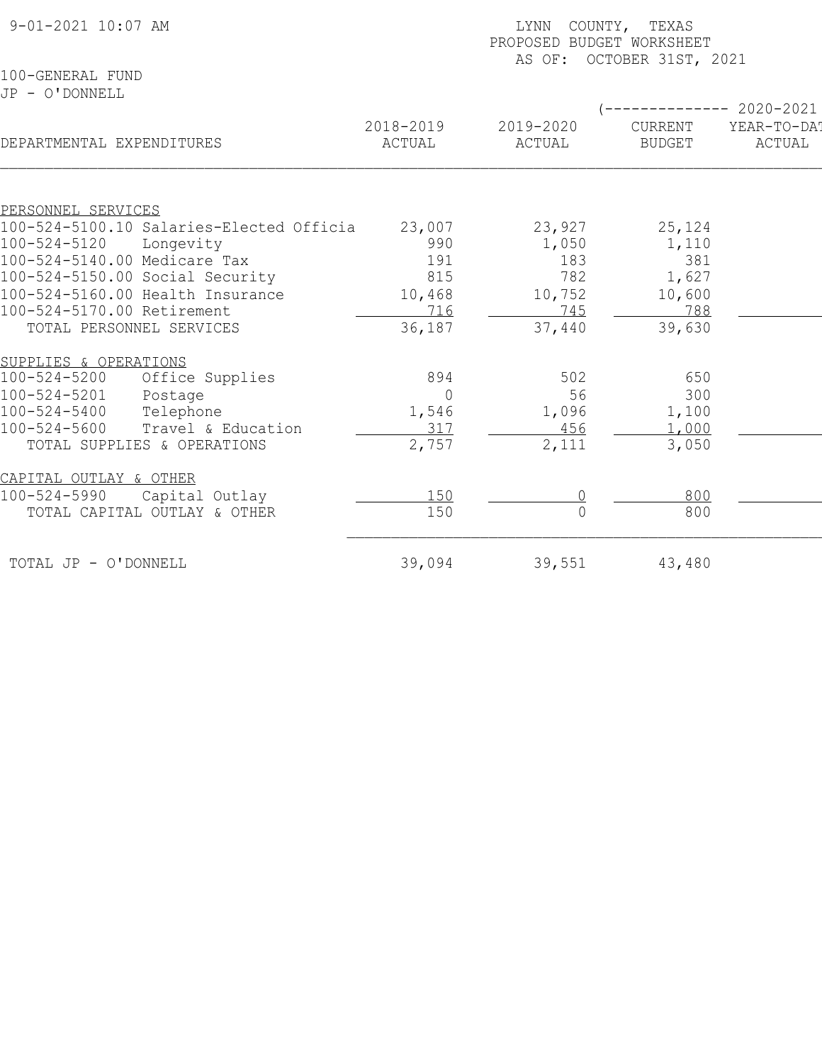LYNN COUNTY, TEXAS
PROPOSED BUDGET WORKSHEET
AS OF: OCTOBER 31ST, 2021

9-01-2021 10:07 AM

100-GENERAL FUND
JP - O'DONNELL

| DEPARTMENTAL EXPENDITURES | 2018-2019 ACTUAL | 2019-2020 ACTUAL | 2020-2021 CURRENT BUDGET | 2020-2021 YEAR-TO-DAT ACTUAL |
|---|---|---|---|---|
| **PERSONNEL SERVICES** | | | | |
| 100-524-5100.10 Salaries-Elected Officia | 23,007 | 23,927 | 25,124 | |
| 100-524-5120 Longevity | 990 | 1,050 | 1,110 | |
| 100-524-5140.00 Medicare Tax | 191 | 183 | 381 | |
| 100-524-5150.00 Social Security | 815 | 782 | 1,627 | |
| 100-524-5160.00 Health Insurance | 10,468 | 10,752 | 10,600 | |
| 100-524-5170.00 Retirement | 716 | 745 | 788 | |
| TOTAL PERSONNEL SERVICES | 36,187 | 37,440 | 39,630 | |
| **SUPPLIES & OPERATIONS** | | | | |
| 100-524-5200 Office Supplies | 894 | 502 | 650 | |
| 100-524-5201 Postage | 0 | 56 | 300 | |
| 100-524-5400 Telephone | 1,546 | 1,096 | 1,100 | |
| 100-524-5600 Travel & Education | 317 | 456 | 1,000 | |
| TOTAL SUPPLIES & OPERATIONS | 2,757 | 2,111 | 3,050 | |
| **CAPITAL OUTLAY & OTHER** | | | | |
| 100-524-5990 Capital Outlay | 150 | 0 | 800 | |
| TOTAL CAPITAL OUTLAY & OTHER | 150 | 0 | 800 | |
| TOTAL JP - O'DONNELL | 39,094 | 39,551 | 43,480 | |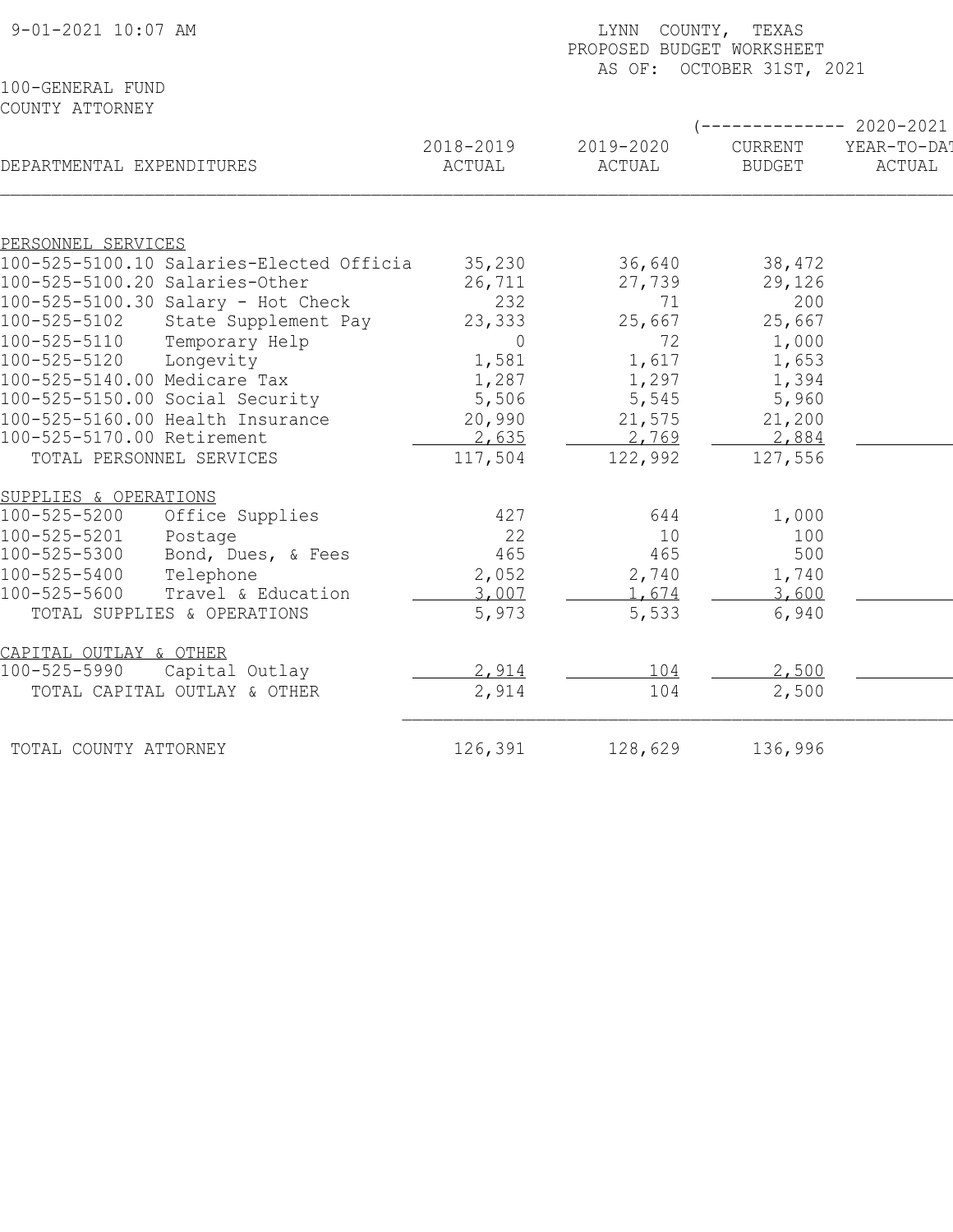9-01-2021 10:07 AM

LYNN COUNTY, TEXAS
PROPOSED BUDGET WORKSHEET
AS OF: OCTOBER 31ST, 2021

100-GENERAL FUND
COUNTY ATTORNEY

| DEPARTMENTAL EXPENDITURES | 2018-2019 ACTUAL | 2019-2020 ACTUAL | 2020-2021 CURRENT BUDGET | 2020-2021 YEAR-TO-DATE ACTUAL |
|---|---|---|---|---|
| PERSONNEL SERVICES | | | | |
| 100-525-5100.10 Salaries-Elected Officia | 35,230 | 36,640 | 38,472 | |
| 100-525-5100.20 Salaries-Other | 26,711 | 27,739 | 29,126 | |
| 100-525-5100.30 Salary - Hot Check | 232 | 71 | 200 | |
| 100-525-5102 State Supplement Pay | 23,333 | 25,667 | 25,667 | |
| 100-525-5110 Temporary Help | 0 | 72 | 1,000 | |
| 100-525-5120 Longevity | 1,581 | 1,617 | 1,653 | |
| 100-525-5140.00 Medicare Tax | 1,287 | 1,297 | 1,394 | |
| 100-525-5150.00 Social Security | 5,506 | 5,545 | 5,960 | |
| 100-525-5160.00 Health Insurance | 20,990 | 21,575 | 21,200 | |
| 100-525-5170.00 Retirement | 2,635 | 2,769 | 2,884 | |
| TOTAL PERSONNEL SERVICES | 117,504 | 122,992 | 127,556 | |
| SUPPLIES & OPERATIONS | | | | |
| 100-525-5200 Office Supplies | 427 | 644 | 1,000 | |
| 100-525-5201 Postage | 22 | 10 | 100 | |
| 100-525-5300 Bond, Dues, & Fees | 465 | 465 | 500 | |
| 100-525-5400 Telephone | 2,052 | 2,740 | 1,740 | |
| 100-525-5600 Travel & Education | 3,007 | 1,674 | 3,600 | |
| TOTAL SUPPLIES & OPERATIONS | 5,973 | 5,533 | 6,940 | |
| CAPITAL OUTLAY & OTHER | | | | |
| 100-525-5990 Capital Outlay | 2,914 | 104 | 2,500 | |
| TOTAL CAPITAL OUTLAY & OTHER | 2,914 | 104 | 2,500 | |
| TOTAL COUNTY ATTORNEY | 126,391 | 128,629 | 136,996 | |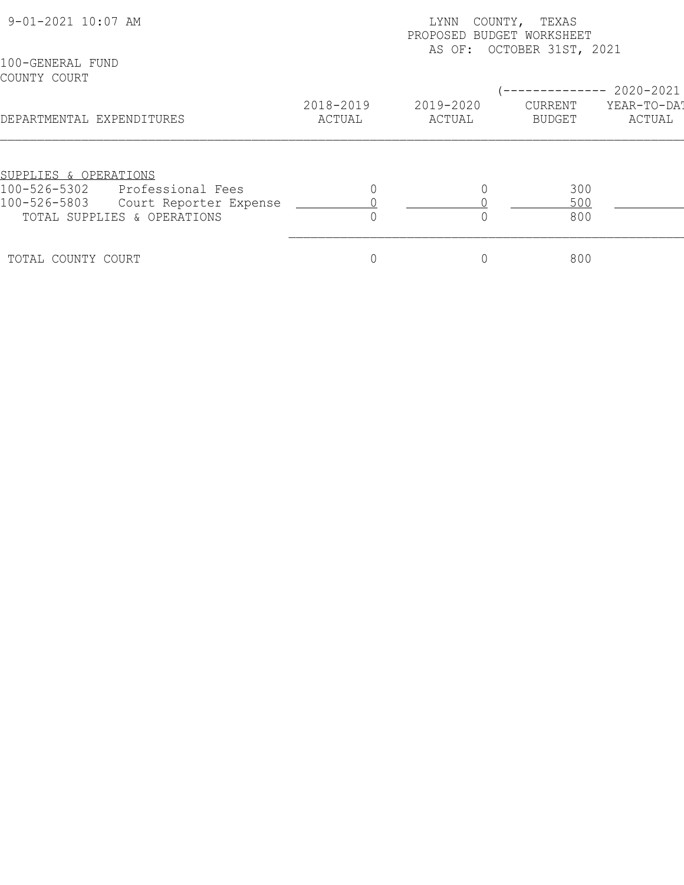9-01-2021 10:07 AM

LYNN COUNTY, TEXAS
PROPOSED BUDGET WORKSHEET
AS OF: OCTOBER 31ST, 2021

100-GENERAL FUND
COUNTY COURT

| DEPARTMENTAL EXPENDITURES | 2018-2019 ACTUAL | 2019-2020 ACTUAL | (-------------- 2020-2021 CURRENT BUDGET | YEAR-TO-DAT ACTUAL |
|---|---|---|---|---|
| SUPPLIES & OPERATIONS | | | | |
| 100-526-5302 Professional Fees | 0 | 0 | 300 | |
| 100-526-5803 Court Reporter Expense | 0 | 0 | 500 | |
| TOTAL SUPPLIES & OPERATIONS | 0 | 0 | 800 | |
| TOTAL COUNTY COURT | 0 | 0 | 800 | |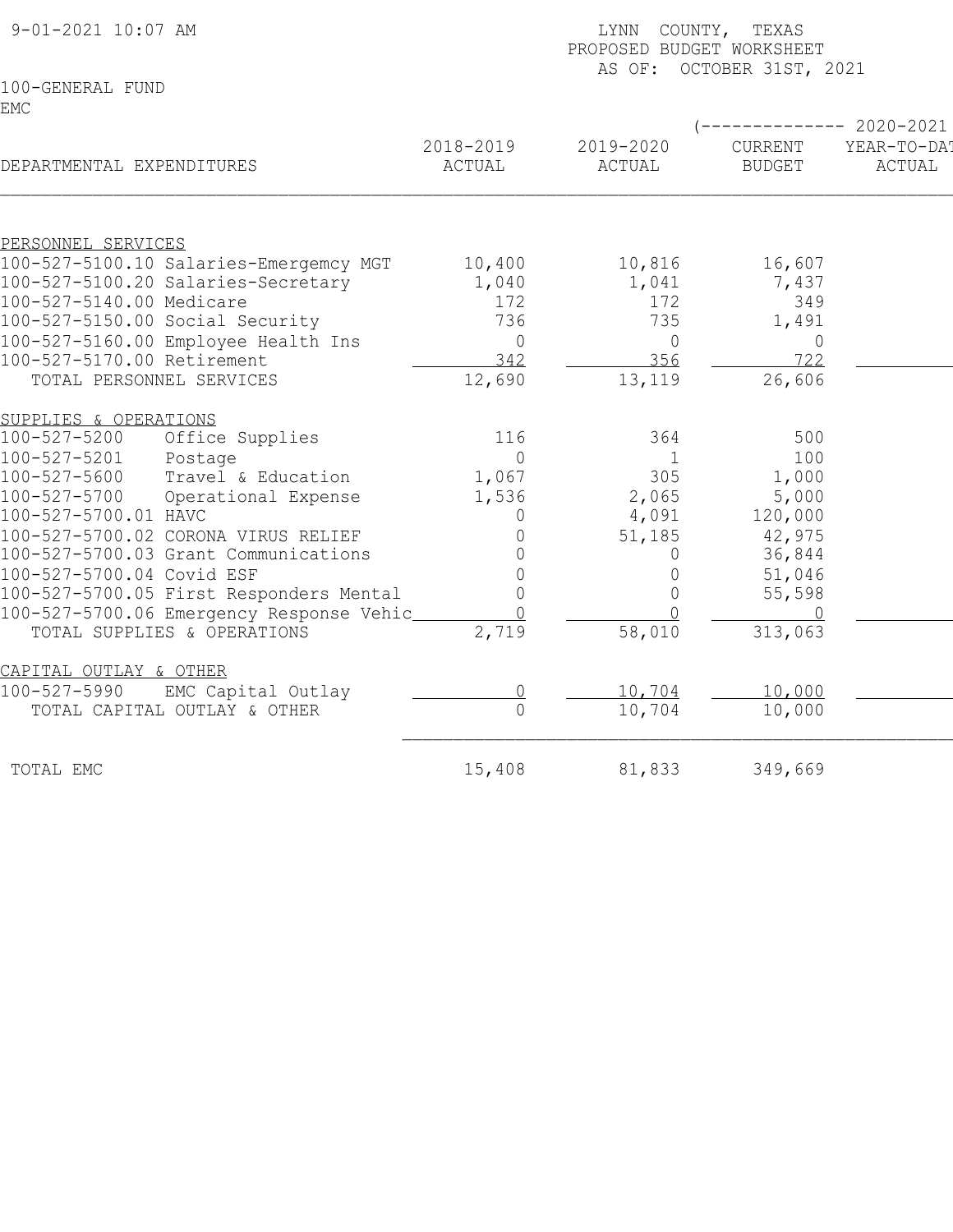9-01-2021 10:07 AM

LYNN COUNTY, TEXAS
PROPOSED BUDGET WORKSHEET
AS OF: OCTOBER 31ST, 2021

100-GENERAL FUND
EMC

| DEPARTMENTAL EXPENDITURES | 2018-2019 ACTUAL | 2019-2020 ACTUAL | 2020-2021 CURRENT BUDGET | 2020-2021 YEAR-TO-DAT ACTUAL |
|---|---|---|---|---|
| PERSONNEL SERVICES | | | | |
| 100-527-5100.10 Salaries-Emergemcy MGT | 10,400 | 10,816 | 16,607 | |
| 100-527-5100.20 Salaries-Secretary | 1,040 | 1,041 | 7,437 | |
| 100-527-5140.00 Medicare | 172 | 172 | 349 | |
| 100-527-5150.00 Social Security | 736 | 735 | 1,491 | |
| 100-527-5160.00 Employee Health Ins | 0 | 0 | 0 | |
| 100-527-5170.00 Retirement | 342 | 356 | 722 | |
| TOTAL PERSONNEL SERVICES | 12,690 | 13,119 | 26,606 | |
| SUPPLIES & OPERATIONS | | | | |
| 100-527-5200 Office Supplies | 116 | 364 | 500 | |
| 100-527-5201 Postage | 0 | 1 | 100 | |
| 100-527-5600 Travel & Education | 1,067 | 305 | 1,000 | |
| 100-527-5700 Operational Expense | 1,536 | 2,065 | 5,000 | |
| 100-527-5700.01 HAVC | 0 | 4,091 | 120,000 | |
| 100-527-5700.02 CORONA VIRUS RELIEF | 0 | 51,185 | 42,975 | |
| 100-527-5700.03 Grant Communications | 0 | 0 | 36,844 | |
| 100-527-5700.04 Covid ESF | 0 | 0 | 51,046 | |
| 100-527-5700.05 First Responders Mental | 0 | 0 | 55,598 | |
| 100-527-5700.06 Emergency Response Vehic | 0 | 0 | 0 | |
| TOTAL SUPPLIES & OPERATIONS | 2,719 | 58,010 | 313,063 | |
| CAPITAL OUTLAY & OTHER | | | | |
| 100-527-5990 EMC Capital Outlay | 0 | 10,704 | 10,000 | |
| TOTAL CAPITAL OUTLAY & OTHER | 0 | 10,704 | 10,000 | |
| TOTAL EMC | 15,408 | 81,833 | 349,669 | |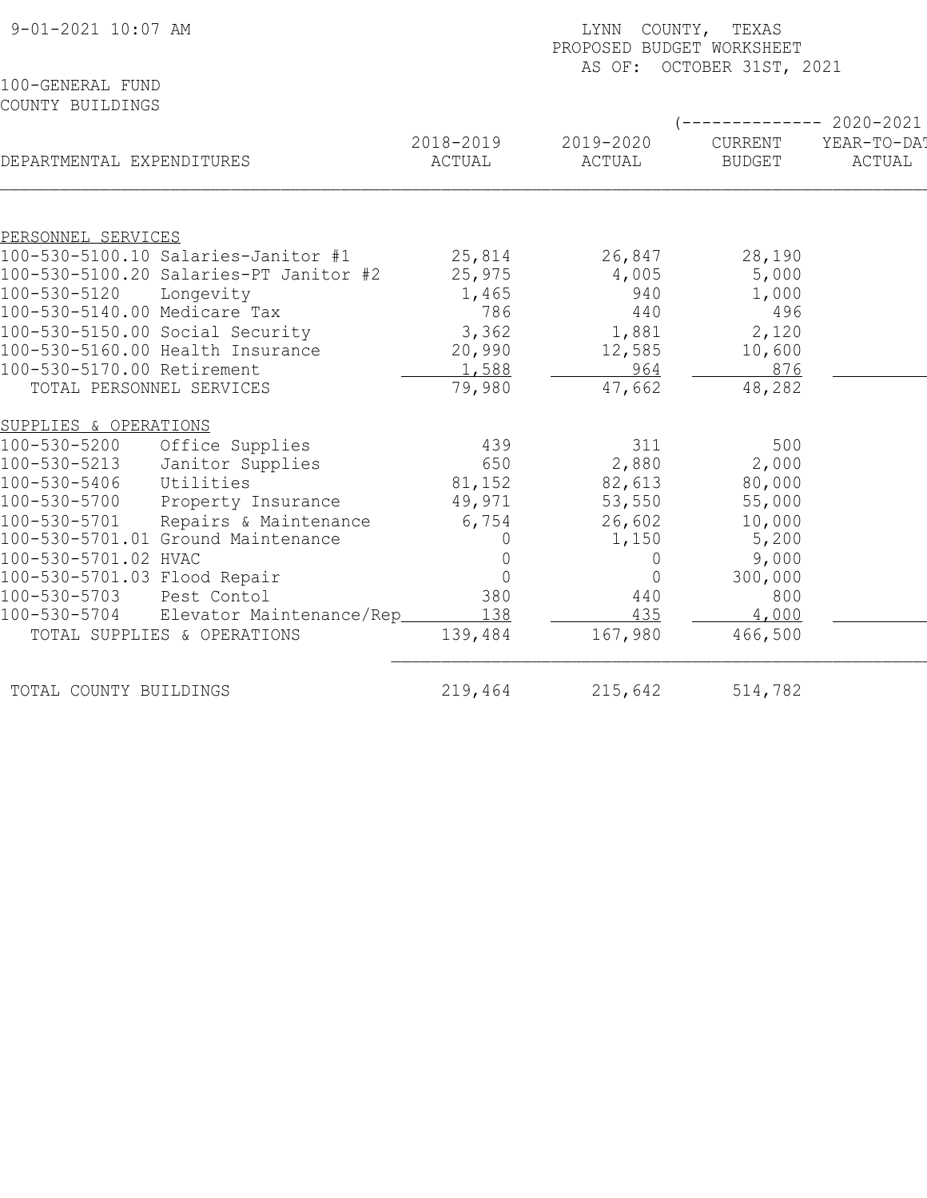9-01-2021 10:07 AM

LYNN COUNTY, TEXAS
PROPOSED BUDGET WORKSHEET
AS OF: OCTOBER 31ST, 2021

100-GENERAL FUND
COUNTY BUILDINGS

| DEPARTMENTAL EXPENDITURES | 2018-2019 ACTUAL | 2019-2020 ACTUAL | 2020-2021 CURRENT BUDGET | 2020-2021 YEAR-TO-DAT ACTUAL |
|---|---|---|---|---|
| PERSONNEL SERVICES | | | | |
| 100-530-5100.10 Salaries-Janitor #1 | 25,814 | 26,847 | 28,190 | |
| 100-530-5100.20 Salaries-PT Janitor #2 | 25,975 | 4,005 | 5,000 | |
| 100-530-5120 Longevity | 1,465 | 940 | 1,000 | |
| 100-530-5140.00 Medicare Tax | 786 | 440 | 496 | |
| 100-530-5150.00 Social Security | 3,362 | 1,881 | 2,120 | |
| 100-530-5160.00 Health Insurance | 20,990 | 12,585 | 10,600 | |
| 100-530-5170.00 Retirement | 1,588 | 964 | 876 | |
| TOTAL PERSONNEL SERVICES | 79,980 | 47,662 | 48,282 | |
| SUPPLIES & OPERATIONS | | | | |
| 100-530-5200 Office Supplies | 439 | 311 | 500 | |
| 100-530-5213 Janitor Supplies | 650 | 2,880 | 2,000 | |
| 100-530-5406 Utilities | 81,152 | 82,613 | 80,000 | |
| 100-530-5700 Property Insurance | 49,971 | 53,550 | 55,000 | |
| 100-530-5701 Repairs & Maintenance | 6,754 | 26,602 | 10,000 | |
| 100-530-5701.01 Ground Maintenance | 0 | 1,150 | 5,200 | |
| 100-530-5701.02 HVAC | 0 | 0 | 9,000 | |
| 100-530-5701.03 Flood Repair | 0 | 0 | 300,000 | |
| 100-530-5703 Pest Contol | 380 | 440 | 800 | |
| 100-530-5704 Elevator Maintenance/Rep | 138 | 435 | 4,000 | |
| TOTAL SUPPLIES & OPERATIONS | 139,484 | 167,980 | 466,500 | |
| TOTAL COUNTY BUILDINGS | 219,464 | 215,642 | 514,782 | |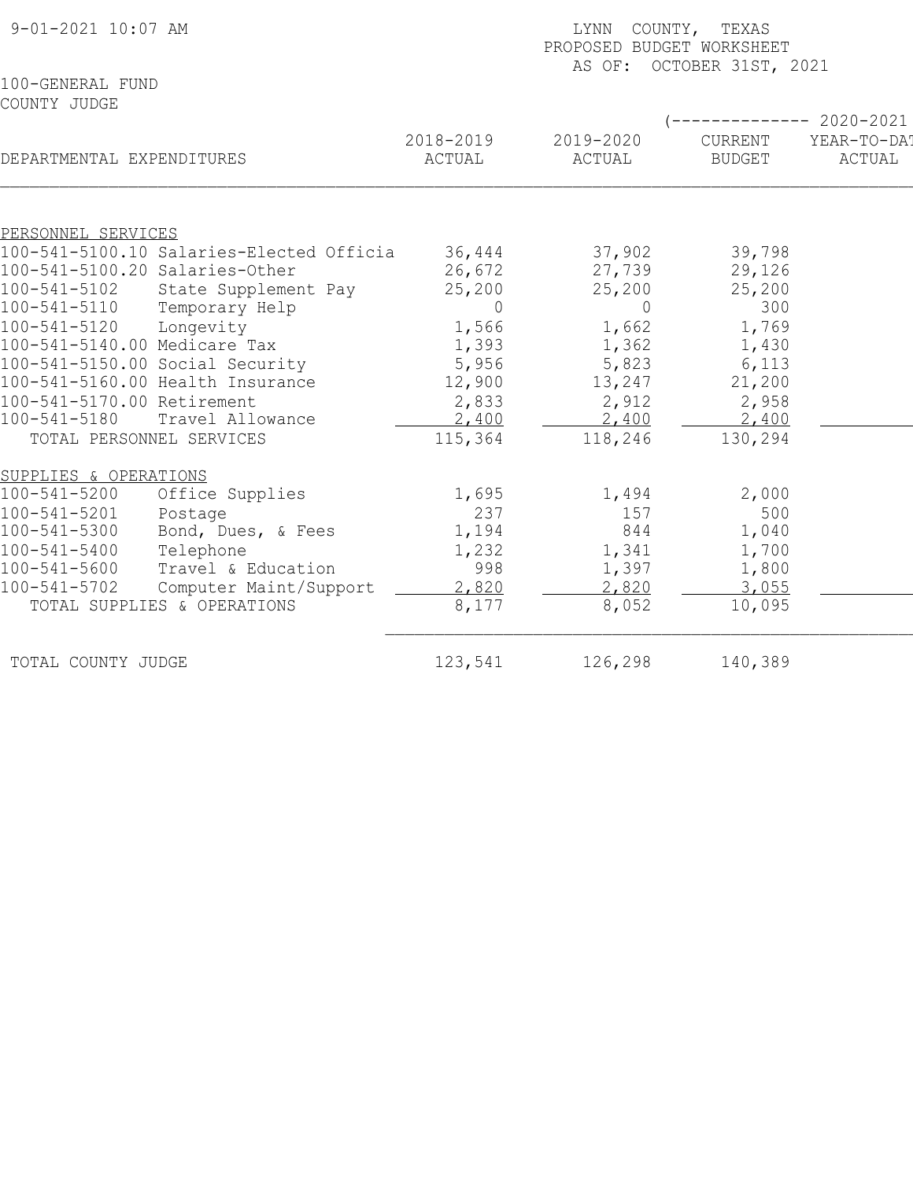9-01-2021 10:07 AM

LYNN COUNTY, TEXAS
PROPOSED BUDGET WORKSHEET
AS OF: OCTOBER 31ST, 2021

100-GENERAL FUND
COUNTY JUDGE

| DEPARTMENTAL EXPENDITURES | 2018-2019 ACTUAL | 2019-2020 ACTUAL | (-------------- 2020-2021 CURRENT BUDGET | YEAR-TO-DAT ACTUAL |
|---|---|---|---|---|
| PERSONNEL SERVICES | | | | |
| 100-541-5100.10 Salaries-Elected Officia | 36,444 | 37,902 | 39,798 | |
| 100-541-5100.20 Salaries-Other | 26,672 | 27,739 | 29,126 | |
| 100-541-5102 State Supplement Pay | 25,200 | 25,200 | 25,200 | |
| 100-541-5110 Temporary Help | 0 | 0 | 300 | |
| 100-541-5120 Longevity | 1,566 | 1,662 | 1,769 | |
| 100-541-5140.00 Medicare Tax | 1,393 | 1,362 | 1,430 | |
| 100-541-5150.00 Social Security | 5,956 | 5,823 | 6,113 | |
| 100-541-5160.00 Health Insurance | 12,900 | 13,247 | 21,200 | |
| 100-541-5170.00 Retirement | 2,833 | 2,912 | 2,958 | |
| 100-541-5180 Travel Allowance | 2,400 | 2,400 | 2,400 | |
| TOTAL PERSONNEL SERVICES | 115,364 | 118,246 | 130,294 | |
| SUPPLIES & OPERATIONS | | | | |
| 100-541-5200 Office Supplies | 1,695 | 1,494 | 2,000 | |
| 100-541-5201 Postage | 237 | 157 | 500 | |
| 100-541-5300 Bond, Dues, & Fees | 1,194 | 844 | 1,040 | |
| 100-541-5400 Telephone | 1,232 | 1,341 | 1,700 | |
| 100-541-5600 Travel & Education | 998 | 1,397 | 1,800 | |
| 100-541-5702 Computer Maint/Support | 2,820 | 2,820 | 3,055 | |
| TOTAL SUPPLIES & OPERATIONS | 8,177 | 8,052 | 10,095 | |
| TOTAL COUNTY JUDGE | 123,541 | 126,298 | 140,389 | |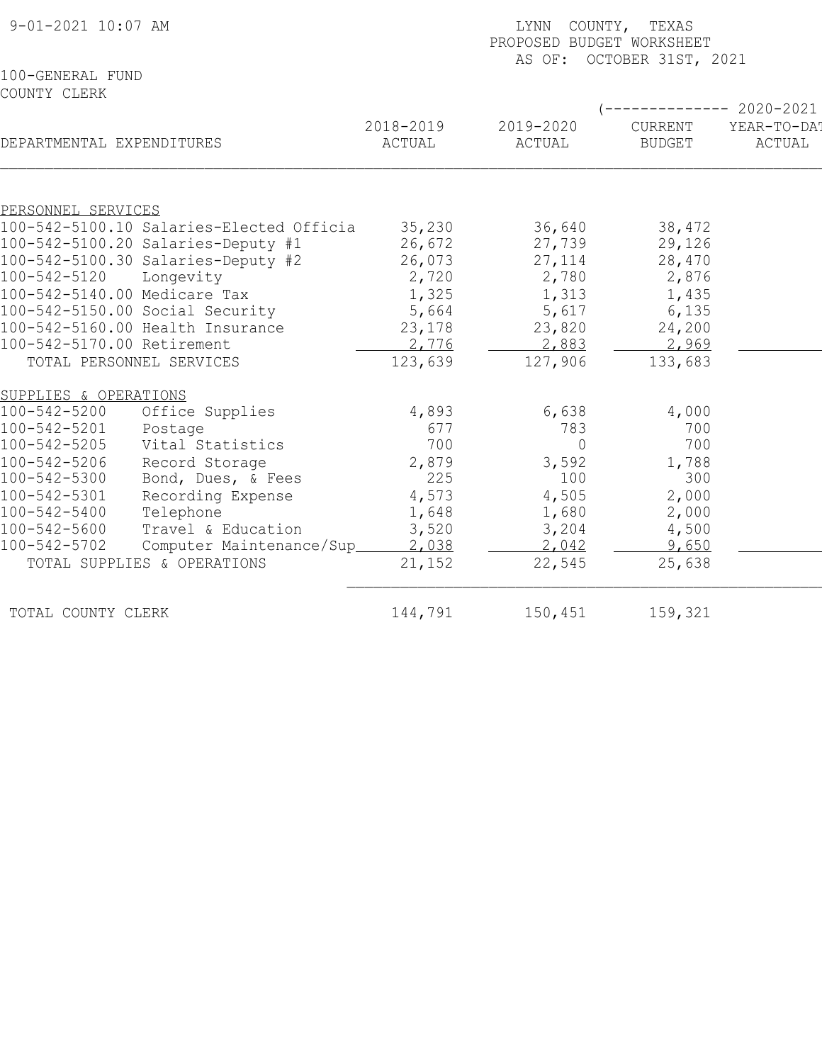9-01-2021 10:07 AM

LYNN COUNTY, TEXAS
PROPOSED BUDGET WORKSHEET
AS OF: OCTOBER 31ST, 2021

100-GENERAL FUND
COUNTY CLERK

| DEPARTMENTAL EXPENDITURES | 2018-2019 ACTUAL | 2019-2020 ACTUAL | (-------------- 2020-2021 CURRENT BUDGET | YEAR-TO-DAT ACTUAL |
|---|---|---|---|---|
| PERSONNEL SERVICES | | | | |
| 100-542-5100.10 Salaries-Elected Officia | 35,230 | 36,640 | 38,472 | |
| 100-542-5100.20 Salaries-Deputy #1 | 26,672 | 27,739 | 29,126 | |
| 100-542-5100.30 Salaries-Deputy #2 | 26,073 | 27,114 | 28,470 | |
| 100-542-5120 Longevity | 2,720 | 2,780 | 2,876 | |
| 100-542-5140.00 Medicare Tax | 1,325 | 1,313 | 1,435 | |
| 100-542-5150.00 Social Security | 5,664 | 5,617 | 6,135 | |
| 100-542-5160.00 Health Insurance | 23,178 | 23,820 | 24,200 | |
| 100-542-5170.00 Retirement | 2,776 | 2,883 | 2,969 | |
| TOTAL PERSONNEL SERVICES | 123,639 | 127,906 | 133,683 | |
| SUPPLIES & OPERATIONS | | | | |
| 100-542-5200 Office Supplies | 4,893 | 6,638 | 4,000 | |
| 100-542-5201 Postage | 677 | 783 | 700 | |
| 100-542-5205 Vital Statistics | 700 | 0 | 700 | |
| 100-542-5206 Record Storage | 2,879 | 3,592 | 1,788 | |
| 100-542-5300 Bond, Dues, & Fees | 225 | 100 | 300 | |
| 100-542-5301 Recording Expense | 4,573 | 4,505 | 2,000 | |
| 100-542-5400 Telephone | 1,648 | 1,680 | 2,000 | |
| 100-542-5600 Travel & Education | 3,520 | 3,204 | 4,500 | |
| 100-542-5702 Computer Maintenance/Sup | 2,038 | 2,042 | 9,650 | |
| TOTAL SUPPLIES & OPERATIONS | 21,152 | 22,545 | 25,638 | |
| TOTAL COUNTY CLERK | 144,791 | 150,451 | 159,321 | |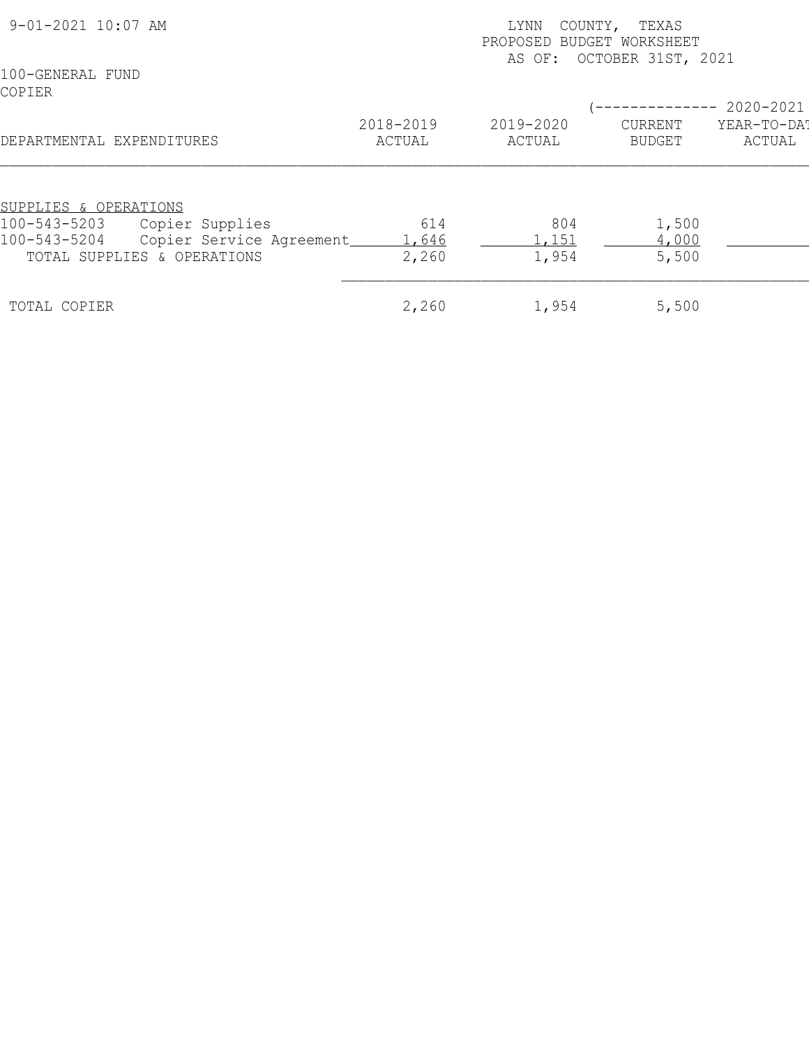LYNN COUNTY, TEXAS
PROPOSED BUDGET WORKSHEET
AS OF: OCTOBER 31ST, 2021

100-GENERAL FUND
COPIER

| DEPARTMENTAL EXPENDITURES | | 2018-2019 ACTUAL | 2019-2020 ACTUAL | (-------------- 2020-2021 CURRENT BUDGET | YEAR-TO-DAT ACTUAL |
|---|---|---|---|---|---|
| SUPPLIES & OPERATIONS | | | | | |
| 100-543-5203 | Copier Supplies | 614 | 804 | 1,500 | |
| 100-543-5204 | Copier Service Agreement | 1,646 | 1,151 | 4,000 | |
| TOTAL SUPPLIES & OPERATIONS | | 2,260 | 1,954 | 5,500 | |
| TOTAL COPIER | | 2,260 | 1,954 | 5,500 | |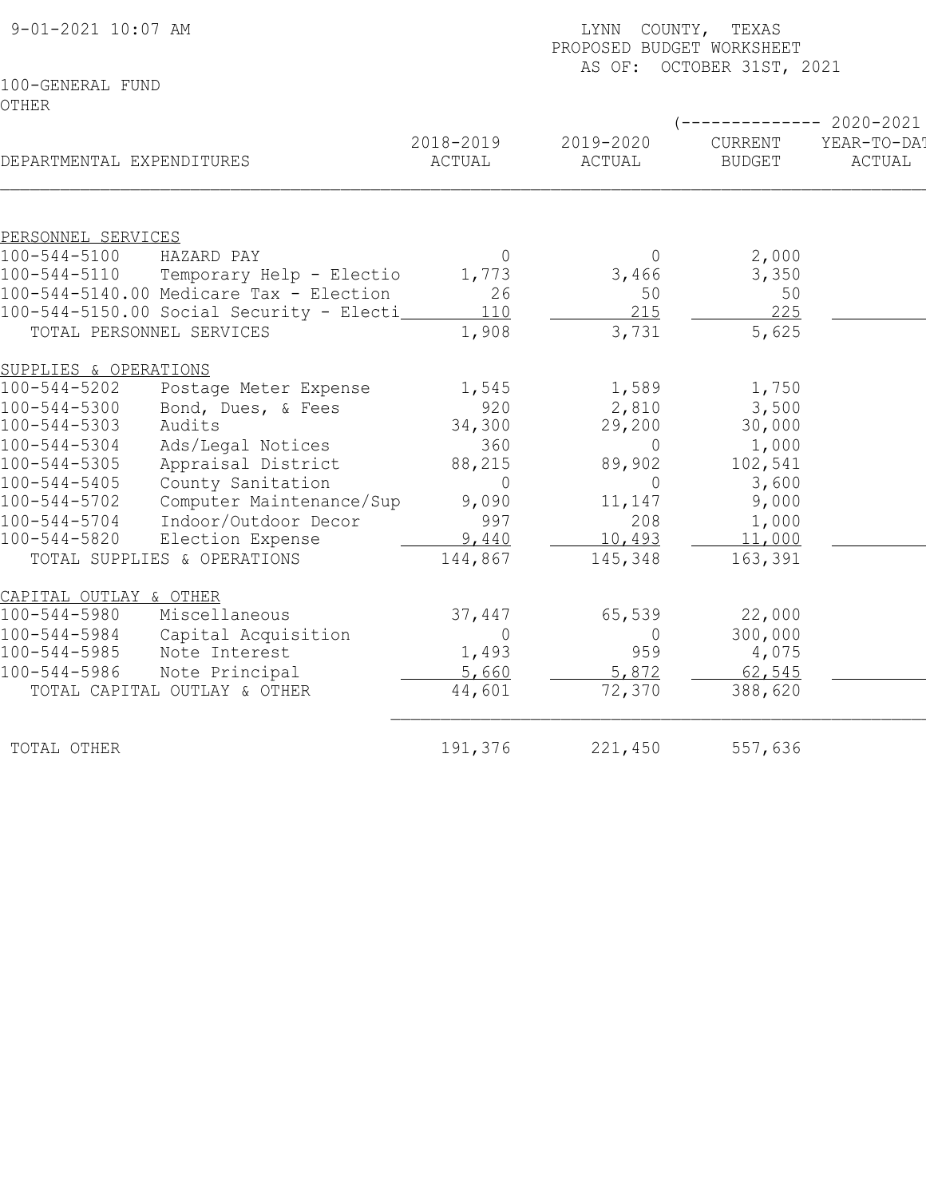9-01-2021 10:07 AM

LYNN COUNTY, TEXAS
PROPOSED BUDGET WORKSHEET
AS OF: OCTOBER 31ST, 2021

100-GENERAL FUND
OTHER

| DEPARTMENTAL EXPENDITURES | 2018-2019 ACTUAL | 2019-2020 ACTUAL | (-------------- 2020-2021 CURRENT BUDGET | YEAR-TO-DAT ACTUAL |
|---|---|---|---|---|
| PERSONNEL SERVICES | | | | |
| 100-544-5100 HAZARD PAY | 0 | 0 | 2,000 | |
| 100-544-5110 Temporary Help - Electio | 1,773 | 3,466 | 3,350 | |
| 100-544-5140.00 Medicare Tax - Election | 26 | 50 | 50 | |
| 100-544-5150.00 Social Security - Electi | 110 | 215 | 225 | |
| TOTAL PERSONNEL SERVICES | 1,908 | 3,731 | 5,625 | |
| SUPPLIES & OPERATIONS | | | | |
| 100-544-5202 Postage Meter Expense | 1,545 | 1,589 | 1,750 | |
| 100-544-5300 Bond, Dues, & Fees | 920 | 2,810 | 3,500 | |
| 100-544-5303 Audits | 34,300 | 29,200 | 30,000 | |
| 100-544-5304 Ads/Legal Notices | 360 | 0 | 1,000 | |
| 100-544-5305 Appraisal District | 88,215 | 89,902 | 102,541 | |
| 100-544-5405 County Sanitation | 0 | 0 | 3,600 | |
| 100-544-5702 Computer Maintenance/Sup | 9,090 | 11,147 | 9,000 | |
| 100-544-5704 Indoor/Outdoor Decor | 997 | 208 | 1,000 | |
| 100-544-5820 Election Expense | 9,440 | 10,493 | 11,000 | |
| TOTAL SUPPLIES & OPERATIONS | 144,867 | 145,348 | 163,391 | |
| CAPITAL OUTLAY & OTHER | | | | |
| 100-544-5980 Miscellaneous | 37,447 | 65,539 | 22,000 | |
| 100-544-5984 Capital Acquisition | 0 | 0 | 300,000 | |
| 100-544-5985 Note Interest | 1,493 | 959 | 4,075 | |
| 100-544-5986 Note Principal | 5,660 | 5,872 | 62,545 | |
| TOTAL CAPITAL OUTLAY & OTHER | 44,601 | 72,370 | 388,620 | |
| TOTAL OTHER | 191,376 | 221,450 | 557,636 | |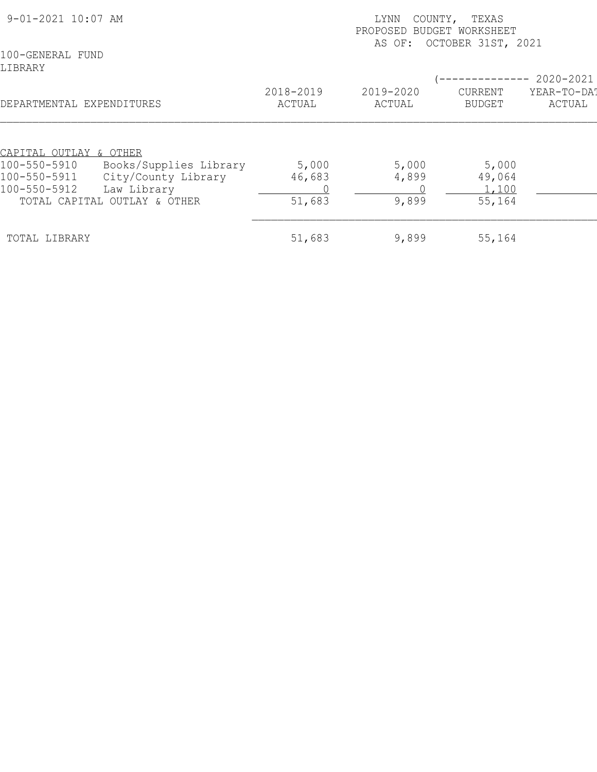9-01-2021 10:07 AM

LYNN COUNTY, TEXAS
PROPOSED BUDGET WORKSHEET
AS OF: OCTOBER 31ST, 2021

100-GENERAL FUND
LIBRARY

| DEPARTMENTAL EXPENDITURES | | 2018-2019 ACTUAL | 2019-2020 ACTUAL | (-------------- 2020-2021 CURRENT BUDGET | YEAR-TO-DAT ACTUAL |
|---|---|---|---|---|---|
| CAPITAL OUTLAY & OTHER | | | | | |
| 100-550-5910 | Books/Supplies Library | 5,000 | 5,000 | 5,000 | |
| 100-550-5911 | City/County Library | 46,683 | 4,899 | 49,064 | |
| 100-550-5912 | Law Library | 0 | 0 | 1,100 | |
| TOTAL CAPITAL OUTLAY & OTHER | | 51,683 | 9,899 | 55,164 | |
| TOTAL LIBRARY | | 51,683 | 9,899 | 55,164 | |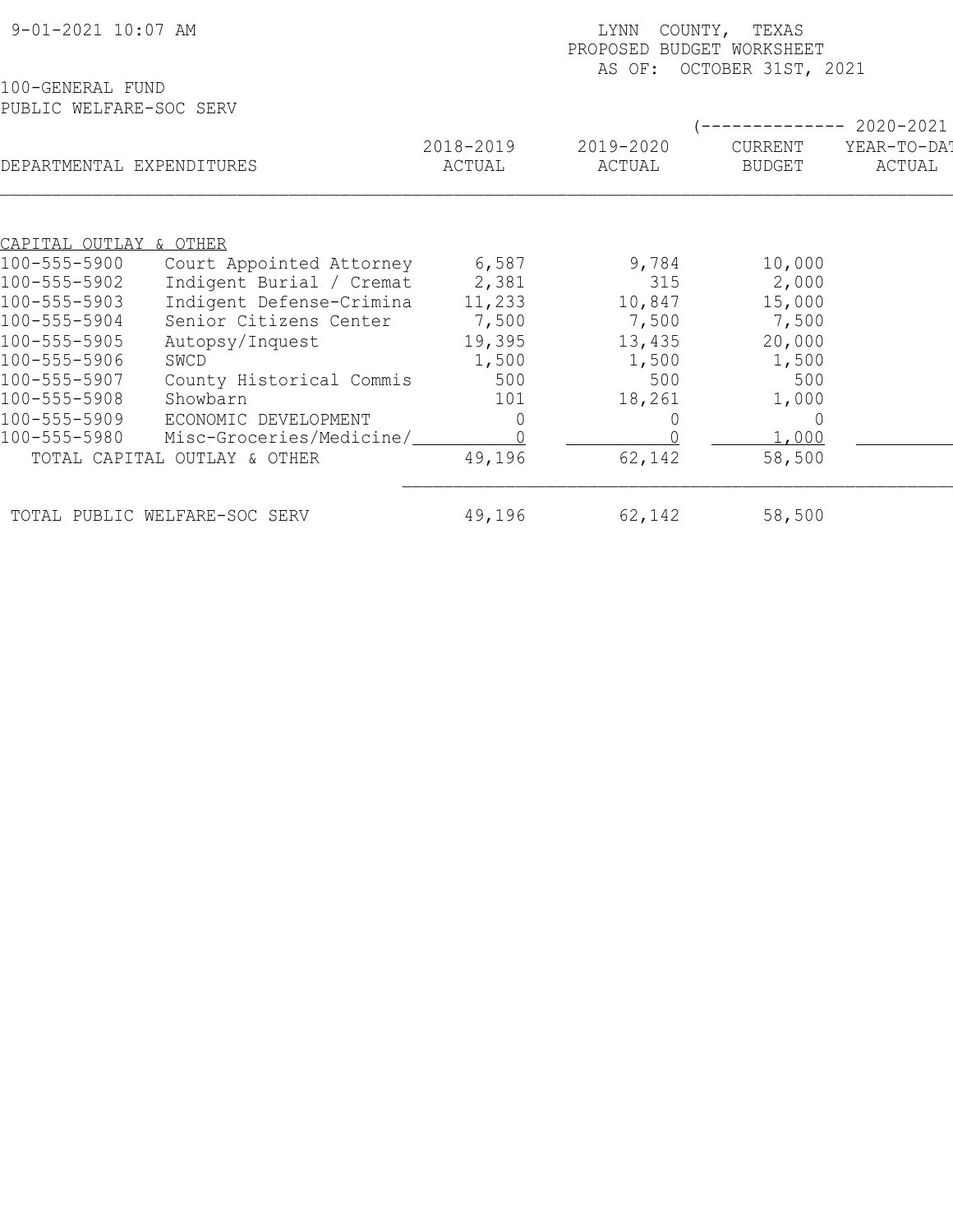9-01-2021 10:07 AM

LYNN COUNTY, TEXAS
PROPOSED BUDGET WORKSHEET
AS OF: OCTOBER 31ST, 2021

100-GENERAL FUND
PUBLIC WELFARE-SOC SERV

| DEPARTMENTAL EXPENDITURES | | 2018-2019 ACTUAL | 2019-2020 ACTUAL | (-------------- 2020-2021 CURRENT BUDGET | YEAR-TO-DAT ACTUAL |
|---|---|---|---|---|---|
| CAPITAL OUTLAY & OTHER | | | | | |
| 100-555-5900 | Court Appointed Attorney | 6,587 | 9,784 | 10,000 | |
| 100-555-5902 | Indigent Burial / Cremat | 2,381 | 315 | 2,000 | |
| 100-555-5903 | Indigent Defense-Crimina | 11,233 | 10,847 | 15,000 | |
| 100-555-5904 | Senior Citizens Center | 7,500 | 7,500 | 7,500 | |
| 100-555-5905 | Autopsy/Inquest | 19,395 | 13,435 | 20,000 | |
| 100-555-5906 | SWCD | 1,500 | 1,500 | 1,500 | |
| 100-555-5907 | County Historical Commis | 500 | 500 | 500 | |
| 100-555-5908 | Showbarn | 101 | 18,261 | 1,000 | |
| 100-555-5909 | ECONOMIC DEVELOPMENT | 0 | 0 | 0 | |
| 100-555-5980 | Misc-Groceries/Medicine/ | 0 | 0 | 1,000 | |
| TOTAL CAPITAL OUTLAY & OTHER | | 49,196 | 62,142 | 58,500 | |
| TOTAL PUBLIC WELFARE-SOC SERV | | 49,196 | 62,142 | 58,500 | |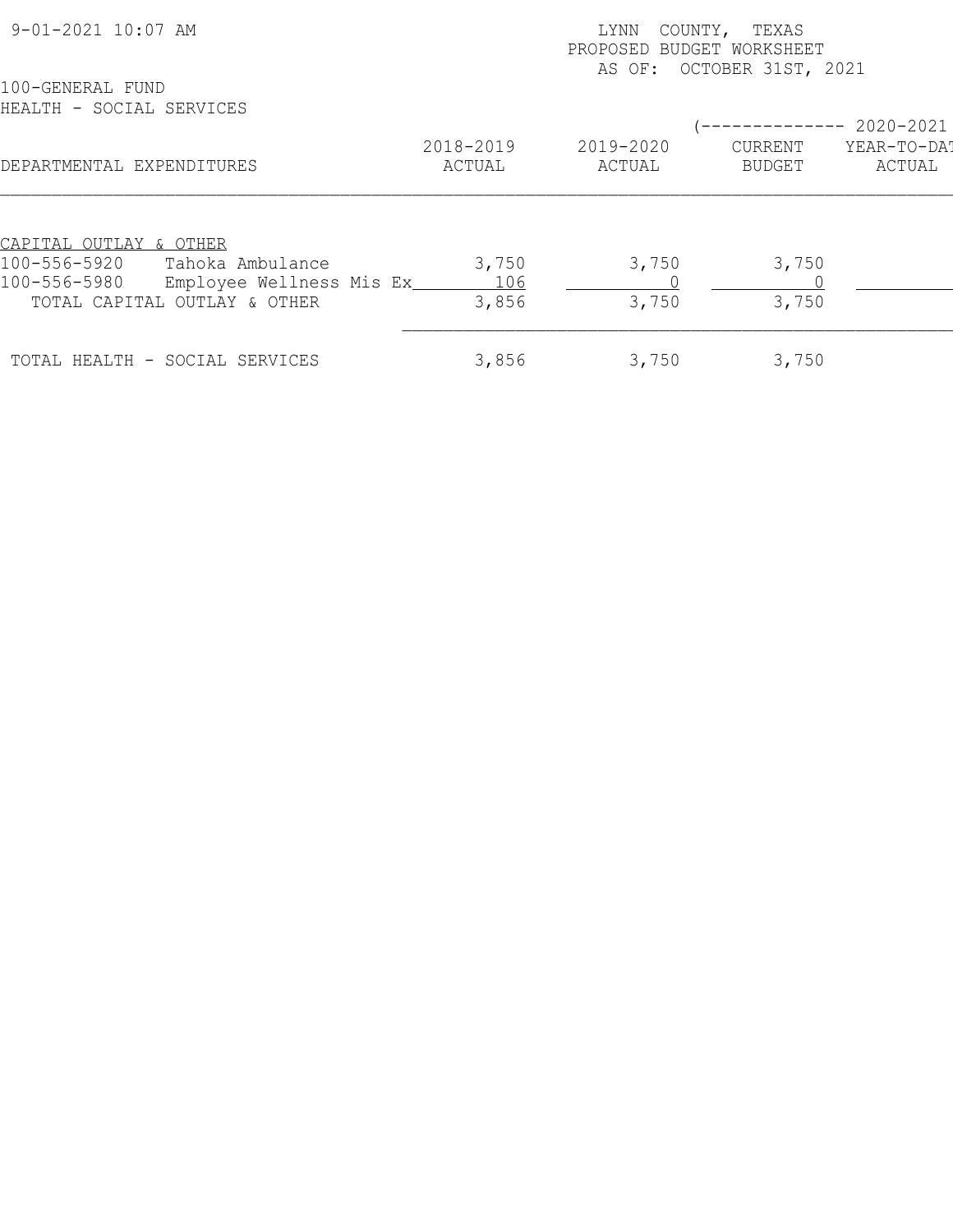9-01-2021 10:07 AM

LYNN COUNTY, TEXAS
PROPOSED BUDGET WORKSHEET
AS OF: OCTOBER 31ST, 2021

100-GENERAL FUND
HEALTH - SOCIAL SERVICES

| DEPARTMENTAL EXPENDITURES | 2018-2019 ACTUAL | 2019-2020 ACTUAL | (-------------- 2020-2021 CURRENT BUDGET | YEAR-TO-DAT ACTUAL |
|---|---|---|---|---|
| CAPITAL OUTLAY & OTHER | | | | |
| 100-556-5920 Tahoka Ambulance | 3,750 | 3,750 | 3,750 | |
| 100-556-5980 Employee Wellness Mis Ex | 106 | 0 | 0 | |
| TOTAL CAPITAL OUTLAY & OTHER | 3,856 | 3,750 | 3,750 | |
| TOTAL HEALTH - SOCIAL SERVICES | 3,856 | 3,750 | 3,750 | |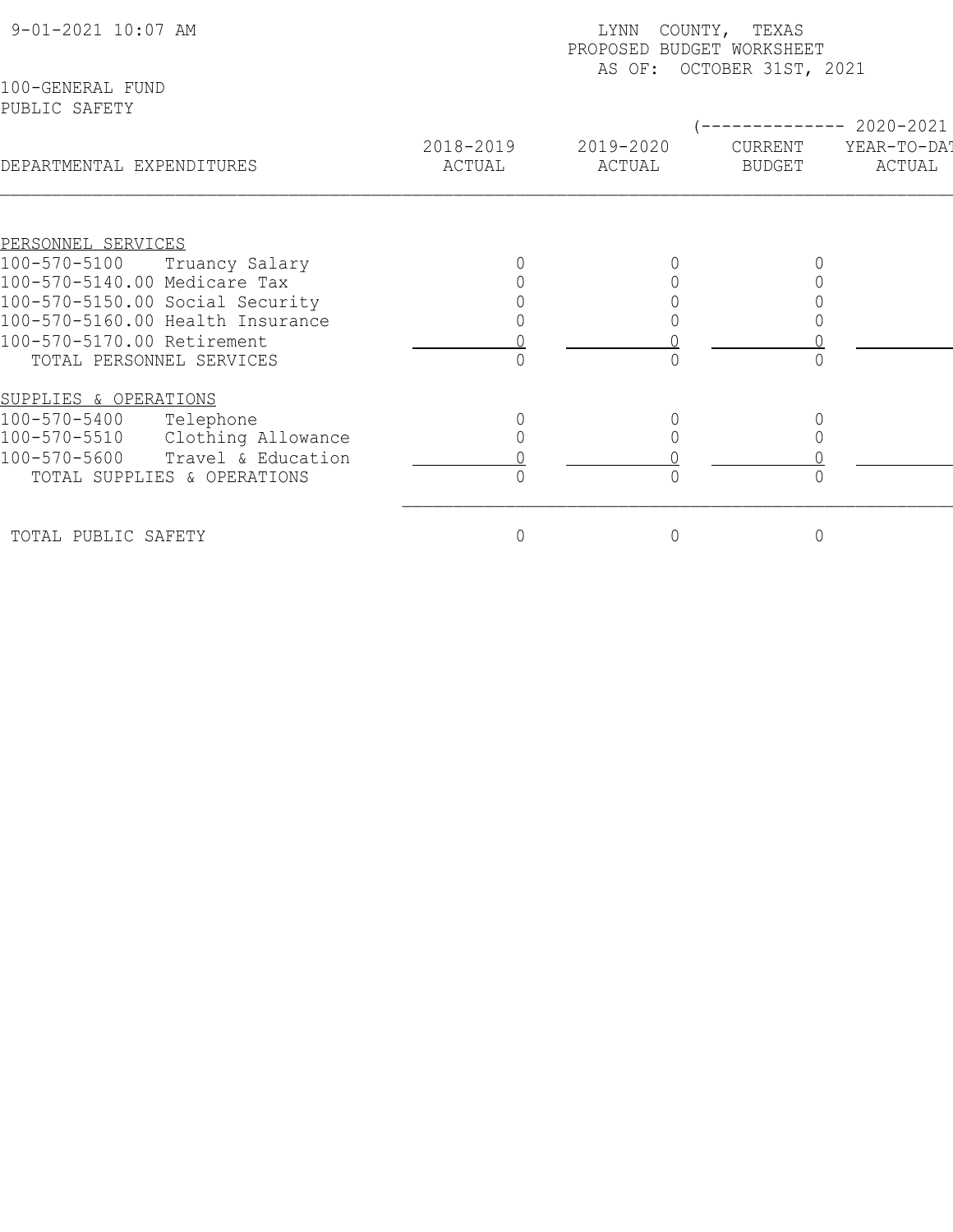9-01-2021 10:07 AM

LYNN COUNTY, TEXAS
PROPOSED BUDGET WORKSHEET
AS OF: OCTOBER 31ST, 2021

100-GENERAL FUND
PUBLIC SAFETY

| DEPARTMENTAL EXPENDITURES | 2018-2019 ACTUAL | 2019-2020 ACTUAL | 2020-2021 CURRENT BUDGET | 2020-2021 YEAR-TO-DAT ACTUAL |
|---|---|---|---|---|
| PERSONNEL SERVICES | | | | |
| 100-570-5100 Truancy Salary | 0 | 0 | 0 | |
| 100-570-5140.00 Medicare Tax | 0 | 0 | 0 | |
| 100-570-5150.00 Social Security | 0 | 0 | 0 | |
| 100-570-5160.00 Health Insurance | 0 | 0 | 0 | |
| 100-570-5170.00 Retirement | 0 | 0 | 0 | |
| TOTAL PERSONNEL SERVICES | 0 | 0 | 0 | |
| SUPPLIES & OPERATIONS | | | | |
| 100-570-5400 Telephone | 0 | 0 | 0 | |
| 100-570-5510 Clothing Allowance | 0 | 0 | 0 | |
| 100-570-5600 Travel & Education | 0 | 0 | 0 | |
| TOTAL SUPPLIES & OPERATIONS | 0 | 0 | 0 | |
| TOTAL PUBLIC SAFETY | 0 | 0 | 0 | |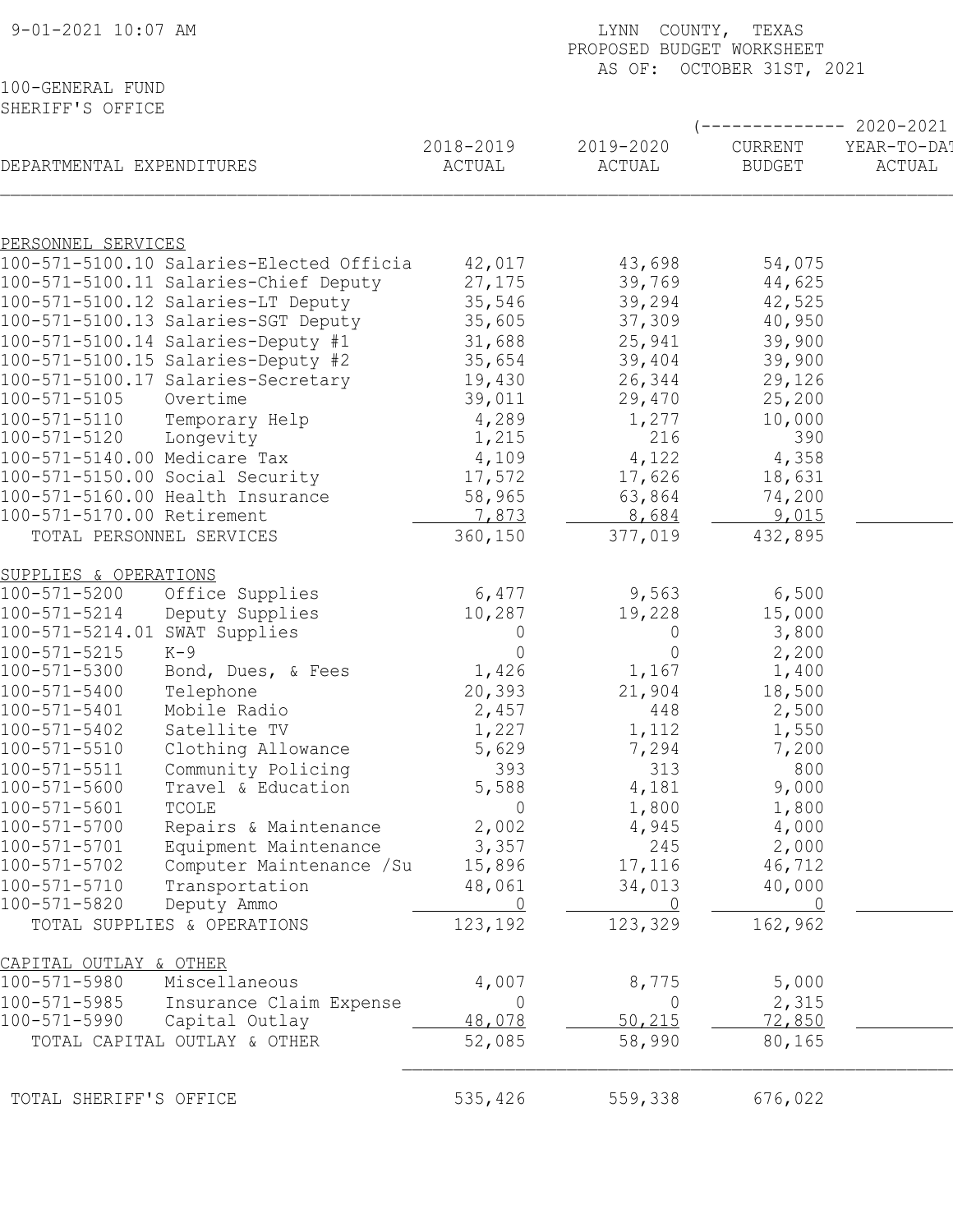9-01-2021 10:07 AM

LYNN COUNTY, TEXAS
PROPOSED BUDGET WORKSHEET
AS OF: OCTOBER 31ST, 2021

100-GENERAL FUND
SHERIFF'S OFFICE

| DEPARTMENTAL EXPENDITURES | | 2018-2019 ACTUAL | 2019-2020 ACTUAL | (-------------- 2020-2021 CURRENT BUDGET | YEAR-TO-DAT ACTUAL |
|---|---|---|---|---|---|
| **PERSONNEL SERVICES** | | | | | |
| 100-571-5100.10 | Salaries-Elected Officia | 42,017 | 43,698 | 54,075 | |
| 100-571-5100.11 | Salaries-Chief Deputy | 27,175 | 39,769 | 44,625 | |
| 100-571-5100.12 | Salaries-LT Deputy | 35,546 | 39,294 | 42,525 | |
| 100-571-5100.13 | Salaries-SGT Deputy | 35,605 | 37,309 | 40,950 | |
| 100-571-5100.14 | Salaries-Deputy #1 | 31,688 | 25,941 | 39,900 | |
| 100-571-5100.15 | Salaries-Deputy #2 | 35,654 | 39,404 | 39,900 | |
| 100-571-5100.17 | Salaries-Secretary | 19,430 | 26,344 | 29,126 | |
| 100-571-5105 | Overtime | 39,011 | 29,470 | 25,200 | |
| 100-571-5110 | Temporary Help | 4,289 | 1,277 | 10,000 | |
| 100-571-5120 | Longevity | 1,215 | 216 | 390 | |
| 100-571-5140.00 | Medicare Tax | 4,109 | 4,122 | 4,358 | |
| 100-571-5150.00 | Social Security | 17,572 | 17,626 | 18,631 | |
| 100-571-5160.00 | Health Insurance | 58,965 | 63,864 | 74,200 | |
| 100-571-5170.00 | Retirement | 7,873 | 8,684 | 9,015 | |
| TOTAL PERSONNEL SERVICES | | 360,150 | 377,019 | 432,895 | |
| **SUPPLIES & OPERATIONS** | | | | | |
| 100-571-5200 | Office Supplies | 6,477 | 9,563 | 6,500 | |
| 100-571-5214 | Deputy Supplies | 10,287 | 19,228 | 15,000 | |
| 100-571-5214.01 | SWAT Supplies | 0 | 0 | 3,800 | |
| 100-571-5215 | K-9 | 0 | 0 | 2,200 | |
| 100-571-5300 | Bond, Dues, & Fees | 1,426 | 1,167 | 1,400 | |
| 100-571-5400 | Telephone | 20,393 | 21,904 | 18,500 | |
| 100-571-5401 | Mobile Radio | 2,457 | 448 | 2,500 | |
| 100-571-5402 | Satellite TV | 1,227 | 1,112 | 1,550 | |
| 100-571-5510 | Clothing Allowance | 5,629 | 7,294 | 7,200 | |
| 100-571-5511 | Community Policing | 393 | 313 | 800 | |
| 100-571-5600 | Travel & Education | 5,588 | 4,181 | 9,000 | |
| 100-571-5601 | TCOLE | 0 | 1,800 | 1,800 | |
| 100-571-5700 | Repairs & Maintenance | 2,002 | 4,945 | 4,000 | |
| 100-571-5701 | Equipment Maintenance | 3,357 | 245 | 2,000 | |
| 100-571-5702 | Computer Maintenance /Su | 15,896 | 17,116 | 46,712 | |
| 100-571-5710 | Transportation | 48,061 | 34,013 | 40,000 | |
| 100-571-5820 | Deputy Ammo | 0 | 0 | 0 | |
| TOTAL SUPPLIES & OPERATIONS | | 123,192 | 123,329 | 162,962 | |
| **CAPITAL OUTLAY & OTHER** | | | | | |
| 100-571-5980 | Miscellaneous | 4,007 | 8,775 | 5,000 | |
| 100-571-5985 | Insurance Claim Expense | 0 | 0 | 2,315 | |
| 100-571-5990 | Capital Outlay | 48,078 | 50,215 | 72,850 | |
| TOTAL CAPITAL OUTLAY & OTHER | | 52,085 | 58,990 | 80,165 | |
| TOTAL SHERIFF'S OFFICE | | 535,426 | 559,338 | 676,022 | |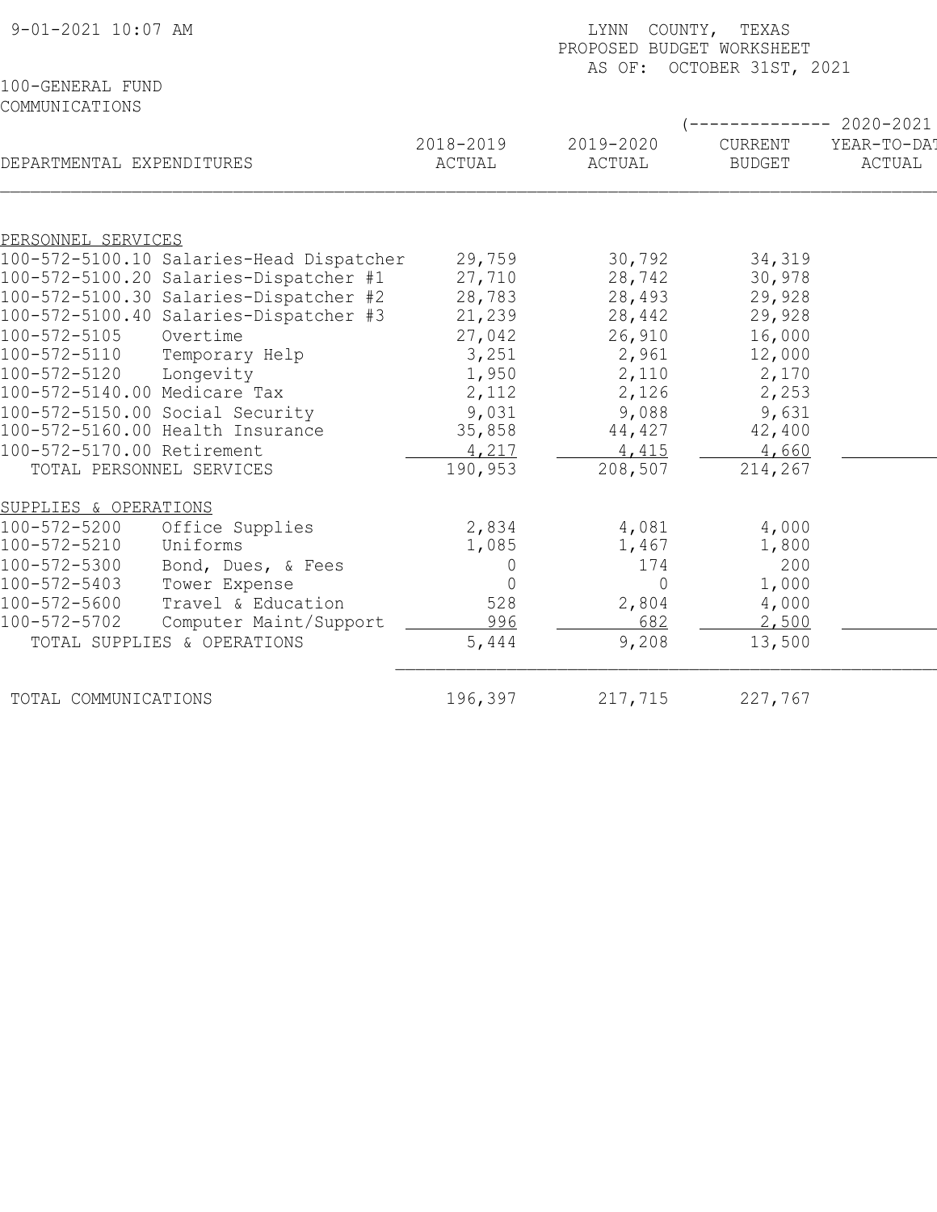9-01-2021 10:07 AM

LYNN COUNTY, TEXAS
PROPOSED BUDGET WORKSHEET
AS OF: OCTOBER 31ST, 2021

100-GENERAL FUND
COMMUNICATIONS

| DEPARTMENTAL EXPENDITURES | 2018-2019 ACTUAL | 2019-2020 ACTUAL | 2020-2021 CURRENT BUDGET | 2020-2021 YEAR-TO-DAT ACTUAL |
|---|---|---|---|---|
| PERSONNEL SERVICES | | | | |
| 100-572-5100.10 Salaries-Head Dispatcher | 29,759 | 30,792 | 34,319 | |
| 100-572-5100.20 Salaries-Dispatcher #1 | 27,710 | 28,742 | 30,978 | |
| 100-572-5100.30 Salaries-Dispatcher #2 | 28,783 | 28,493 | 29,928 | |
| 100-572-5100.40 Salaries-Dispatcher #3 | 21,239 | 28,442 | 29,928 | |
| 100-572-5105 Overtime | 27,042 | 26,910 | 16,000 | |
| 100-572-5110 Temporary Help | 3,251 | 2,961 | 12,000 | |
| 100-572-5120 Longevity | 1,950 | 2,110 | 2,170 | |
| 100-572-5140.00 Medicare Tax | 2,112 | 2,126 | 2,253 | |
| 100-572-5150.00 Social Security | 9,031 | 9,088 | 9,631 | |
| 100-572-5160.00 Health Insurance | 35,858 | 44,427 | 42,400 | |
| 100-572-5170.00 Retirement | 4,217 | 4,415 | 4,660 | |
| TOTAL PERSONNEL SERVICES | 190,953 | 208,507 | 214,267 | |
| SUPPLIES & OPERATIONS | | | | |
| 100-572-5200 Office Supplies | 2,834 | 4,081 | 4,000 | |
| 100-572-5210 Uniforms | 1,085 | 1,467 | 1,800 | |
| 100-572-5300 Bond, Dues, & Fees | 0 | 174 | 200 | |
| 100-572-5403 Tower Expense | 0 | 0 | 1,000 | |
| 100-572-5600 Travel & Education | 528 | 2,804 | 4,000 | |
| 100-572-5702 Computer Maint/Support | 996 | 682 | 2,500 | |
| TOTAL SUPPLIES & OPERATIONS | 5,444 | 9,208 | 13,500 | |
| TOTAL COMMUNICATIONS | 196,397 | 217,715 | 227,767 | |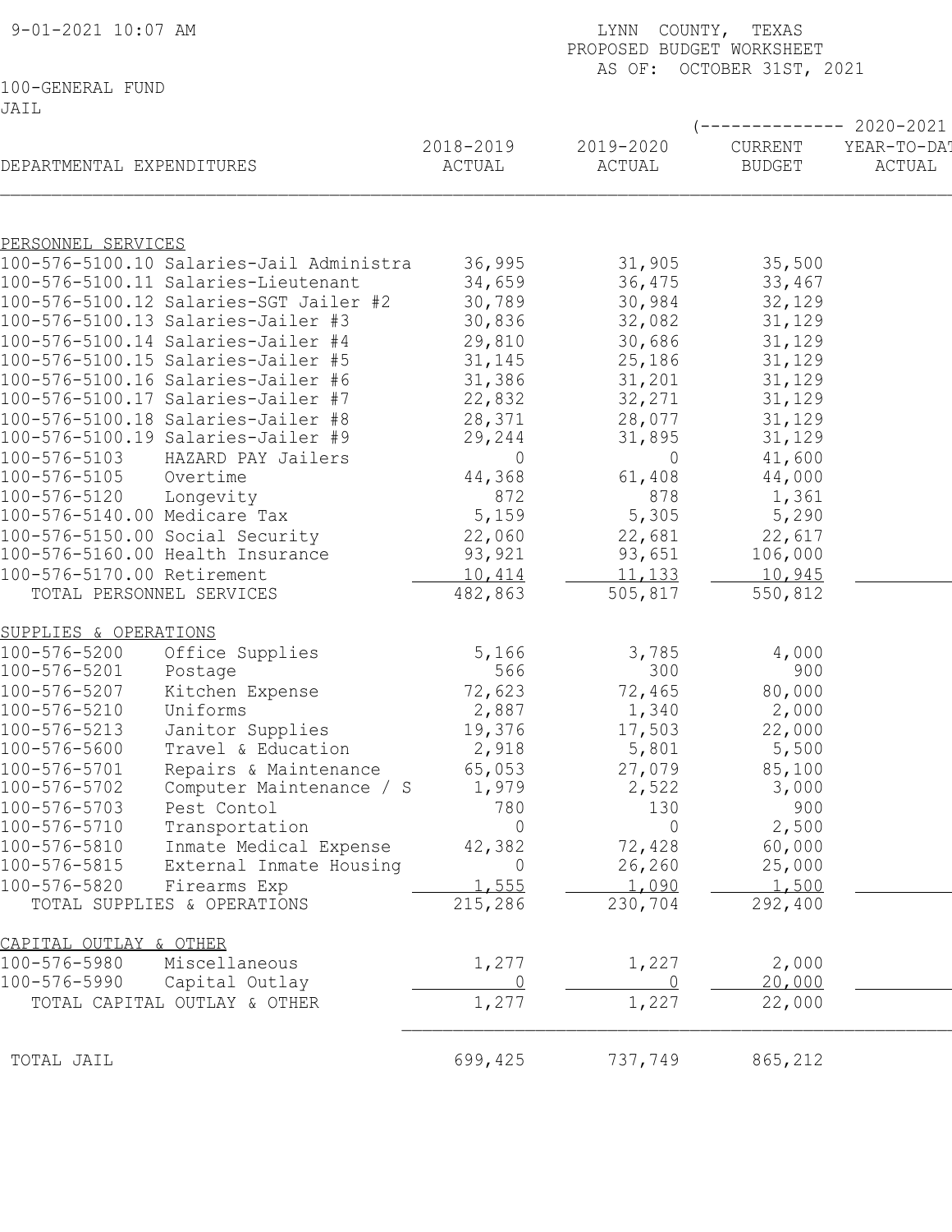9-01-2021 10:07 AM

LYNN COUNTY, TEXAS
PROPOSED BUDGET WORKSHEET
AS OF: OCTOBER 31ST, 2021

100-GENERAL FUND
JAIL

| DEPARTMENTAL EXPENDITURES | 2018-2019 ACTUAL | 2019-2020 ACTUAL | (-------------- 2020-2021 CURRENT BUDGET | YEAR-TO-DAT ACTUAL |
|---|---|---|---|---|
| PERSONNEL SERVICES | | | | |
| 100-576-5100.10 Salaries-Jail Administra | 36,995 | 31,905 | 35,500 | |
| 100-576-5100.11 Salaries-Lieutenant | 34,659 | 36,475 | 33,467 | |
| 100-576-5100.12 Salaries-SGT Jailer #2 | 30,789 | 30,984 | 32,129 | |
| 100-576-5100.13 Salaries-Jailer #3 | 30,836 | 32,082 | 31,129 | |
| 100-576-5100.14 Salaries-Jailer #4 | 29,810 | 30,686 | 31,129 | |
| 100-576-5100.15 Salaries-Jailer #5 | 31,145 | 25,186 | 31,129 | |
| 100-576-5100.16 Salaries-Jailer #6 | 31,386 | 31,201 | 31,129 | |
| 100-576-5100.17 Salaries-Jailer #7 | 22,832 | 32,271 | 31,129 | |
| 100-576-5100.18 Salaries-Jailer #8 | 28,371 | 28,077 | 31,129 | |
| 100-576-5100.19 Salaries-Jailer #9 | 29,244 | 31,895 | 31,129 | |
| 100-576-5103 HAZARD PAY Jailers | 0 | 0 | 41,600 | |
| 100-576-5105 Overtime | 44,368 | 61,408 | 44,000 | |
| 100-576-5120 Longevity | 872 | 878 | 1,361 | |
| 100-576-5140.00 Medicare Tax | 5,159 | 5,305 | 5,290 | |
| 100-576-5150.00 Social Security | 22,060 | 22,681 | 22,617 | |
| 100-576-5160.00 Health Insurance | 93,921 | 93,651 | 106,000 | |
| 100-576-5170.00 Retirement | 10,414 | 11,133 | 10,945 | |
| TOTAL PERSONNEL SERVICES | 482,863 | 505,817 | 550,812 | |
| SUPPLIES & OPERATIONS | | | | |
| 100-576-5200 Office Supplies | 5,166 | 3,785 | 4,000 | |
| 100-576-5201 Postage | 566 | 300 | 900 | |
| 100-576-5207 Kitchen Expense | 72,623 | 72,465 | 80,000 | |
| 100-576-5210 Uniforms | 2,887 | 1,340 | 2,000 | |
| 100-576-5213 Janitor Supplies | 19,376 | 17,503 | 22,000 | |
| 100-576-5600 Travel & Education | 2,918 | 5,801 | 5,500 | |
| 100-576-5701 Repairs & Maintenance | 65,053 | 27,079 | 85,100 | |
| 100-576-5702 Computer Maintenance / S | 1,979 | 2,522 | 3,000 | |
| 100-576-5703 Pest Contol | 780 | 130 | 900 | |
| 100-576-5710 Transportation | 0 | 0 | 2,500 | |
| 100-576-5810 Inmate Medical Expense | 42,382 | 72,428 | 60,000 | |
| 100-576-5815 External Inmate Housing | 0 | 26,260 | 25,000 | |
| 100-576-5820 Firearms Exp | 1,555 | 1,090 | 1,500 | |
| TOTAL SUPPLIES & OPERATIONS | 215,286 | 230,704 | 292,400 | |
| CAPITAL OUTLAY & OTHER | | | | |
| 100-576-5980 Miscellaneous | 1,277 | 1,227 | 2,000 | |
| 100-576-5990 Capital Outlay | 0 | 0 | 20,000 | |
| TOTAL CAPITAL OUTLAY & OTHER | 1,277 | 1,227 | 22,000 | |
| TOTAL JAIL | 699,425 | 737,749 | 865,212 | |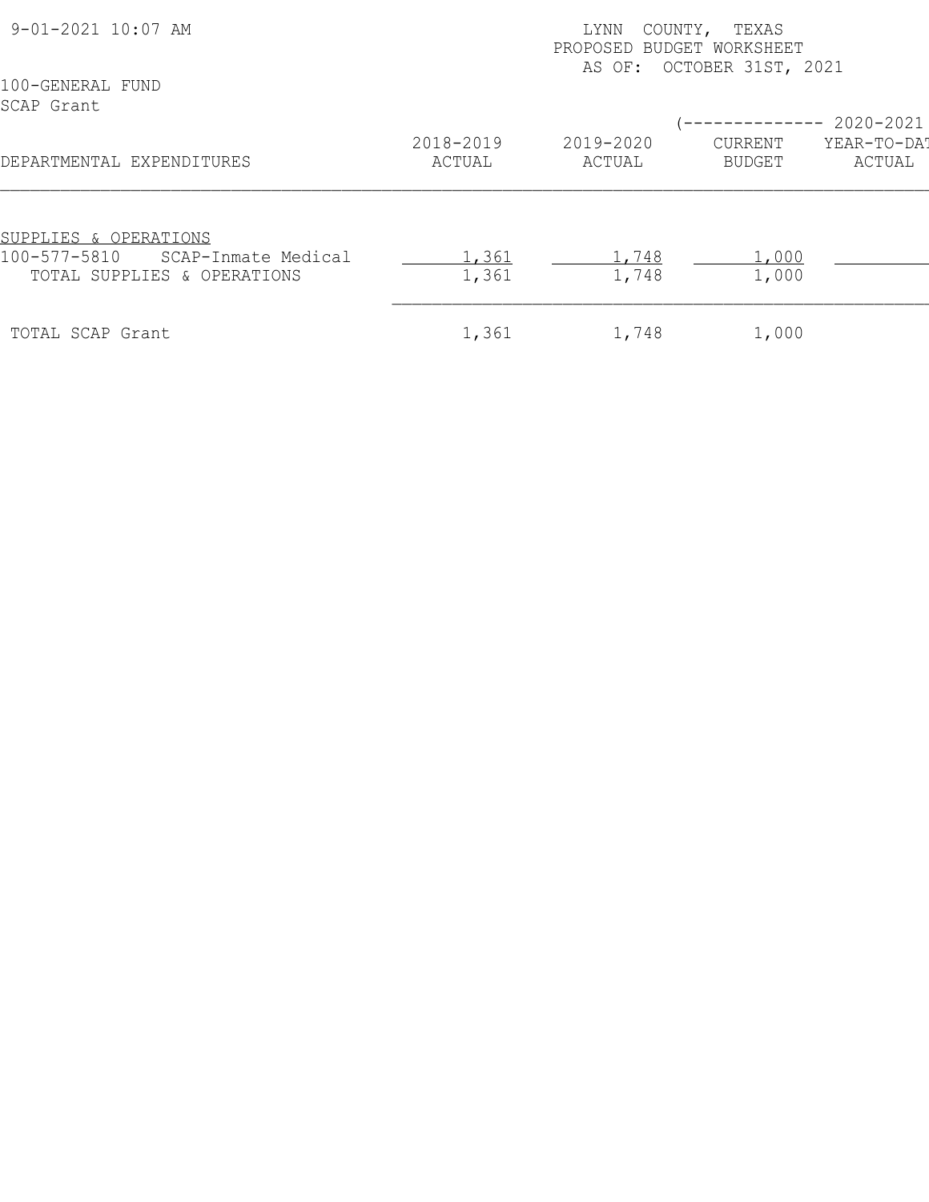9-01-2021 10:07 AM

LYNN COUNTY, TEXAS
PROPOSED BUDGET WORKSHEET
AS OF: OCTOBER 31ST, 2021

100-GENERAL FUND
SCAP Grant

| DEPARTMENTAL EXPENDITURES | 2018-2019 ACTUAL | 2019-2020 ACTUAL | (-------------- 2020-2021 CURRENT BUDGET | YEAR-TO-DAT ACTUAL |
|---|---|---|---|---|
| SUPPLIES & OPERATIONS | | | | |
| 100-577-5810 SCAP-Inmate Medical | 1,361 | 1,748 | 1,000 | |
| TOTAL SUPPLIES & OPERATIONS | 1,361 | 1,748 | 1,000 | |
| TOTAL SCAP Grant | 1,361 | 1,748 | 1,000 | |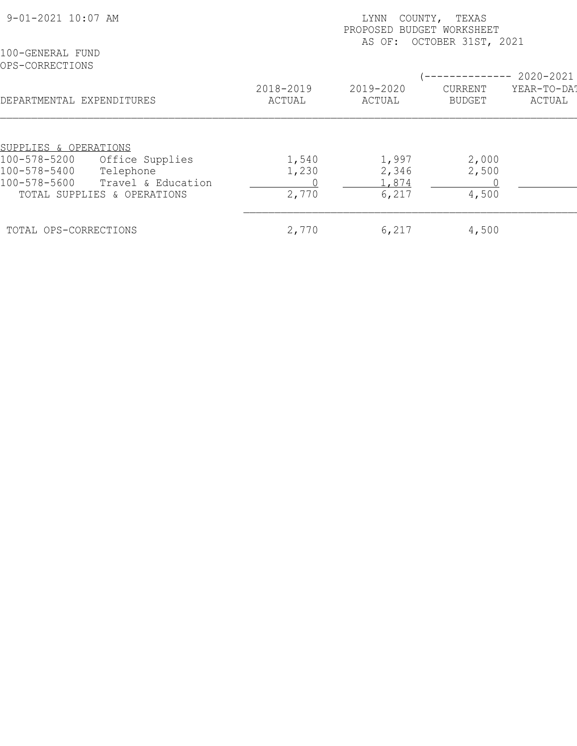9-01-2021 10:07 AM

LYNN COUNTY, TEXAS
PROPOSED BUDGET WORKSHEET
AS OF: OCTOBER 31ST, 2021

100-GENERAL FUND
OPS-CORRECTIONS

| DEPARTMENTAL EXPENDITURES | 2018-2019 ACTUAL | 2019-2020 ACTUAL | (-------------- 2020-2021 CURRENT BUDGET | YEAR-TO-DAT ACTUAL |
|---|---|---|---|---|
| SUPPLIES & OPERATIONS | | | | |
| 100-578-5200 Office Supplies | 1,540 | 1,997 | 2,000 | |
| 100-578-5400 Telephone | 1,230 | 2,346 | 2,500 | |
| 100-578-5600 Travel & Education | 0 | 1,874 | 0 | |
| TOTAL SUPPLIES & OPERATIONS | 2,770 | 6,217 | 4,500 | |
| TOTAL OPS-CORRECTIONS | 2,770 | 6,217 | 4,500 | |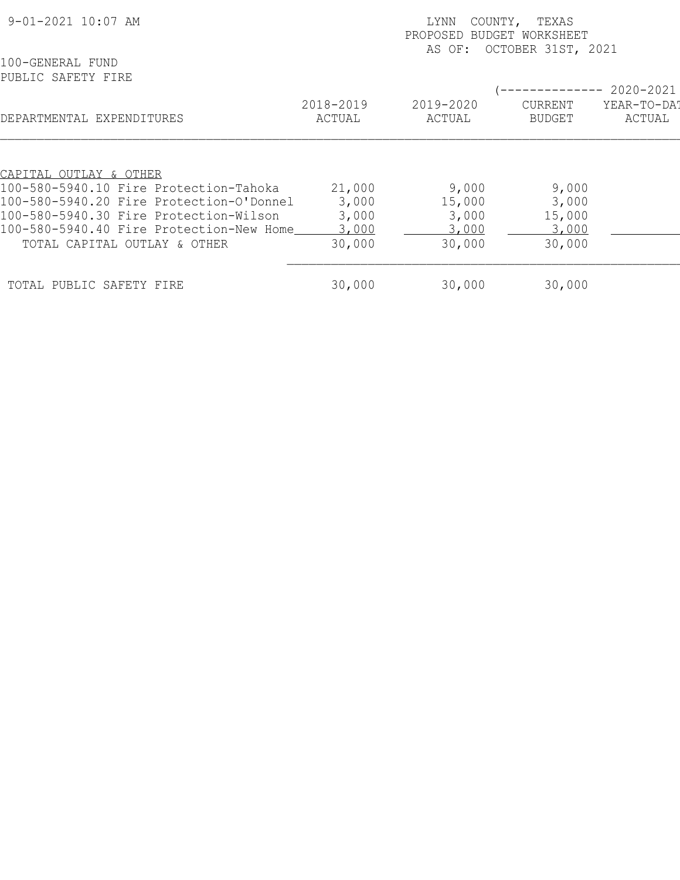9-01-2021 10:07 AM

LYNN COUNTY, TEXAS
PROPOSED BUDGET WORKSHEET
AS OF: OCTOBER 31ST, 2021

100-GENERAL FUND
PUBLIC SAFETY FIRE

| DEPARTMENTAL EXPENDITURES | 2018-2019 ACTUAL | 2019-2020 ACTUAL | 2020-2021 CURRENT BUDGET | 2020-2021 YEAR-TO-DAT ACTUAL |
|---|---|---|---|---|
| CAPITAL OUTLAY & OTHER | | | | |
| 100-580-5940.10 Fire Protection-Tahoka | 21,000 | 9,000 | 9,000 | |
| 100-580-5940.20 Fire Protection-O'Donnel | 3,000 | 15,000 | 3,000 | |
| 100-580-5940.30 Fire Protection-Wilson | 3,000 | 3,000 | 15,000 | |
| 100-580-5940.40 Fire Protection-New Home | 3,000 | 3,000 | 3,000 | |
| TOTAL CAPITAL OUTLAY & OTHER | 30,000 | 30,000 | 30,000 | |
| TOTAL PUBLIC SAFETY FIRE | 30,000 | 30,000 | 30,000 | |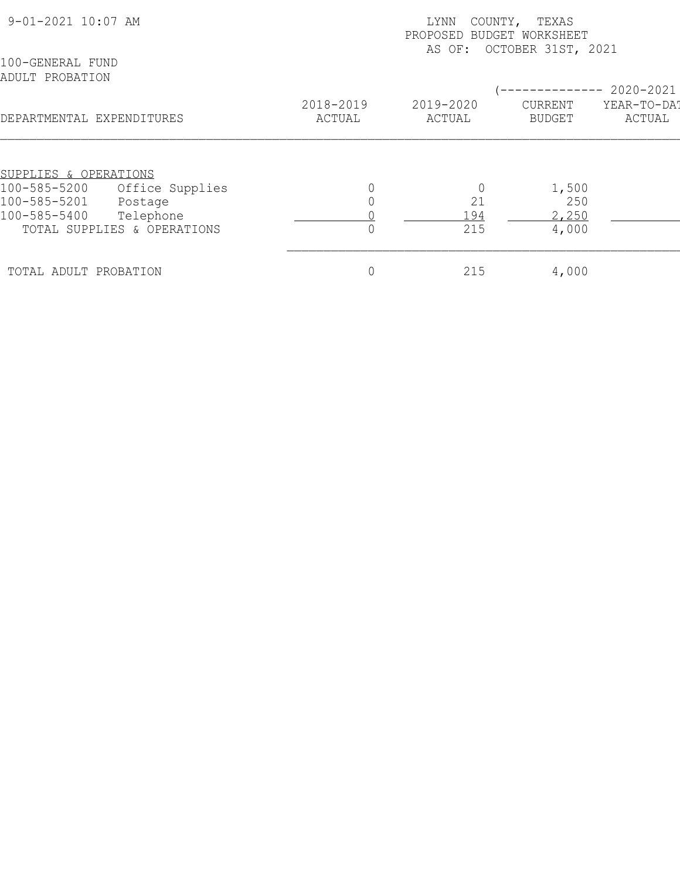9-01-2021 10:07 AM

LYNN COUNTY, TEXAS
PROPOSED BUDGET WORKSHEET
AS OF: OCTOBER 31ST, 2021

100-GENERAL FUND
ADULT PROBATION

| DEPARTMENTAL EXPENDITURES | | 2018-2019 ACTUAL | 2019-2020 ACTUAL | (-------------- 2020-2021 CURRENT BUDGET | YEAR-TO-DAT ACTUAL |
|---|---|---|---|---|---|
| SUPPLIES & OPERATIONS | | | | | |
| 100-585-5200 | Office Supplies | 0 | 0 | 1,500 | |
| 100-585-5201 | Postage | 0 | 21 | 250 | |
| 100-585-5400 | Telephone | 0 | 194 | 2,250 | |
| TOTAL SUPPLIES & OPERATIONS | | 0 | 215 | 4,000 | |
| TOTAL ADULT PROBATION | | 0 | 215 | 4,000 | |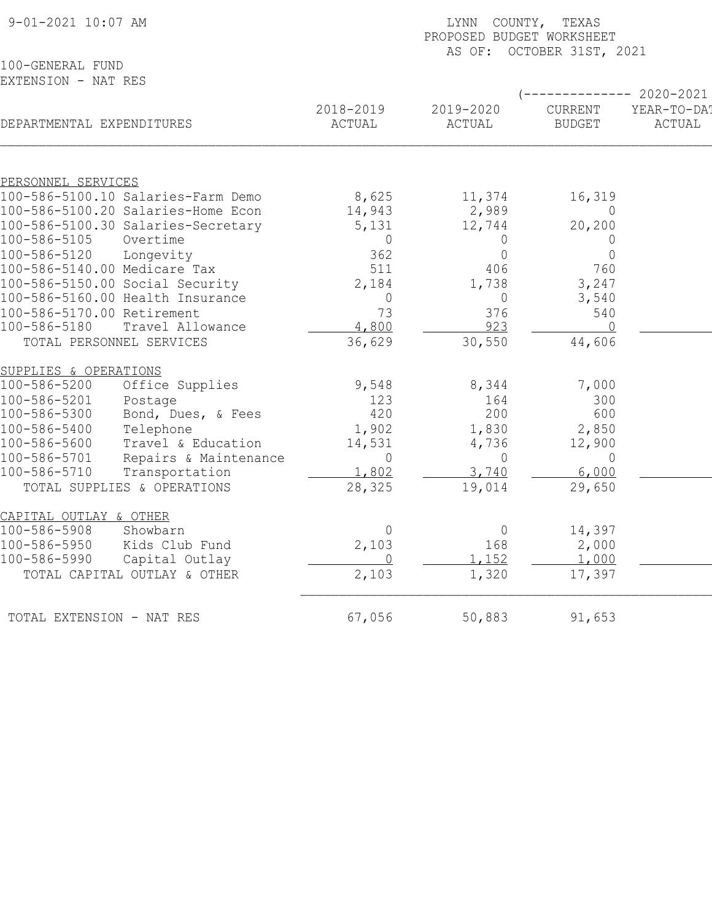9-01-2021 10:07 AM

LYNN COUNTY, TEXAS
PROPOSED BUDGET WORKSHEET
AS OF: OCTOBER 31ST, 2021

100-GENERAL FUND
EXTENSION - NAT RES

| DEPARTMENTAL EXPENDITURES | 2018-2019 ACTUAL | 2019-2020 ACTUAL | 2020-2021 CURRENT BUDGET | 2020-2021 YEAR-TO-DATE ACTUAL |
|---|---|---|---|---|
| PERSONNEL SERVICES | | | | |
| 100-586-5100.10 Salaries-Farm Demo | 8,625 | 11,374 | 16,319 | |
| 100-586-5100.20 Salaries-Home Econ | 14,943 | 2,989 | 0 | |
| 100-586-5100.30 Salaries-Secretary | 5,131 | 12,744 | 20,200 | |
| 100-586-5105 Overtime | 0 | 0 | 0 | |
| 100-586-5120 Longevity | 362 | 0 | 0 | |
| 100-586-5140.00 Medicare Tax | 511 | 406 | 760 | |
| 100-586-5150.00 Social Security | 2,184 | 1,738 | 3,247 | |
| 100-586-5160.00 Health Insurance | 0 | 0 | 3,540 | |
| 100-586-5170.00 Retirement | 73 | 376 | 540 | |
| 100-586-5180 Travel Allowance | 4,800 | 923 | 0 | |
| TOTAL PERSONNEL SERVICES | 36,629 | 30,550 | 44,606 | |
| SUPPLIES & OPERATIONS | | | | |
| 100-586-5200 Office Supplies | 9,548 | 8,344 | 7,000 | |
| 100-586-5201 Postage | 123 | 164 | 300 | |
| 100-586-5300 Bond, Dues, & Fees | 420 | 200 | 600 | |
| 100-586-5400 Telephone | 1,902 | 1,830 | 2,850 | |
| 100-586-5600 Travel & Education | 14,531 | 4,736 | 12,900 | |
| 100-586-5701 Repairs & Maintenance | 0 | 0 | 0 | |
| 100-586-5710 Transportation | 1,802 | 3,740 | 6,000 | |
| TOTAL SUPPLIES & OPERATIONS | 28,325 | 19,014 | 29,650 | |
| CAPITAL OUTLAY & OTHER | | | | |
| 100-586-5908 Showbarn | 0 | 0 | 14,397 | |
| 100-586-5950 Kids Club Fund | 2,103 | 168 | 2,000 | |
| 100-586-5990 Capital Outlay | 0 | 1,152 | 1,000 | |
| TOTAL CAPITAL OUTLAY & OTHER | 2,103 | 1,320 | 17,397 | |
| TOTAL EXTENSION - NAT RES | 67,056 | 50,883 | 91,653 | |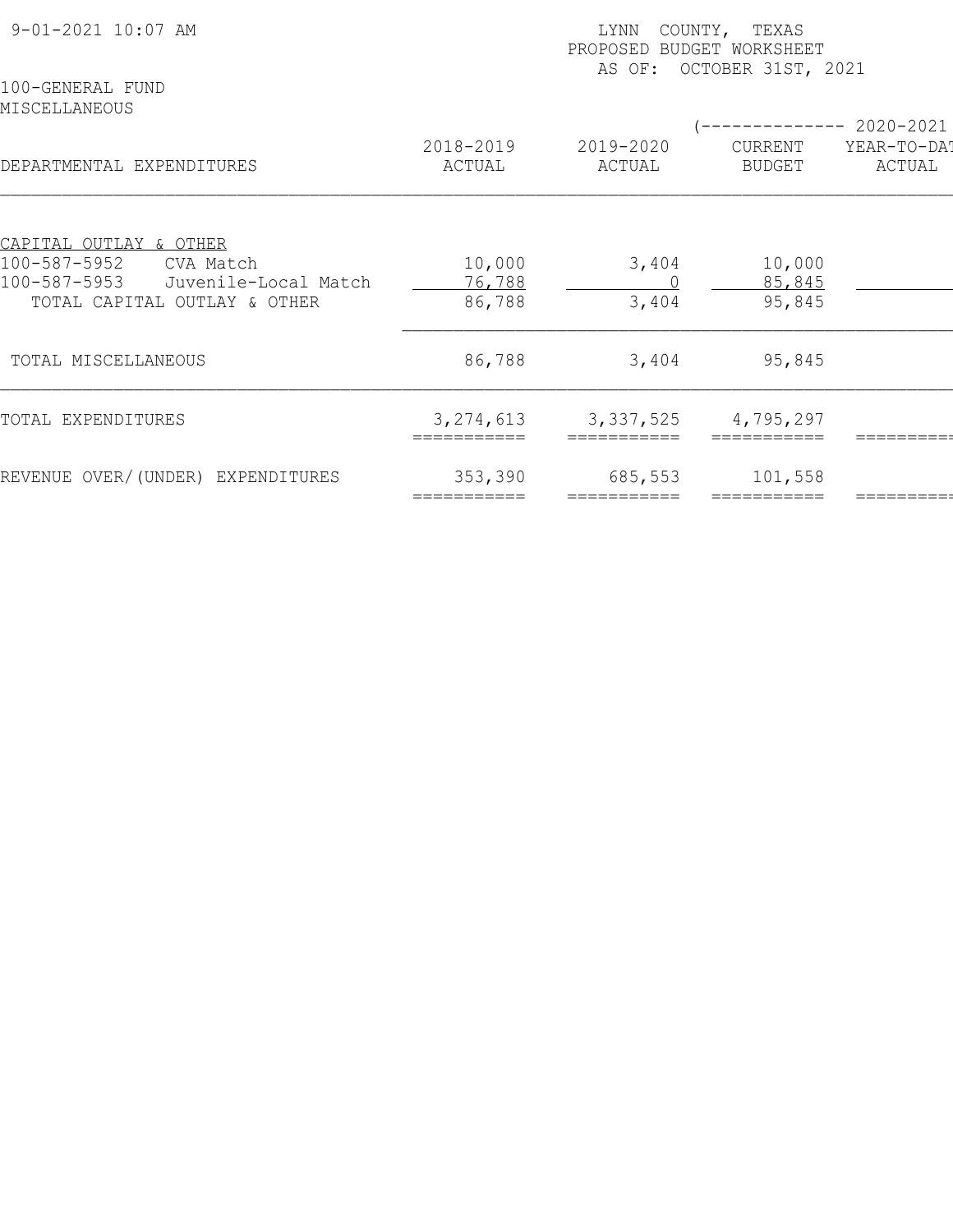LYNN COUNTY, TEXAS
PROPOSED BUDGET WORKSHEET
AS OF: OCTOBER 31ST, 2021

100-GENERAL FUND
MISCELLANEOUS

| DEPARTMENTAL EXPENDITURES | 2018-2019 ACTUAL | 2019-2020 ACTUAL | 2020-2021 CURRENT BUDGET | 2020-2021 YEAR-TO-DATE ACTUAL |
|---|---|---|---|---|
| CAPITAL OUTLAY & OTHER | | | | |
| 100-587-5952 CVA Match | 10,000 | 3,404 | 10,000 | |
| 100-587-5953 Juvenile-Local Match | 76,788 | 0 | 85,845 | |
| TOTAL CAPITAL OUTLAY & OTHER | 86,788 | 3,404 | 95,845 | |
| TOTAL MISCELLANEOUS | 86,788 | 3,404 | 95,845 | |
| TOTAL EXPENDITURES | 3,274,613 | 3,337,525 | 4,795,297 | |
| REVENUE OVER/(UNDER) EXPENDITURES | 353,390 | 685,553 | 101,558 | |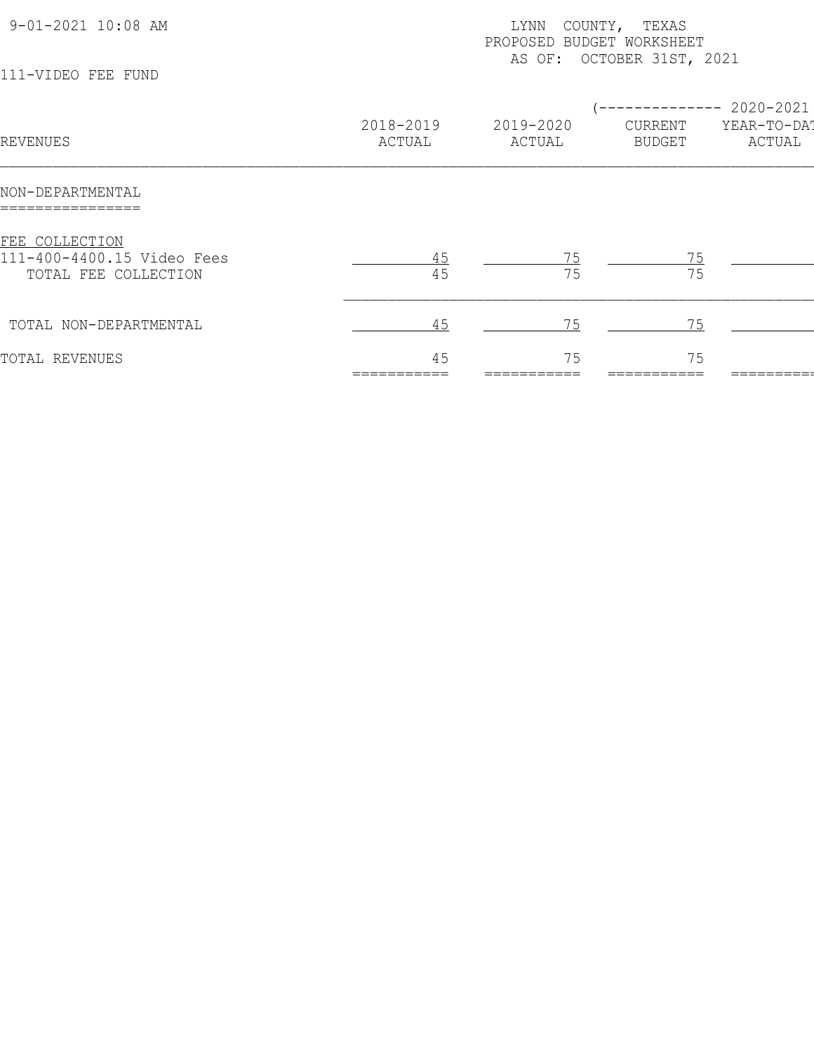9-01-2021 10:08 AM

LYNN COUNTY, TEXAS
PROPOSED BUDGET WORKSHEET
AS OF: OCTOBER 31ST, 2021

111-VIDEO FEE FUND

| REVENUES | 2018-2019 ACTUAL | 2019-2020 ACTUAL | (-------------- 2020-2021 CURRENT BUDGET | YEAR-TO-DAT ACTUAL |
|---|---|---|---|---|
| **NON-DEPARTMENTAL** | | | | |
| FEE COLLECTION | | | | |
| 111-400-4400.15 Video Fees | 45 | 75 | 75 | |
| TOTAL FEE COLLECTION | 45 | 75 | 75 | |
| TOTAL NON-DEPARTMENTAL | 45 | 75 | 75 | |
| TOTAL REVENUES | 45 | 75 | 75 | |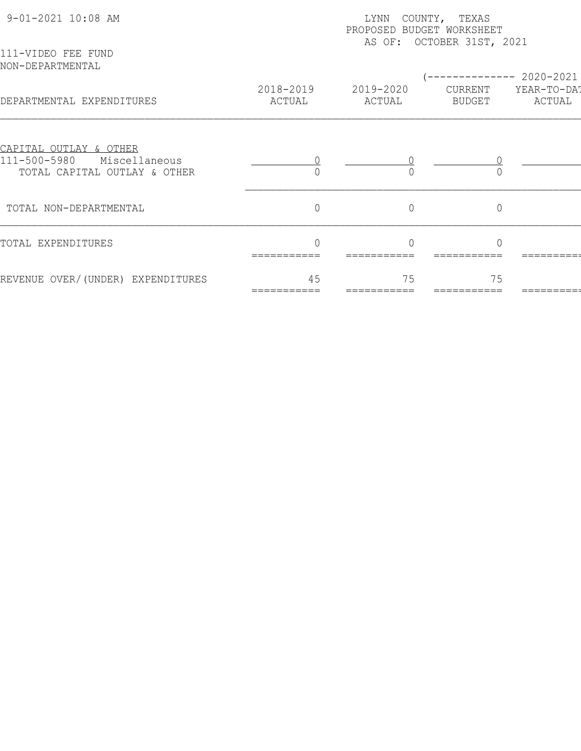9-01-2021 10:08 AM

LYNN COUNTY, TEXAS
PROPOSED BUDGET WORKSHEET
AS OF: OCTOBER 31ST, 2021

111-VIDEO FEE FUND
NON-DEPARTMENTAL

| DEPARTMENTAL EXPENDITURES | 2018-2019 ACTUAL | 2019-2020 ACTUAL | (-------------- 2020-2021 CURRENT BUDGET | YEAR-TO-DAT ACTUAL |
|---|---|---|---|---|
| CAPITAL OUTLAY & OTHER | | | | |
| 111-500-5980 Miscellaneous | 0 | 0 | 0 | |
| TOTAL CAPITAL OUTLAY & OTHER | 0 | 0 | 0 | |
| TOTAL NON-DEPARTMENTAL | 0 | 0 | 0 | |
| TOTAL EXPENDITURES | 0 | 0 | 0 | |
| REVENUE OVER/(UNDER) EXPENDITURES | 45 | 75 | 75 | |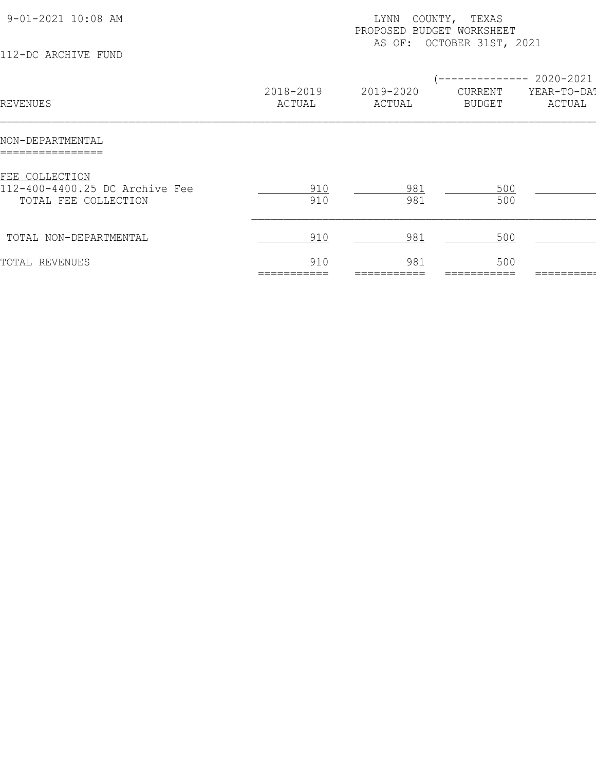LYNN COUNTY, TEXAS
PROPOSED BUDGET WORKSHEET
AS OF: OCTOBER 31ST, 2021

112-DC ARCHIVE FUND

| REVENUES | 2018-2019 ACTUAL | 2019-2020 ACTUAL | (-------------- 2020-2021 CURRENT BUDGET | YEAR-TO-DAT ACTUAL |
|---|---|---|---|---|
| **NON-DEPARTMENTAL** | | | | |
| FEE COLLECTION | | | | |
| 112-400-4400.25 DC Archive Fee | 910 | 981 | 500 | |
| TOTAL FEE COLLECTION | 910 | 981 | 500 | |
| TOTAL NON-DEPARTMENTAL | 910 | 981 | 500 | |
| TOTAL REVENUES | 910 | 981 | 500 | |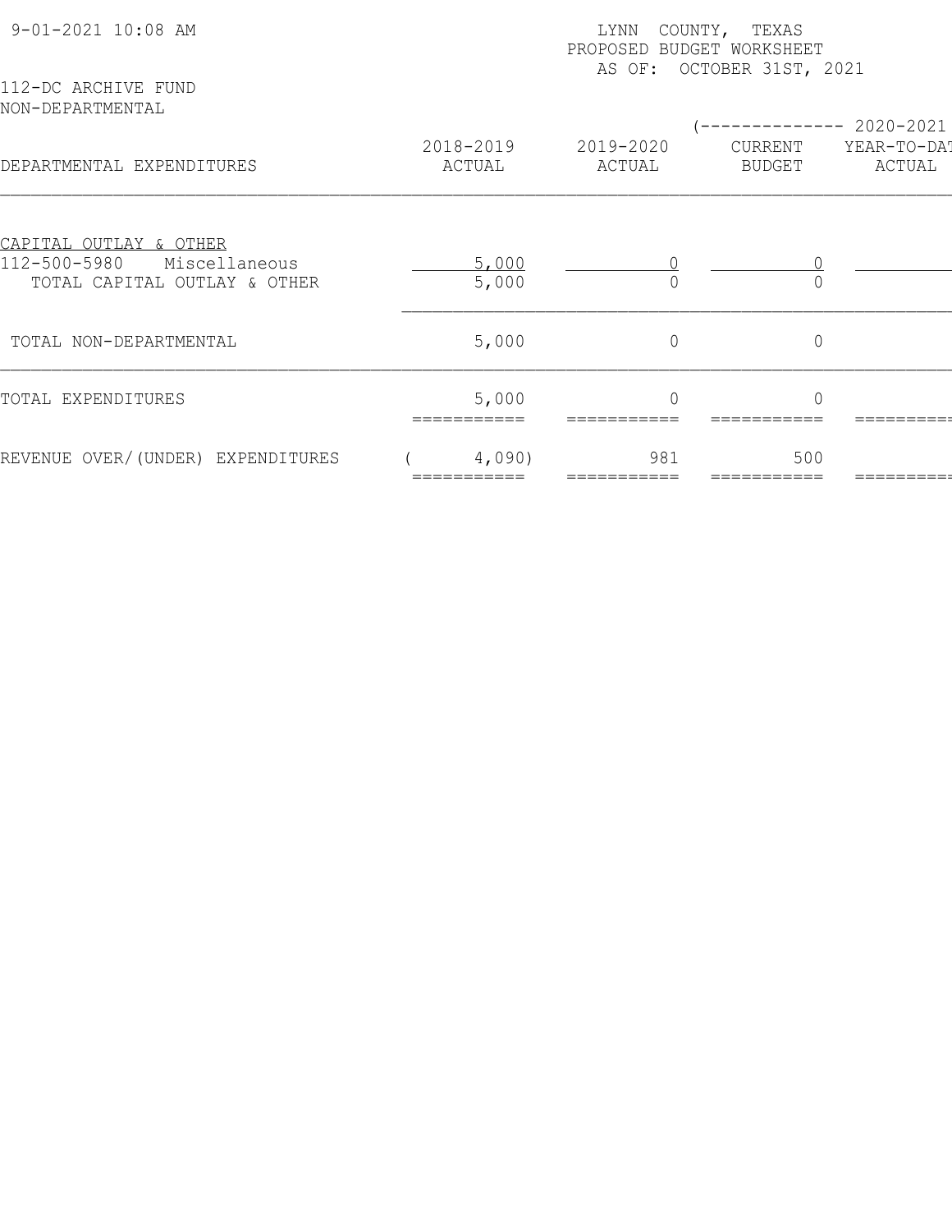9-01-2021 10:08 AM

LYNN COUNTY, TEXAS
PROPOSED BUDGET WORKSHEET
AS OF: OCTOBER 31ST, 2021

112-DC ARCHIVE FUND
NON-DEPARTMENTAL

| DEPARTMENTAL EXPENDITURES | 2018-2019 ACTUAL | 2019-2020 ACTUAL | (-------------- 2020-2021 CURRENT BUDGET | YEAR-TO-DAT ACTUAL |
|---|---|---|---|---|
| CAPITAL OUTLAY & OTHER | | | | |
| 112-500-5980 Miscellaneous | 5,000 | 0 | 0 | |
| TOTAL CAPITAL OUTLAY & OTHER | 5,000 | 0 | 0 | |
| TOTAL NON-DEPARTMENTAL | 5,000 | 0 | 0 | |
| TOTAL EXPENDITURES | 5,000 | 0 | 0 | |
| REVENUE OVER/(UNDER) EXPENDITURES | ( 4,090) | 981 | 500 | |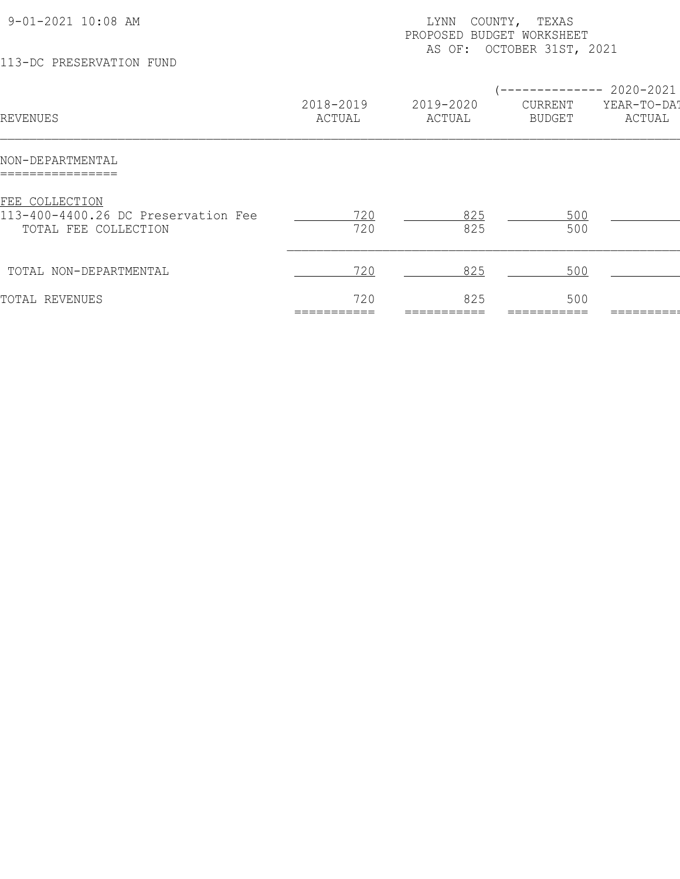9-01-2021 10:08 AM

LYNN COUNTY, TEXAS
PROPOSED BUDGET WORKSHEET
AS OF: OCTOBER 31ST, 2021

113-DC PRESERVATION FUND

| REVENUES | 2018-2019 ACTUAL | 2019-2020 ACTUAL | (-------------- 2020-2021 CURRENT BUDGET | YEAR-TO-DAT ACTUAL |
|---|---|---|---|---|
| **NON-DEPARTMENTAL** | | | | |
| FEE COLLECTION | | | | |
| 113-400-4400.26 DC Preservation Fee | 720 | 825 | 500 | |
| TOTAL FEE COLLECTION | 720 | 825 | 500 | |
| TOTAL NON-DEPARTMENTAL | 720 | 825 | 500 | |
| TOTAL REVENUES | 720 | 825 | 500 | |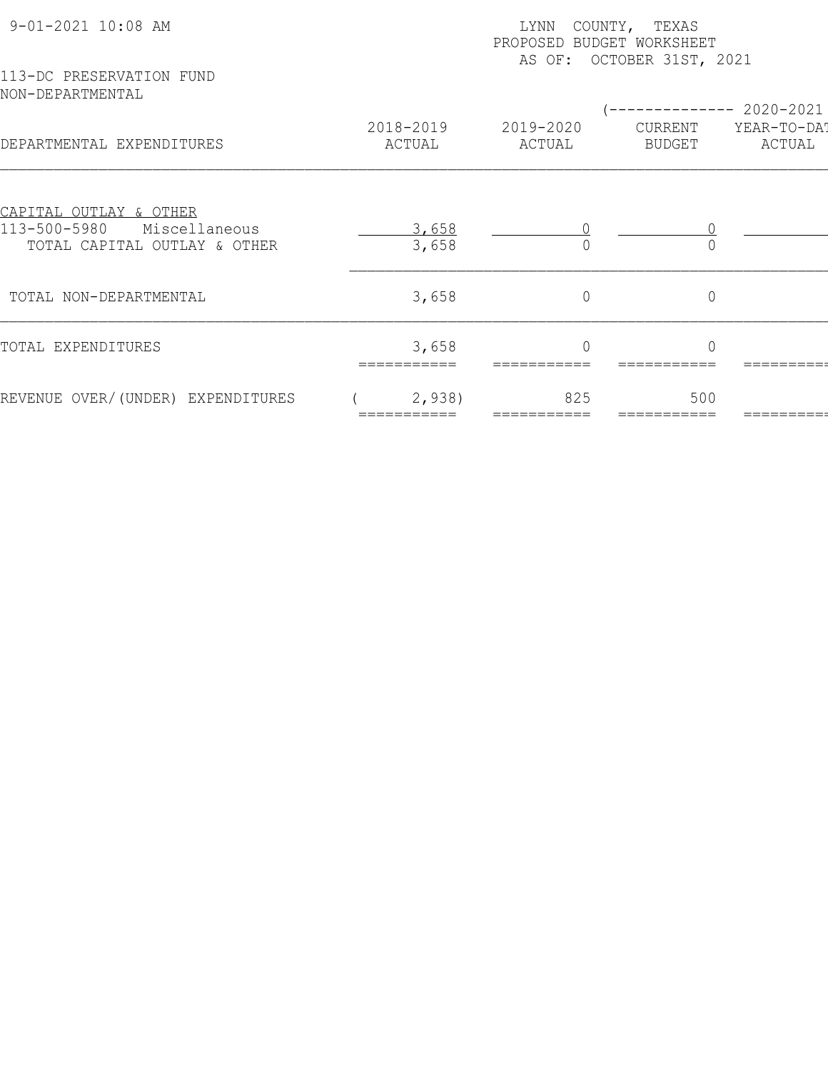9-01-2021 10:08 AM

LYNN COUNTY, TEXAS
PROPOSED BUDGET WORKSHEET
AS OF: OCTOBER 31ST, 2021

113-DC PRESERVATION FUND
NON-DEPARTMENTAL

| DEPARTMENTAL EXPENDITURES | 2018-2019 ACTUAL | 2019-2020 ACTUAL | (-------------- 2020-2021 CURRENT BUDGET | YEAR-TO-DAT ACTUAL |
|---|---|---|---|---|
| CAPITAL OUTLAY & OTHER | | | | |
| 113-500-5980 Miscellaneous | 3,658 | 0 | 0 | |
| TOTAL CAPITAL OUTLAY & OTHER | 3,658 | 0 | 0 | |
| TOTAL NON-DEPARTMENTAL | 3,658 | 0 | 0 | |
| TOTAL EXPENDITURES | 3,658 | 0 | 0 | |
| REVENUE OVER/(UNDER) EXPENDITURES | ( 2,938) | 825 | 500 | |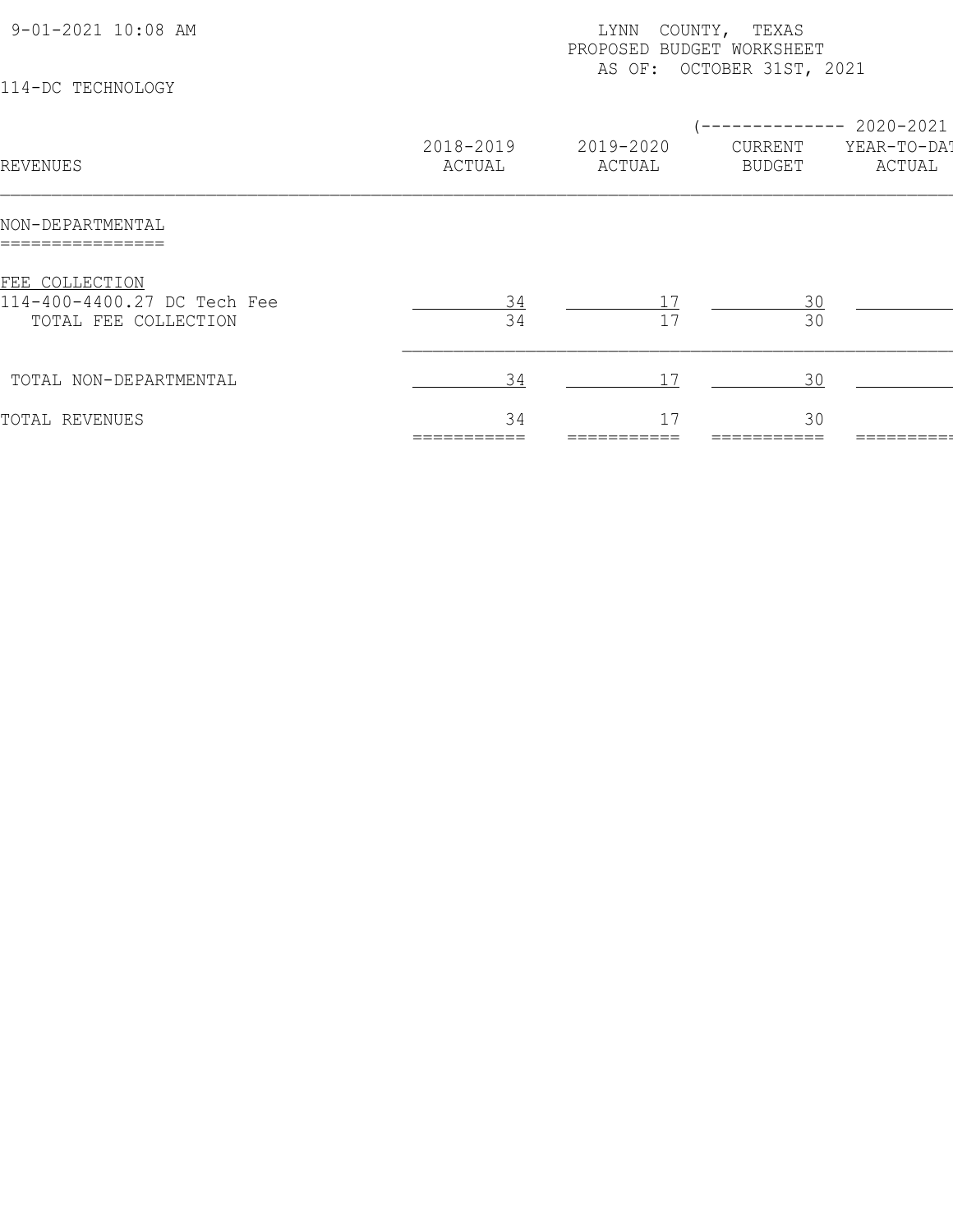9-01-2021 10:08 AM

LYNN COUNTY, TEXAS
PROPOSED BUDGET WORKSHEET
AS OF: OCTOBER 31ST, 2021

114-DC TECHNOLOGY

| REVENUES | 2018-2019 ACTUAL | 2019-2020 ACTUAL | 2020-2021 CURRENT BUDGET | 2020-2021 YEAR-TO-DAT ACTUAL |
|---|---|---|---|---|
| **NON-DEPARTMENTAL** | | | | |
| FEE COLLECTION | | | | |
| 114-400-4400.27 DC Tech Fee | 34 | 17 | 30 | |
| TOTAL FEE COLLECTION | 34 | 17 | 30 | |
| TOTAL NON-DEPARTMENTAL | 34 | 17 | 30 | |
| TOTAL REVENUES | 34 | 17 | 30 | |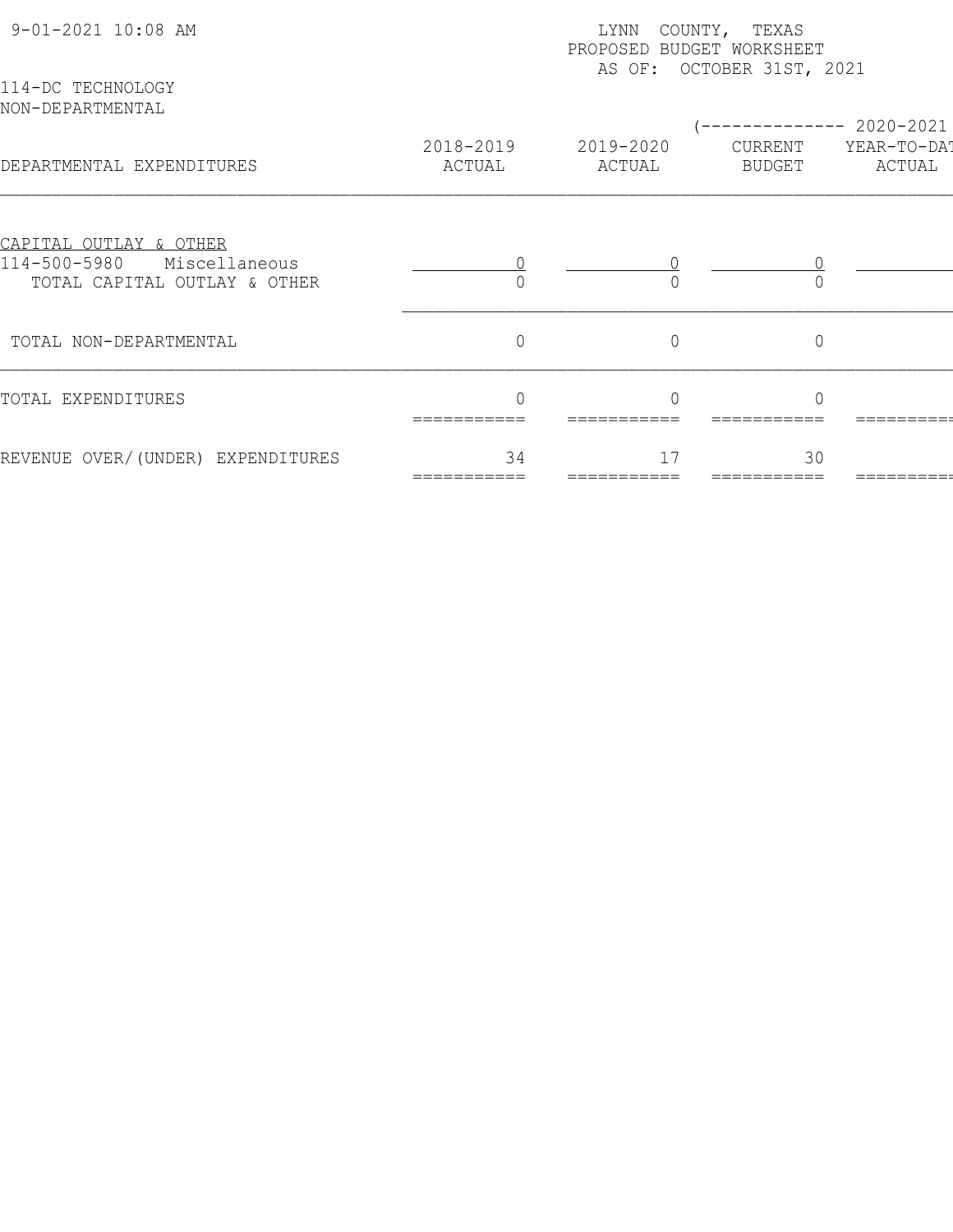9-01-2021 10:08 AM

LYNN COUNTY, TEXAS
PROPOSED BUDGET WORKSHEET
AS OF: OCTOBER 31ST, 2021

114-DC TECHNOLOGY
NON-DEPARTMENTAL

| DEPARTMENTAL EXPENDITURES | 2018-2019 ACTUAL | 2019-2020 ACTUAL | (-------------- 2020-2021 CURRENT BUDGET | YEAR-TO-DAT ACTUAL |
|---|---|---|---|---|
| CAPITAL OUTLAY & OTHER | | | | |
| 114-500-5980 Miscellaneous | 0 | 0 | 0 | |
| TOTAL CAPITAL OUTLAY & OTHER | 0 | 0 | 0 | |
| TOTAL NON-DEPARTMENTAL | 0 | 0 | 0 | |
| TOTAL EXPENDITURES | 0 | 0 | 0 | |
| REVENUE OVER/(UNDER) EXPENDITURES | 34 | 17 | 30 | |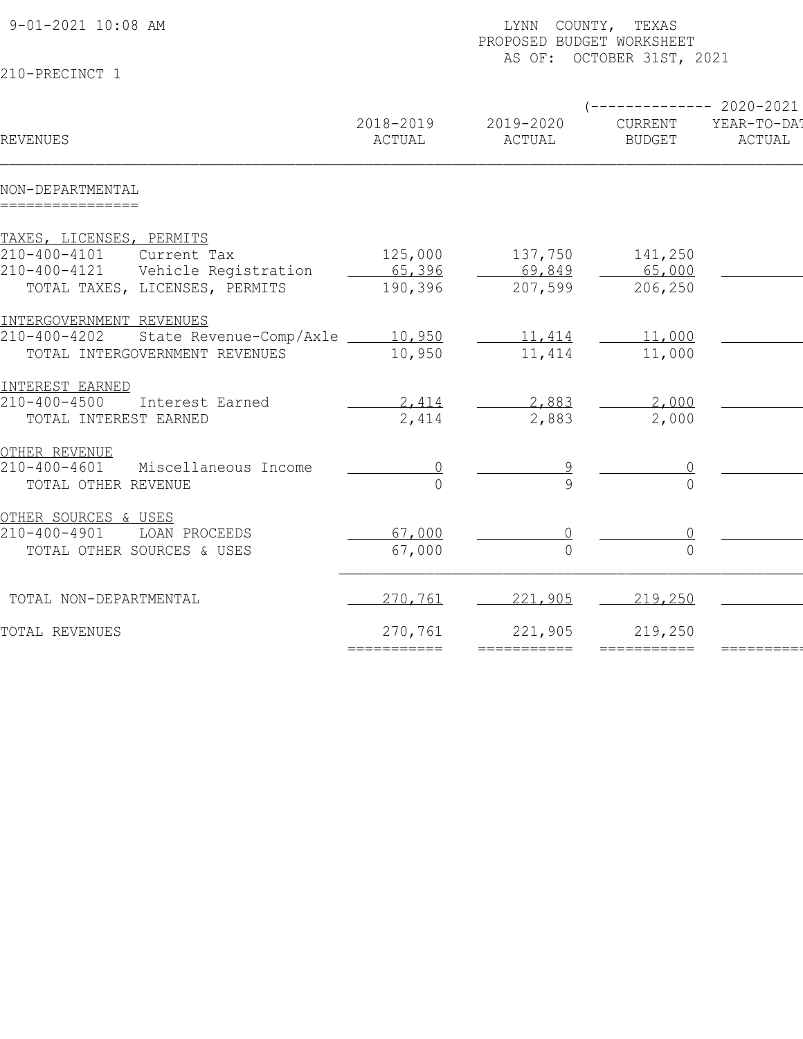9-01-2021 10:08 AM

LYNN COUNTY, TEXAS
PROPOSED BUDGET WORKSHEET
AS OF: OCTOBER 31ST, 2021

210-PRECINCT 1

| REVENUES | 2018-2019 ACTUAL | 2019-2020 ACTUAL | (-------------- 2020-2021 CURRENT BUDGET | YEAR-TO-DAT ACTUAL |
|---|---|---|---|---|
| **NON-DEPARTMENTAL** | | | | |
| TAXES, LICENSES, PERMITS | | | | |
| 210-400-4101 Current Tax | 125,000 | 137,750 | 141,250 | |
| 210-400-4121 Vehicle Registration | 65,396 | 69,849 | 65,000 | |
| TOTAL TAXES, LICENSES, PERMITS | 190,396 | 207,599 | 206,250 | |
| INTERGOVERNMENT REVENUES | | | | |
| 210-400-4202 State Revenue-Comp/Axle | 10,950 | 11,414 | 11,000 | |
| TOTAL INTERGOVERNMENT REVENUES | 10,950 | 11,414 | 11,000 | |
| INTEREST EARNED | | | | |
| 210-400-4500 Interest Earned | 2,414 | 2,883 | 2,000 | |
| TOTAL INTEREST EARNED | 2,414 | 2,883 | 2,000 | |
| OTHER REVENUE | | | | |
| 210-400-4601 Miscellaneous Income | 0 | 9 | 0 | |
| TOTAL OTHER REVENUE | 0 | 9 | 0 | |
| OTHER SOURCES & USES | | | | |
| 210-400-4901 LOAN PROCEEDS | 67,000 | 0 | 0 | |
| TOTAL OTHER SOURCES & USES | 67,000 | 0 | 0 | |
| TOTAL NON-DEPARTMENTAL | 270,761 | 221,905 | 219,250 | |
| TOTAL REVENUES | 270,761 | 221,905 | 219,250 | |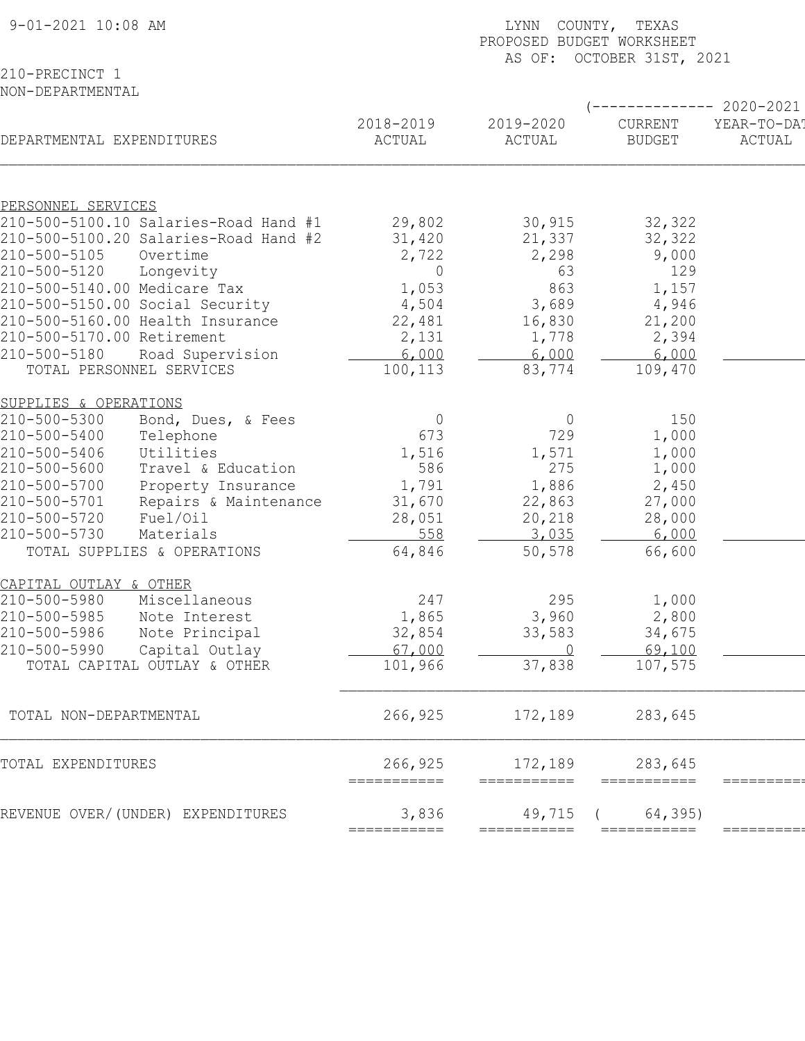9-01-2021 10:08 AM

LYNN COUNTY, TEXAS
PROPOSED BUDGET WORKSHEET
AS OF: OCTOBER 31ST, 2021

210-PRECINCT 1
NON-DEPARTMENTAL

| DEPARTMENTAL EXPENDITURES | 2018-2019 ACTUAL | 2019-2020 ACTUAL | 2020-2021 CURRENT BUDGET | 2020-2021 YEAR-TO-DATE ACTUAL |
|---|---|---|---|---|
| **PERSONNEL SERVICES** | | | | |
| 210-500-5100.10 Salaries-Road Hand #1 | 29,802 | 30,915 | 32,322 | |
| 210-500-5100.20 Salaries-Road Hand #2 | 31,420 | 21,337 | 32,322 | |
| 210-500-5105 Overtime | 2,722 | 2,298 | 9,000 | |
| 210-500-5120 Longevity | 0 | 63 | 129 | |
| 210-500-5140.00 Medicare Tax | 1,053 | 863 | 1,157 | |
| 210-500-5150.00 Social Security | 4,504 | 3,689 | 4,946 | |
| 210-500-5160.00 Health Insurance | 22,481 | 16,830 | 21,200 | |
| 210-500-5170.00 Retirement | 2,131 | 1,778 | 2,394 | |
| 210-500-5180 Road Supervision | 6,000 | 6,000 | 6,000 | |
| TOTAL PERSONNEL SERVICES | 100,113 | 83,774 | 109,470 | |
| **SUPPLIES & OPERATIONS** | | | | |
| 210-500-5300 Bond, Dues, & Fees | 0 | 0 | 150 | |
| 210-500-5400 Telephone | 673 | 729 | 1,000 | |
| 210-500-5406 Utilities | 1,516 | 1,571 | 1,000 | |
| 210-500-5600 Travel & Education | 586 | 275 | 1,000 | |
| 210-500-5700 Property Insurance | 1,791 | 1,886 | 2,450 | |
| 210-500-5701 Repairs & Maintenance | 31,670 | 22,863 | 27,000 | |
| 210-500-5720 Fuel/Oil | 28,051 | 20,218 | 28,000 | |
| 210-500-5730 Materials | 558 | 3,035 | 6,000 | |
| TOTAL SUPPLIES & OPERATIONS | 64,846 | 50,578 | 66,600 | |
| **CAPITAL OUTLAY & OTHER** | | | | |
| 210-500-5980 Miscellaneous | 247 | 295 | 1,000 | |
| 210-500-5985 Note Interest | 1,865 | 3,960 | 2,800 | |
| 210-500-5986 Note Principal | 32,854 | 33,583 | 34,675 | |
| 210-500-5990 Capital Outlay | 67,000 | 0 | 69,100 | |
| TOTAL CAPITAL OUTLAY & OTHER | 101,966 | 37,838 | 107,575 | |
| TOTAL NON-DEPARTMENTAL | 266,925 | 172,189 | 283,645 | |
| TOTAL EXPENDITURES | 266,925 | 172,189 | 283,645 | |
| REVENUE OVER/(UNDER) EXPENDITURES | 3,836 | 49,715 | ( 64,395) | |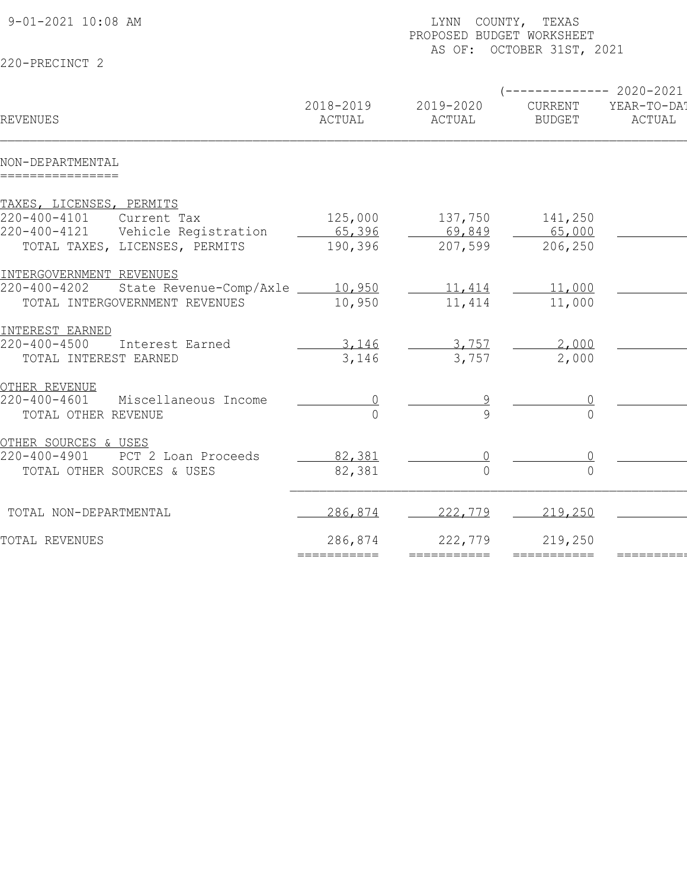9-01-2021 10:08 AM

LYNN COUNTY, TEXAS
PROPOSED BUDGET WORKSHEET
AS OF: OCTOBER 31ST, 2021

220-PRECINCT 2

| REVENUES | 2018-2019 ACTUAL | 2019-2020 ACTUAL | (-------------- 2020-2021 CURRENT BUDGET | YEAR-TO-DAT ACTUAL |
|---|---|---|---|---|
| **NON-DEPARTMENTAL** | | | | |
| TAXES, LICENSES, PERMITS | | | | |
| 220-400-4101 Current Tax | 125,000 | 137,750 | 141,250 | |
| 220-400-4121 Vehicle Registration | 65,396 | 69,849 | 65,000 | |
| TOTAL TAXES, LICENSES, PERMITS | 190,396 | 207,599 | 206,250 | |
| INTERGOVERNMENT REVENUES | | | | |
| 220-400-4202 State Revenue-Comp/Axle | 10,950 | 11,414 | 11,000 | |
| TOTAL INTERGOVERNMENT REVENUES | 10,950 | 11,414 | 11,000 | |
| INTEREST EARNED | | | | |
| 220-400-4500 Interest Earned | 3,146 | 3,757 | 2,000 | |
| TOTAL INTEREST EARNED | 3,146 | 3,757 | 2,000 | |
| OTHER REVENUE | | | | |
| 220-400-4601 Miscellaneous Income | 0 | 9 | 0 | |
| TOTAL OTHER REVENUE | 0 | 9 | 0 | |
| OTHER SOURCES & USES | | | | |
| 220-400-4901 PCT 2 Loan Proceeds | 82,381 | 0 | 0 | |
| TOTAL OTHER SOURCES & USES | 82,381 | 0 | 0 | |
| TOTAL NON-DEPARTMENTAL | 286,874 | 222,779 | 219,250 | |
| TOTAL REVENUES | 286,874 | 222,779 | 219,250 | |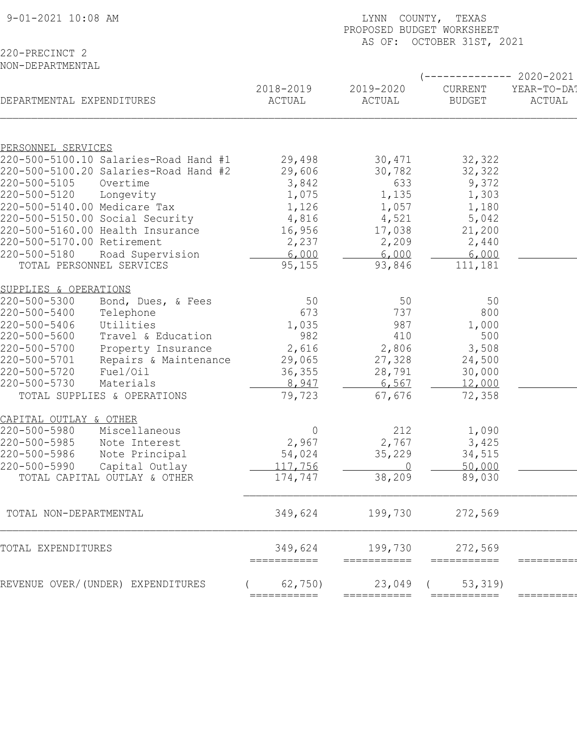9-01-2021 10:08 AM

LYNN COUNTY, TEXAS
PROPOSED BUDGET WORKSHEET
AS OF: OCTOBER 31ST, 2021

220-PRECINCT 2
NON-DEPARTMENTAL

| DEPARTMENTAL EXPENDITURES | 2018-2019 ACTUAL | 2019-2020 ACTUAL | 2020-2021 CURRENT BUDGET | 2020-2021 YEAR-TO-DATE ACTUAL |
|---|---|---|---|---|
| **PERSONNEL SERVICES** | | | | |
| 220-500-5100.10 Salaries-Road Hand #1 | 29,498 | 30,471 | 32,322 | |
| 220-500-5100.20 Salaries-Road Hand #2 | 29,606 | 30,782 | 32,322 | |
| 220-500-5105 Overtime | 3,842 | 633 | 9,372 | |
| 220-500-5120 Longevity | 1,075 | 1,135 | 1,303 | |
| 220-500-5140.00 Medicare Tax | 1,126 | 1,057 | 1,180 | |
| 220-500-5150.00 Social Security | 4,816 | 4,521 | 5,042 | |
| 220-500-5160.00 Health Insurance | 16,956 | 17,038 | 21,200 | |
| 220-500-5170.00 Retirement | 2,237 | 2,209 | 2,440 | |
| 220-500-5180 Road Supervision | 6,000 | 6,000 | 6,000 | |
| TOTAL PERSONNEL SERVICES | 95,155 | 93,846 | 111,181 | |
| **SUPPLIES & OPERATIONS** | | | | |
| 220-500-5300 Bond, Dues, & Fees | 50 | 50 | 50 | |
| 220-500-5400 Telephone | 673 | 737 | 800 | |
| 220-500-5406 Utilities | 1,035 | 987 | 1,000 | |
| 220-500-5600 Travel & Education | 982 | 410 | 500 | |
| 220-500-5700 Property Insurance | 2,616 | 2,806 | 3,508 | |
| 220-500-5701 Repairs & Maintenance | 29,065 | 27,328 | 24,500 | |
| 220-500-5720 Fuel/Oil | 36,355 | 28,791 | 30,000 | |
| 220-500-5730 Materials | 8,947 | 6,567 | 12,000 | |
| TOTAL SUPPLIES & OPERATIONS | 79,723 | 67,676 | 72,358 | |
| **CAPITAL OUTLAY & OTHER** | | | | |
| 220-500-5980 Miscellaneous | 0 | 212 | 1,090 | |
| 220-500-5985 Note Interest | 2,967 | 2,767 | 3,425 | |
| 220-500-5986 Note Principal | 54,024 | 35,229 | 34,515 | |
| 220-500-5990 Capital Outlay | 117,756 | 0 | 50,000 | |
| TOTAL CAPITAL OUTLAY & OTHER | 174,747 | 38,209 | 89,030 | |
| TOTAL NON-DEPARTMENTAL | 349,624 | 199,730 | 272,569 | |
| TOTAL EXPENDITURES | 349,624 | 199,730 | 272,569 | |
| REVENUE OVER/(UNDER) EXPENDITURES | (62,750) | 23,049 | (53,319) | |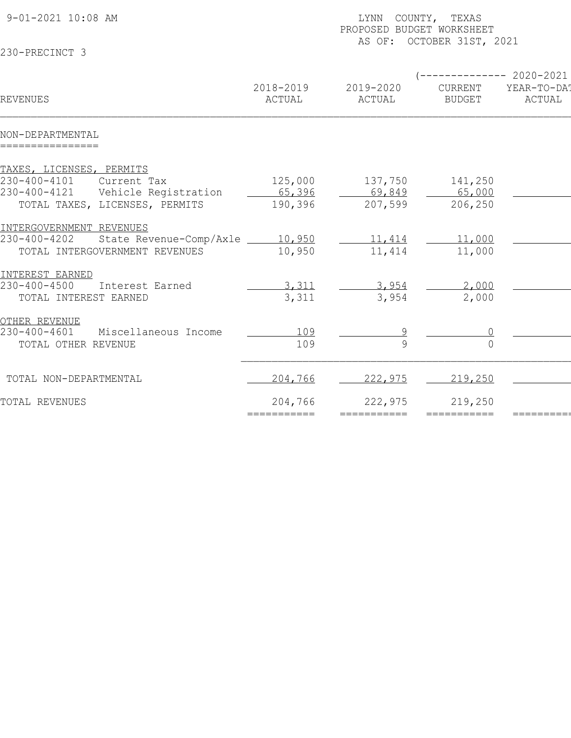9-01-2021 10:08 AM

LYNN COUNTY, TEXAS
PROPOSED BUDGET WORKSHEET
AS OF: OCTOBER 31ST, 2021

230-PRECINCT 3

| REVENUES | 2018-2019 ACTUAL | 2019-2020 ACTUAL | (-------------- 2020-2021 CURRENT BUDGET | YEAR-TO-DAT ACTUAL |
|---|---|---|---|---|
| **NON-DEPARTMENTAL** | | | | |
| TAXES, LICENSES, PERMITS | | | | |
| 230-400-4101 Current Tax | 125,000 | 137,750 | 141,250 | |
| 230-400-4121 Vehicle Registration | 65,396 | 69,849 | 65,000 | |
| TOTAL TAXES, LICENSES, PERMITS | 190,396 | 207,599 | 206,250 | |
| INTERGOVERNMENT REVENUES | | | | |
| 230-400-4202 State Revenue-Comp/Axle | 10,950 | 11,414 | 11,000 | |
| TOTAL INTERGOVERNMENT REVENUES | 10,950 | 11,414 | 11,000 | |
| INTEREST EARNED | | | | |
| 230-400-4500 Interest Earned | 3,311 | 3,954 | 2,000 | |
| TOTAL INTEREST EARNED | 3,311 | 3,954 | 2,000 | |
| OTHER REVENUE | | | | |
| 230-400-4601 Miscellaneous Income | 109 | 9 | 0 | |
| TOTAL OTHER REVENUE | 109 | 9 | 0 | |
| TOTAL NON-DEPARTMENTAL | 204,766 | 222,975 | 219,250 | |
| TOTAL REVENUES | 204,766 | 222,975 | 219,250 | |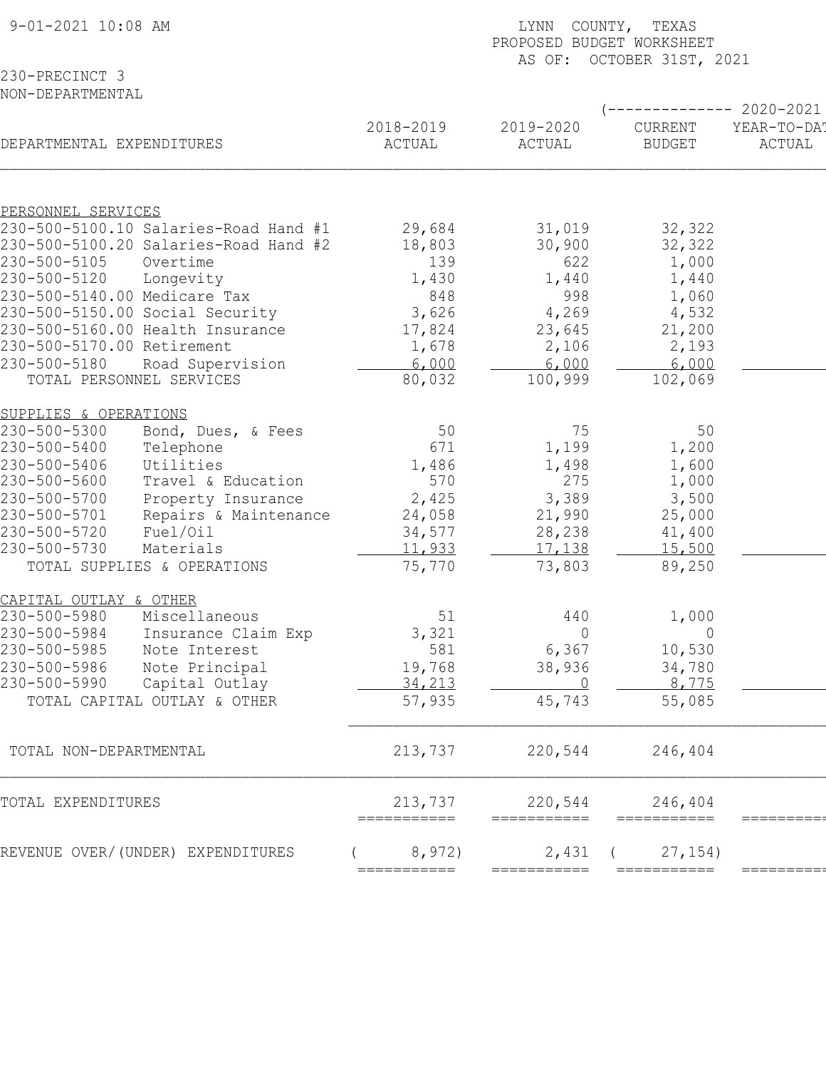9-01-2021 10:08 AM

LYNN COUNTY, TEXAS
PROPOSED BUDGET WORKSHEET
AS OF: OCTOBER 31ST, 2021

230-PRECINCT 3
NON-DEPARTMENTAL

| DEPARTMENTAL EXPENDITURES | 2018-2019 ACTUAL | 2019-2020 ACTUAL | (-------------- 2020-2021 CURRENT BUDGET | YEAR-TO-DAT ACTUAL |
|---|---|---|---|---|
| PERSONNEL SERVICES | | | | |
| 230-500-5100.10 Salaries-Road Hand #1 | 29,684 | 31,019 | 32,322 | |
| 230-500-5100.20 Salaries-Road Hand #2 | 18,803 | 30,900 | 32,322 | |
| 230-500-5105 Overtime | 139 | 622 | 1,000 | |
| 230-500-5120 Longevity | 1,430 | 1,440 | 1,440 | |
| 230-500-5140.00 Medicare Tax | 848 | 998 | 1,060 | |
| 230-500-5150.00 Social Security | 3,626 | 4,269 | 4,532 | |
| 230-500-5160.00 Health Insurance | 17,824 | 23,645 | 21,200 | |
| 230-500-5170.00 Retirement | 1,678 | 2,106 | 2,193 | |
| 230-500-5180 Road Supervision | 6,000 | 6,000 | 6,000 | |
| TOTAL PERSONNEL SERVICES | 80,032 | 100,999 | 102,069 | |
| SUPPLIES & OPERATIONS | | | | |
| 230-500-5300 Bond, Dues, & Fees | 50 | 75 | 50 | |
| 230-500-5400 Telephone | 671 | 1,199 | 1,200 | |
| 230-500-5406 Utilities | 1,486 | 1,498 | 1,600 | |
| 230-500-5600 Travel & Education | 570 | 275 | 1,000 | |
| 230-500-5700 Property Insurance | 2,425 | 3,389 | 3,500 | |
| 230-500-5701 Repairs & Maintenance | 24,058 | 21,990 | 25,000 | |
| 230-500-5720 Fuel/Oil | 34,577 | 28,238 | 41,400 | |
| 230-500-5730 Materials | 11,933 | 17,138 | 15,500 | |
| TOTAL SUPPLIES & OPERATIONS | 75,770 | 73,803 | 89,250 | |
| CAPITAL OUTLAY & OTHER | | | | |
| 230-500-5980 Miscellaneous | 51 | 440 | 1,000 | |
| 230-500-5984 Insurance Claim Exp | 3,321 | 0 | 0 | |
| 230-500-5985 Note Interest | 581 | 6,367 | 10,530 | |
| 230-500-5986 Note Principal | 19,768 | 38,936 | 34,780 | |
| 230-500-5990 Capital Outlay | 34,213 | 0 | 8,775 | |
| TOTAL CAPITAL OUTLAY & OTHER | 57,935 | 45,743 | 55,085 | |
| TOTAL NON-DEPARTMENTAL | 213,737 | 220,544 | 246,404 | |
| TOTAL EXPENDITURES | 213,737 | 220,544 | 246,404 | |
| REVENUE OVER/(UNDER) EXPENDITURES | ( 8,972) | 2,431 | ( 27,154) | |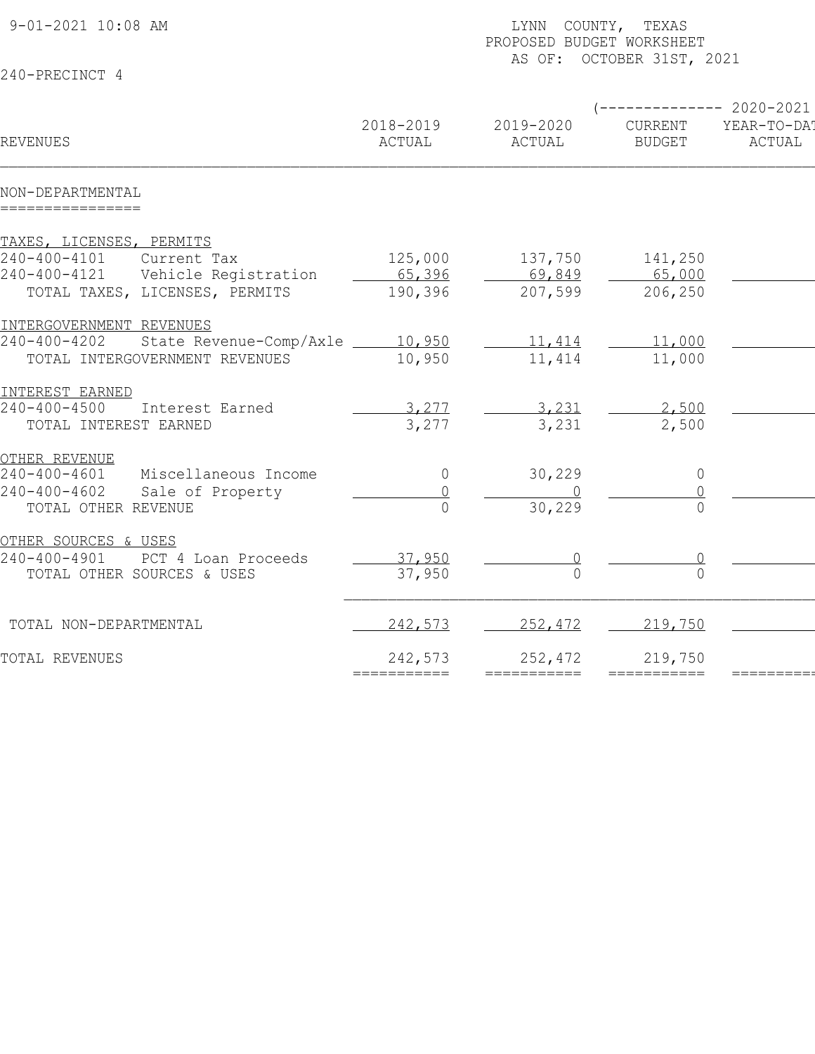9-01-2021 10:08 AM

LYNN COUNTY, TEXAS
PROPOSED BUDGET WORKSHEET
AS OF: OCTOBER 31ST, 2021

240-PRECINCT 4

| REVENUES | 2018-2019 ACTUAL | 2019-2020 ACTUAL | 2020-2021 CURRENT BUDGET | 2020-2021 YEAR-TO-DAT ACTUAL |
|---|---|---|---|---|
| **NON-DEPARTMENTAL** | | | | |
| TAXES, LICENSES, PERMITS | | | | |
| 240-400-4101 Current Tax | 125,000 | 137,750 | 141,250 | |
| 240-400-4121 Vehicle Registration | 65,396 | 69,849 | 65,000 | |
| TOTAL TAXES, LICENSES, PERMITS | 190,396 | 207,599 | 206,250 | |
| INTERGOVERNMENT REVENUES | | | | |
| 240-400-4202 State Revenue-Comp/Axle | 10,950 | 11,414 | 11,000 | |
| TOTAL INTERGOVERNMENT REVENUES | 10,950 | 11,414 | 11,000 | |
| INTEREST EARNED | | | | |
| 240-400-4500 Interest Earned | 3,277 | 3,231 | 2,500 | |
| TOTAL INTEREST EARNED | 3,277 | 3,231 | 2,500 | |
| OTHER REVENUE | | | | |
| 240-400-4601 Miscellaneous Income | 0 | 30,229 | 0 | |
| 240-400-4602 Sale of Property | 0 | 0 | 0 | |
| TOTAL OTHER REVENUE | 0 | 30,229 | 0 | |
| OTHER SOURCES & USES | | | | |
| 240-400-4901 PCT 4 Loan Proceeds | 37,950 | 0 | 0 | |
| TOTAL OTHER SOURCES & USES | 37,950 | 0 | 0 | |
| TOTAL NON-DEPARTMENTAL | 242,573 | 252,472 | 219,750 | |
| TOTAL REVENUES | 242,573 | 252,472 | 219,750 | |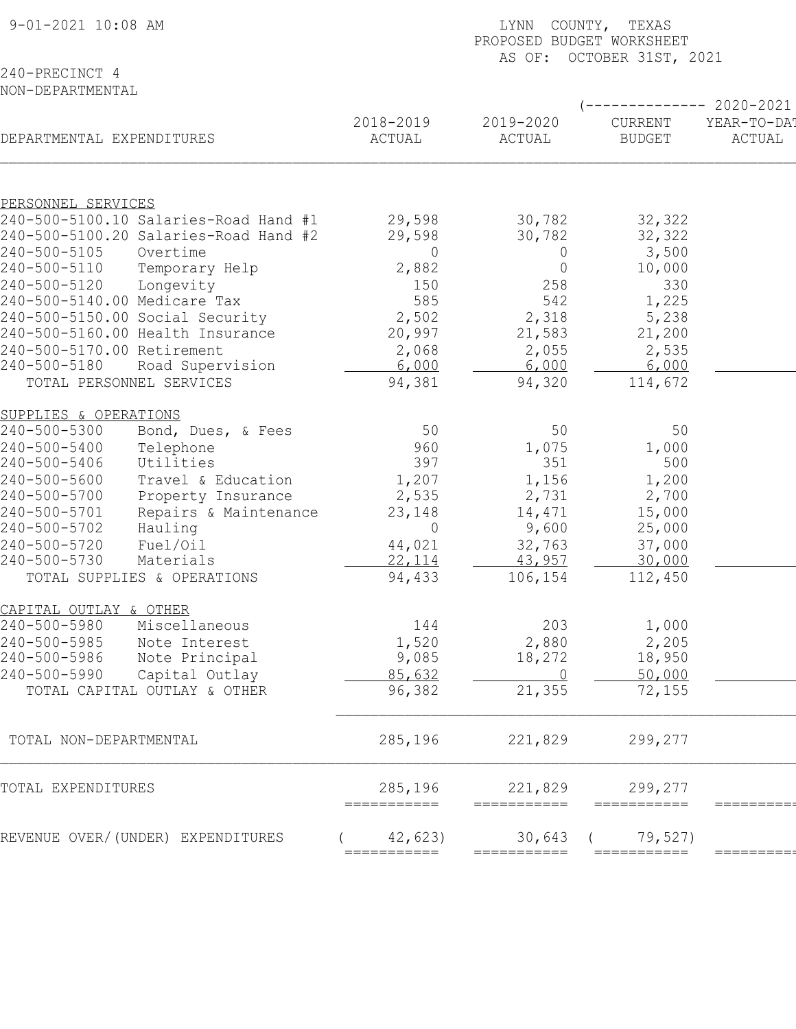9-01-2021 10:08 AM

LYNN COUNTY, TEXAS
PROPOSED BUDGET WORKSHEET
AS OF: OCTOBER 31ST, 2021

240-PRECINCT 4
NON-DEPARTMENTAL

| DEPARTMENTAL EXPENDITURES | 2018-2019 ACTUAL | 2019-2020 ACTUAL | 2020-2021 CURRENT BUDGET | 2020-2021 YEAR-TO-DATE ACTUAL |
|---|---|---|---|---|
| PERSONNEL SERVICES | | | | |
| 240-500-5100.10 Salaries-Road Hand #1 | 29,598 | 30,782 | 32,322 | |
| 240-500-5100.20 Salaries-Road Hand #2 | 29,598 | 30,782 | 32,322 | |
| 240-500-5105 Overtime | 0 | 0 | 3,500 | |
| 240-500-5110 Temporary Help | 2,882 | 0 | 10,000 | |
| 240-500-5120 Longevity | 150 | 258 | 330 | |
| 240-500-5140.00 Medicare Tax | 585 | 542 | 1,225 | |
| 240-500-5150.00 Social Security | 2,502 | 2,318 | 5,238 | |
| 240-500-5160.00 Health Insurance | 20,997 | 21,583 | 21,200 | |
| 240-500-5170.00 Retirement | 2,068 | 2,055 | 2,535 | |
| 240-500-5180 Road Supervision | 6,000 | 6,000 | 6,000 | |
| TOTAL PERSONNEL SERVICES | 94,381 | 94,320 | 114,672 | |
| SUPPLIES & OPERATIONS | | | | |
| 240-500-5300 Bond, Dues, & Fees | 50 | 50 | 50 | |
| 240-500-5400 Telephone | 960 | 1,075 | 1,000 | |
| 240-500-5406 Utilities | 397 | 351 | 500 | |
| 240-500-5600 Travel & Education | 1,207 | 1,156 | 1,200 | |
| 240-500-5700 Property Insurance | 2,535 | 2,731 | 2,700 | |
| 240-500-5701 Repairs & Maintenance | 23,148 | 14,471 | 15,000 | |
| 240-500-5702 Hauling | 0 | 9,600 | 25,000 | |
| 240-500-5720 Fuel/Oil | 44,021 | 32,763 | 37,000 | |
| 240-500-5730 Materials | 22,114 | 43,957 | 30,000 | |
| TOTAL SUPPLIES & OPERATIONS | 94,433 | 106,154 | 112,450 | |
| CAPITAL OUTLAY & OTHER | | | | |
| 240-500-5980 Miscellaneous | 144 | 203 | 1,000 | |
| 240-500-5985 Note Interest | 1,520 | 2,880 | 2,205 | |
| 240-500-5986 Note Principal | 9,085 | 18,272 | 18,950 | |
| 240-500-5990 Capital Outlay | 85,632 | 0 | 50,000 | |
| TOTAL CAPITAL OUTLAY & OTHER | 96,382 | 21,355 | 72,155 | |
| TOTAL NON-DEPARTMENTAL | 285,196 | 221,829 | 299,277 | |
| TOTAL EXPENDITURES | 285,196 | 221,829 | 299,277 | |
| REVENUE OVER/(UNDER) EXPENDITURES | ( 42,623) | 30,643 | ( 79,527) | |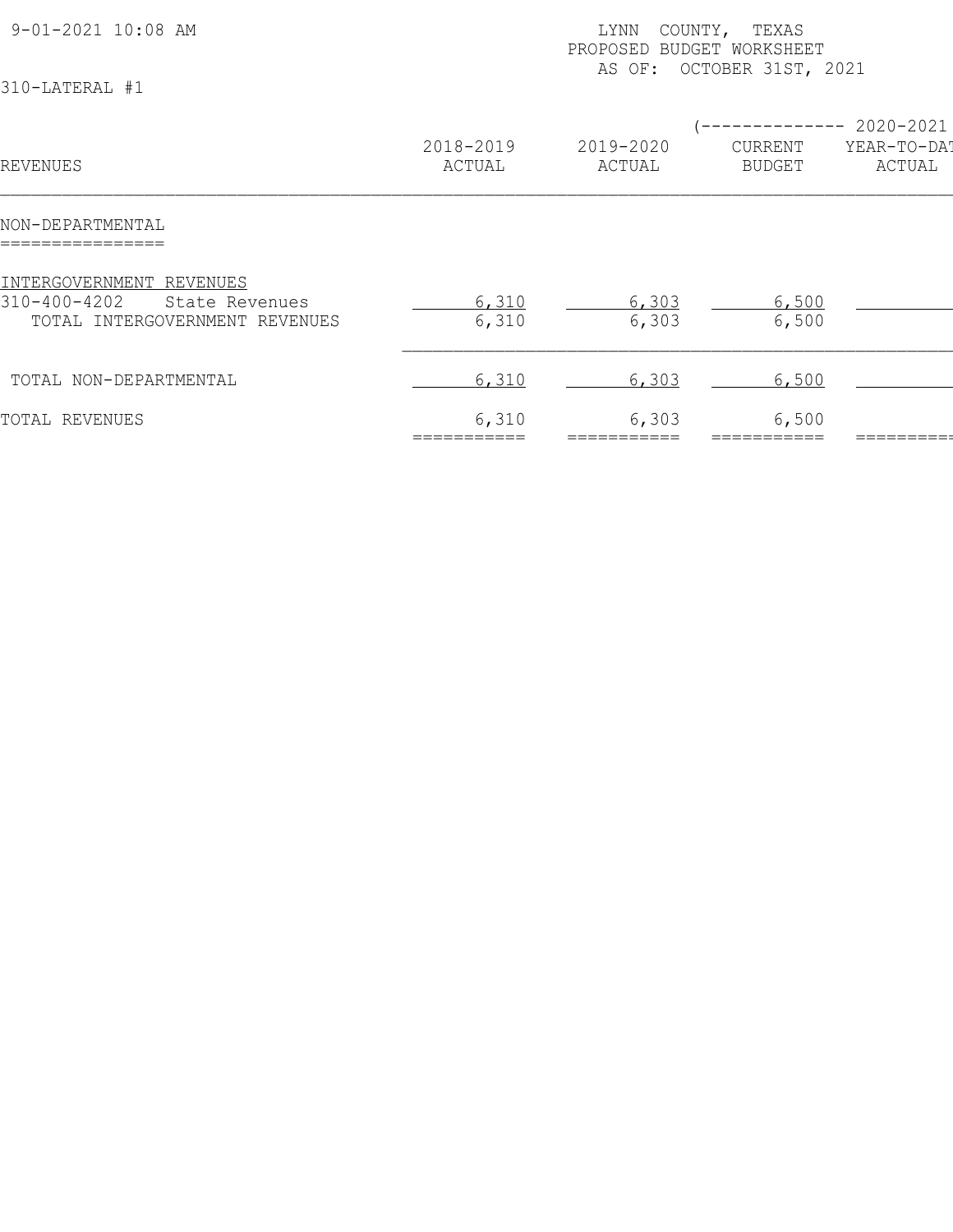9-01-2021 10:08 AM

LYNN COUNTY, TEXAS
PROPOSED BUDGET WORKSHEET
AS OF: OCTOBER 31ST, 2021

310-LATERAL #1

| REVENUES | 2018-2019 ACTUAL | 2019-2020 ACTUAL | (-------------- 2020-2021 CURRENT BUDGET | YEAR-TO-DAT ACTUAL |
|---|---|---|---|---|
| **NON-DEPARTMENTAL** | | | | |
| INTERGOVERNMENT REVENUES | | | | |
| 310-400-4202 State Revenues | 6,310 | 6,303 | 6,500 | |
| TOTAL INTERGOVERNMENT REVENUES | 6,310 | 6,303 | 6,500 | |
| TOTAL NON-DEPARTMENTAL | 6,310 | 6,303 | 6,500 | |
| TOTAL REVENUES | 6,310 | 6,303 | 6,500 | |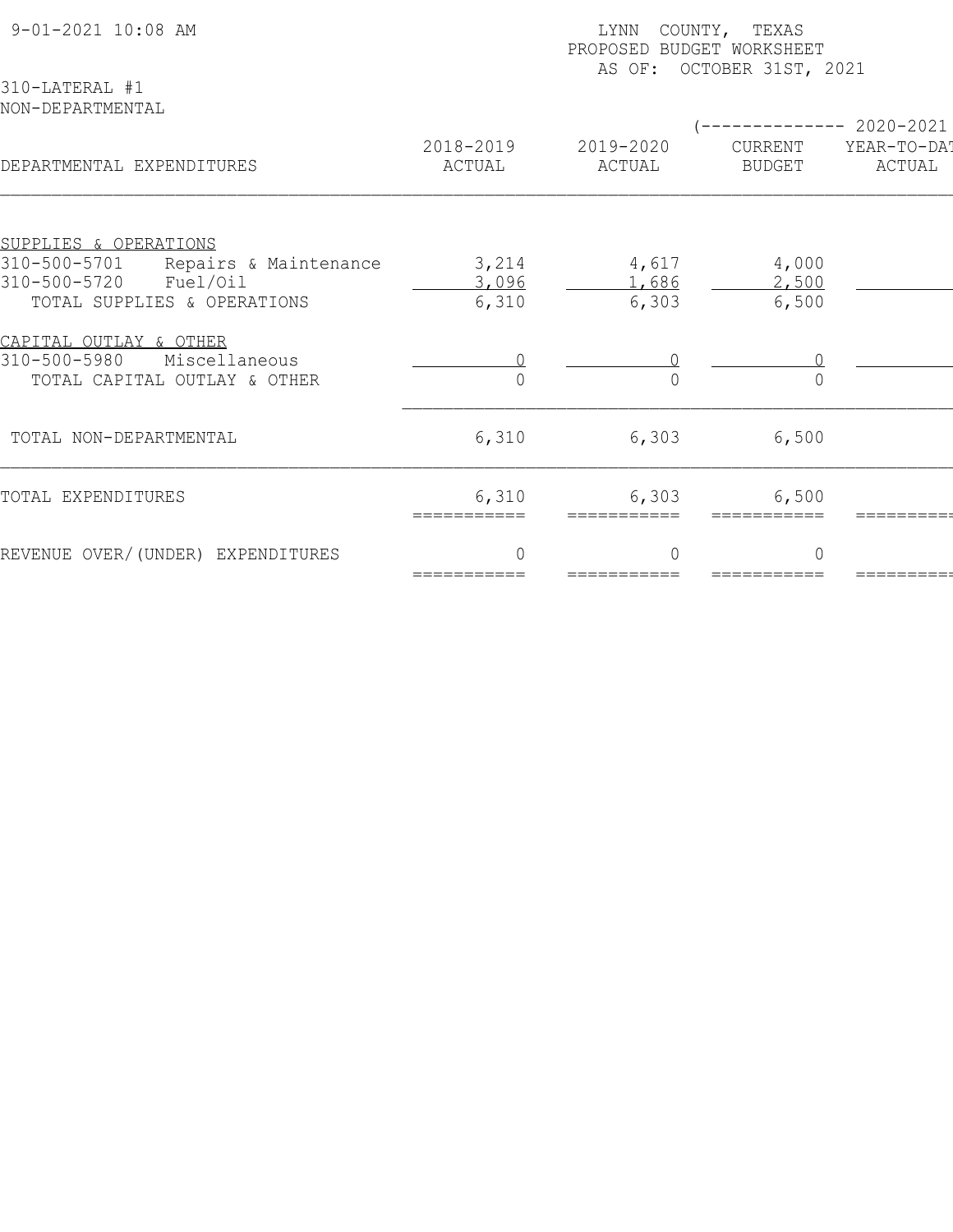9-01-2021 10:08 AM

LYNN COUNTY, TEXAS
PROPOSED BUDGET WORKSHEET
AS OF: OCTOBER 31ST, 2021

310-LATERAL #1
NON-DEPARTMENTAL

| DEPARTMENTAL EXPENDITURES | 2018-2019 ACTUAL | 2019-2020 ACTUAL | 2020-2021 CURRENT BUDGET | 2020-2021 YEAR-TO-DAT ACTUAL |
|---|---|---|---|---|
| SUPPLIES & OPERATIONS | | | | |
| 310-500-5701 Repairs & Maintenance | 3,214 | 4,617 | 4,000 | |
| 310-500-5720 Fuel/Oil | 3,096 | 1,686 | 2,500 | |
| TOTAL SUPPLIES & OPERATIONS | 6,310 | 6,303 | 6,500 | |
| CAPITAL OUTLAY & OTHER | | | | |
| 310-500-5980 Miscellaneous | 0 | 0 | 0 | |
| TOTAL CAPITAL OUTLAY & OTHER | 0 | 0 | 0 | |
| TOTAL NON-DEPARTMENTAL | 6,310 | 6,303 | 6,500 | |
| TOTAL EXPENDITURES | 6,310 | 6,303 | 6,500 | |
| REVENUE OVER/(UNDER) EXPENDITURES | 0 | 0 | 0 | |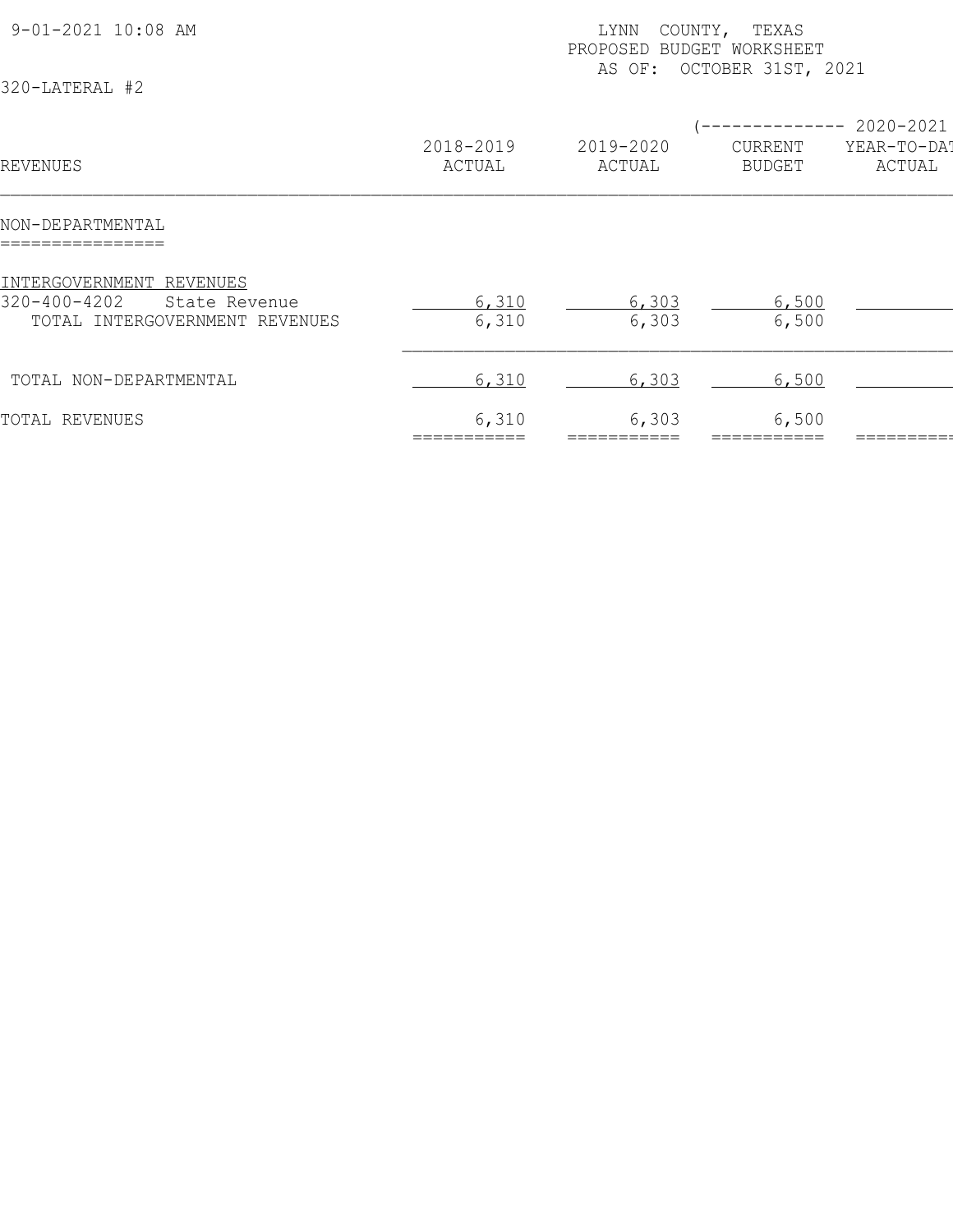9-01-2021 10:08 AM

LYNN COUNTY, TEXAS
PROPOSED BUDGET WORKSHEET
AS OF: OCTOBER 31ST, 2021

320-LATERAL #2

| REVENUES | 2018-2019 ACTUAL | 2019-2020 ACTUAL | (-------------- 2020-2021 CURRENT BUDGET | YEAR-TO-DAT ACTUAL |
|---|---|---|---|---|
| NON-DEPARTMENTAL | | | | |
| INTERGOVERNMENT REVENUES | | | | |
| 320-400-4202 State Revenue | 6,310 | 6,303 | 6,500 | |
| TOTAL INTERGOVERNMENT REVENUES | 6,310 | 6,303 | 6,500 | |
| TOTAL NON-DEPARTMENTAL | 6,310 | 6,303 | 6,500 | |
| TOTAL REVENUES | 6,310 | 6,303 | 6,500 | |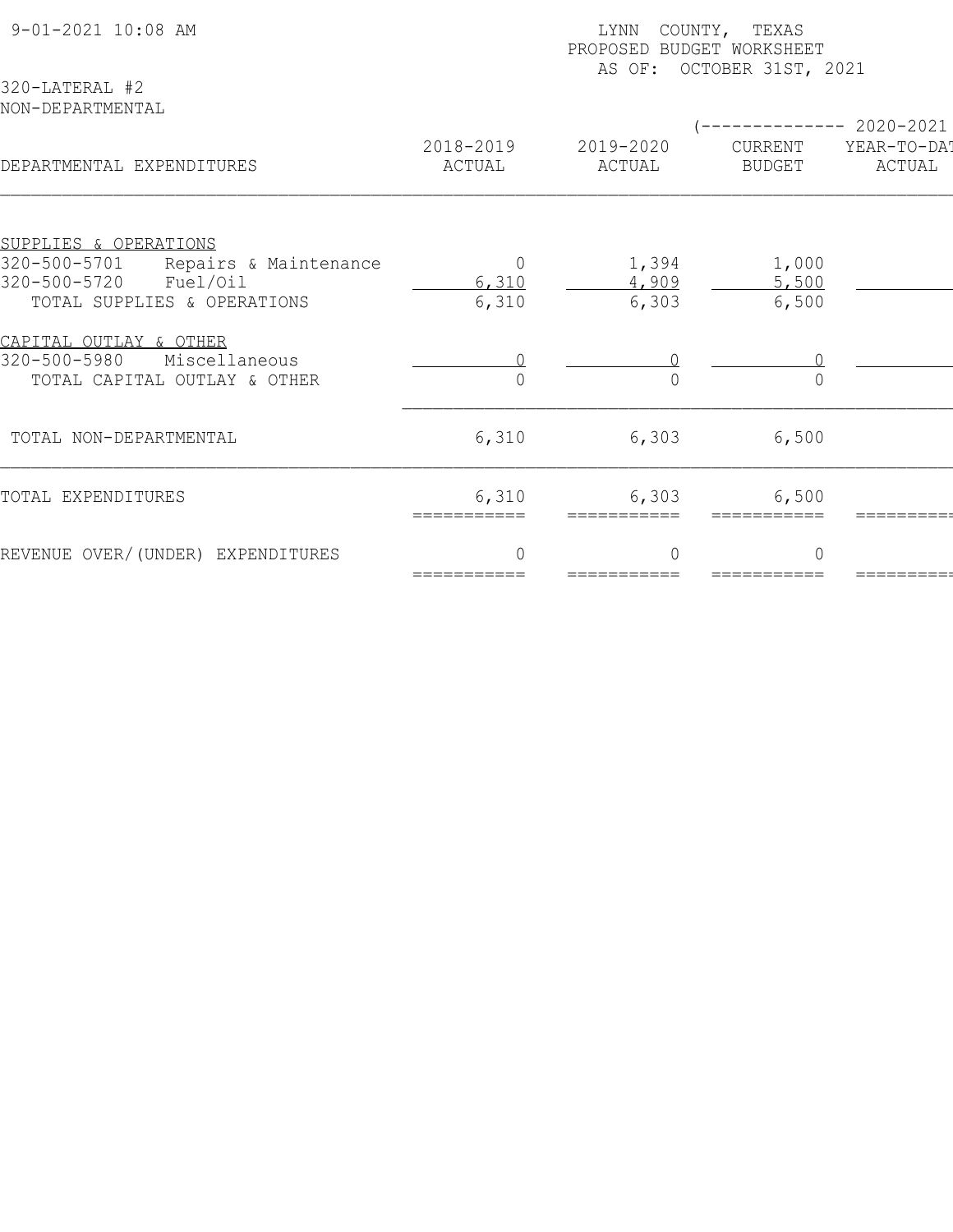LYNN COUNTY, TEXAS
PROPOSED BUDGET WORKSHEET
AS OF: OCTOBER 31ST, 2021

320-LATERAL #2
NON-DEPARTMENTAL

| DEPARTMENTAL EXPENDITURES | 2018-2019 ACTUAL | 2019-2020 ACTUAL | (-------------- 2020-2021 CURRENT BUDGET | YEAR-TO-DAT ACTUAL |
|---|---|---|---|---|
| SUPPLIES & OPERATIONS | | | | |
| 320-500-5701 Repairs & Maintenance | 0 | 1,394 | 1,000 | |
| 320-500-5720 Fuel/Oil | 6,310 | 4,909 | 5,500 | |
| TOTAL SUPPLIES & OPERATIONS | 6,310 | 6,303 | 6,500 | |
| CAPITAL OUTLAY & OTHER | | | | |
| 320-500-5980 Miscellaneous | 0 | 0 | 0 | |
| TOTAL CAPITAL OUTLAY & OTHER | 0 | 0 | 0 | |
| TOTAL NON-DEPARTMENTAL | 6,310 | 6,303 | 6,500 | |
| TOTAL EXPENDITURES | 6,310 | 6,303 | 6,500 | |
| REVENUE OVER/(UNDER) EXPENDITURES | 0 | 0 | 0 | |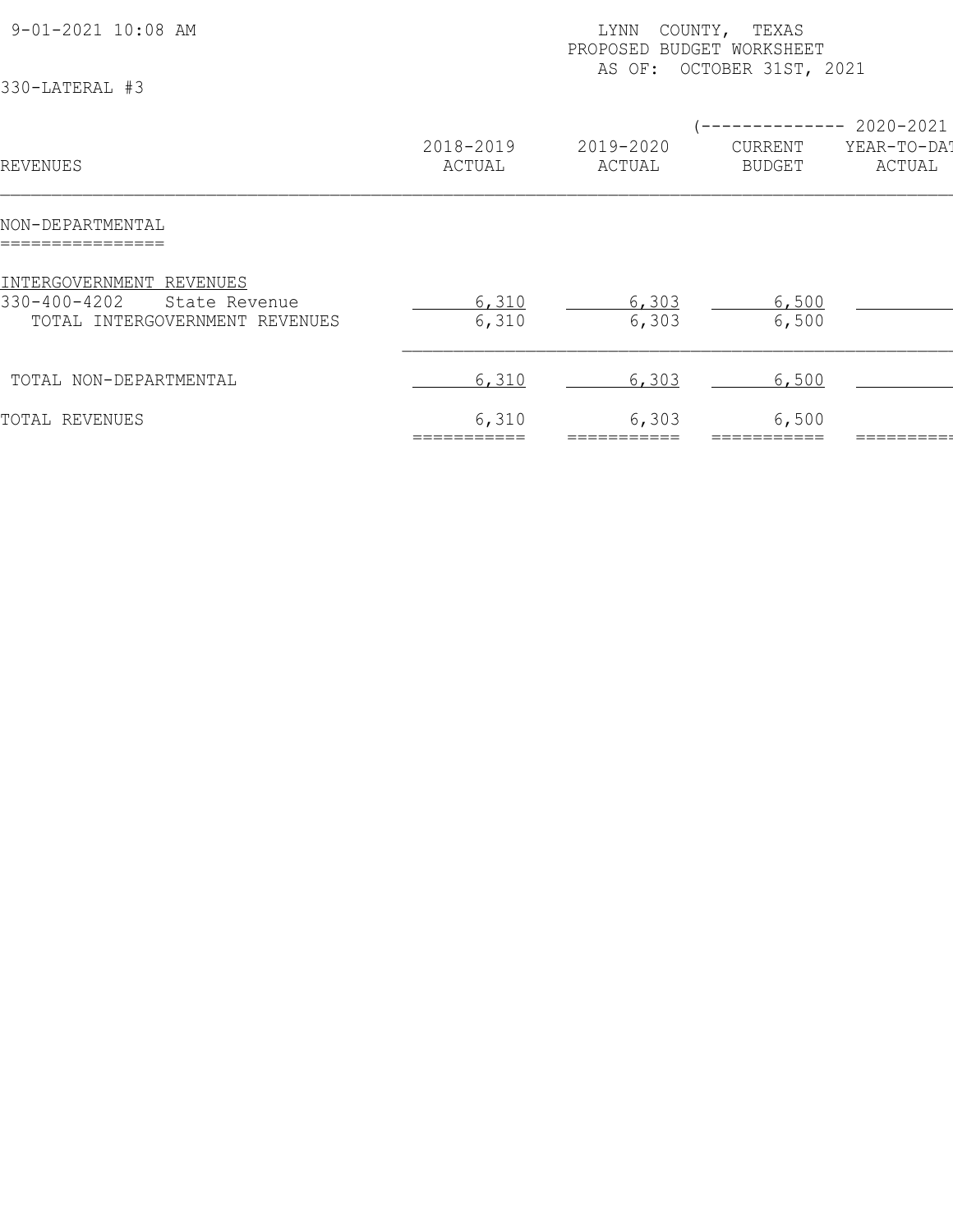9-01-2021 10:08 AM

LYNN COUNTY, TEXAS
PROPOSED BUDGET WORKSHEET
AS OF: OCTOBER 31ST, 2021

330-LATERAL #3

| REVENUES | 2018-2019 ACTUAL | 2019-2020 ACTUAL | (-------------- 2020-2021 CURRENT BUDGET | YEAR-TO-DAT ACTUAL |
|---|---|---|---|---|
| **NON-DEPARTMENTAL** | | | | |
| INTERGOVERNMENT REVENUES | | | | |
| 330-400-4202 State Revenue | 6,310 | 6,303 | 6,500 | |
| TOTAL INTERGOVERNMENT REVENUES | 6,310 | 6,303 | 6,500 | |
| TOTAL NON-DEPARTMENTAL | 6,310 | 6,303 | 6,500 | |
| TOTAL REVENUES | 6,310 | 6,303 | 6,500 | |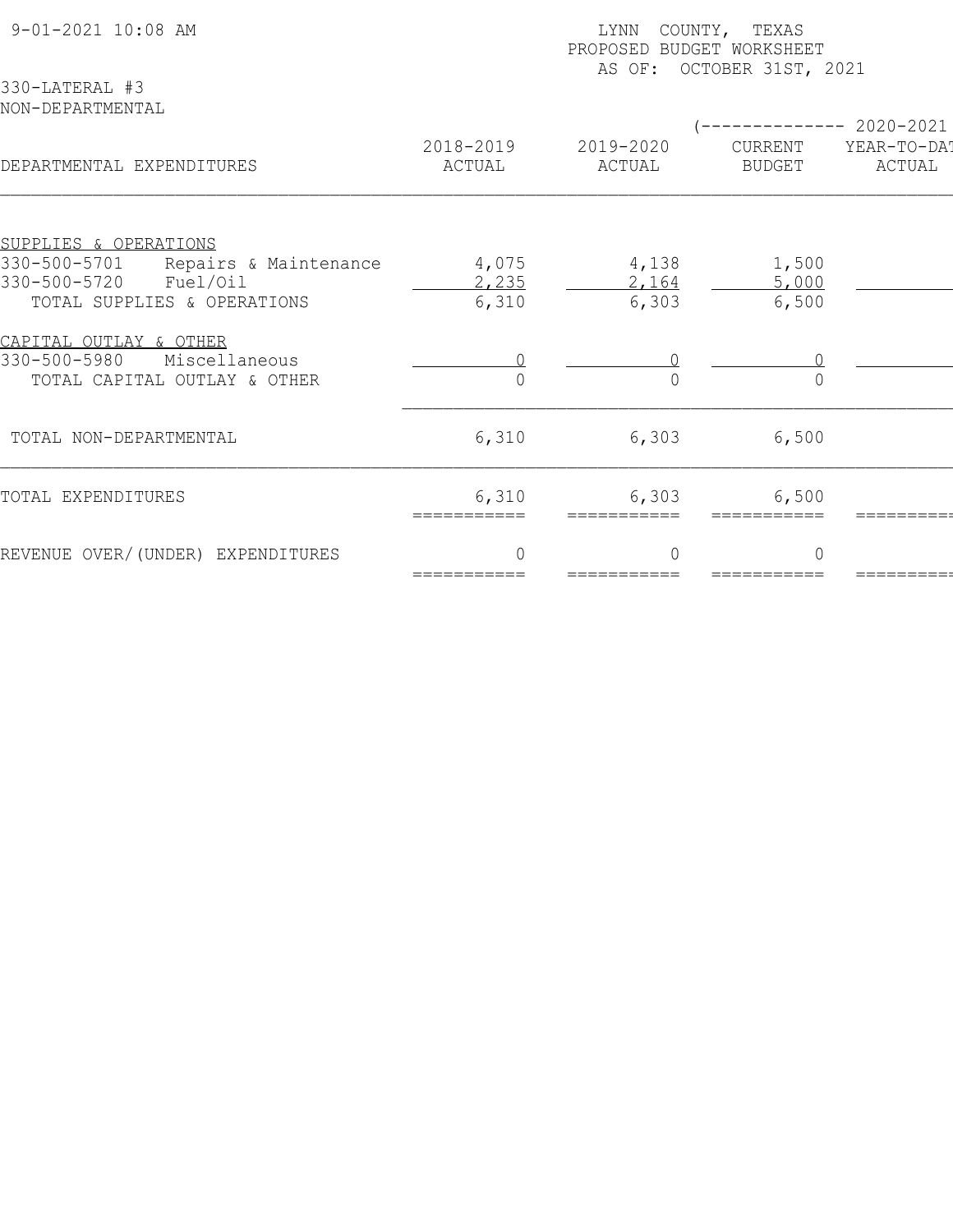9-01-2021 10:08 AM

LYNN COUNTY, TEXAS
PROPOSED BUDGET WORKSHEET
AS OF: OCTOBER 31ST, 2021

330-LATERAL #3
NON-DEPARTMENTAL

| DEPARTMENTAL EXPENDITURES | 2018-2019 ACTUAL | 2019-2020 ACTUAL | (-------------- 2020-2021 CURRENT BUDGET | YEAR-TO-DAT ACTUAL |
|---|---|---|---|---|
| **SUPPLIES & OPERATIONS** | | | | |
| 330-500-5701 Repairs & Maintenance | 4,075 | 4,138 | 1,500 | |
| 330-500-5720 Fuel/Oil | 2,235 | 2,164 | 5,000 | |
| TOTAL SUPPLIES & OPERATIONS | 6,310 | 6,303 | 6,500 | |
| **CAPITAL OUTLAY & OTHER** | | | | |
| 330-500-5980 Miscellaneous | 0 | 0 | 0 | |
| TOTAL CAPITAL OUTLAY & OTHER | 0 | 0 | 0 | |
| TOTAL NON-DEPARTMENTAL | 6,310 | 6,303 | 6,500 | |
| TOTAL EXPENDITURES | 6,310 | 6,303 | 6,500 | |
| REVENUE OVER/(UNDER) EXPENDITURES | 0 | 0 | 0 | |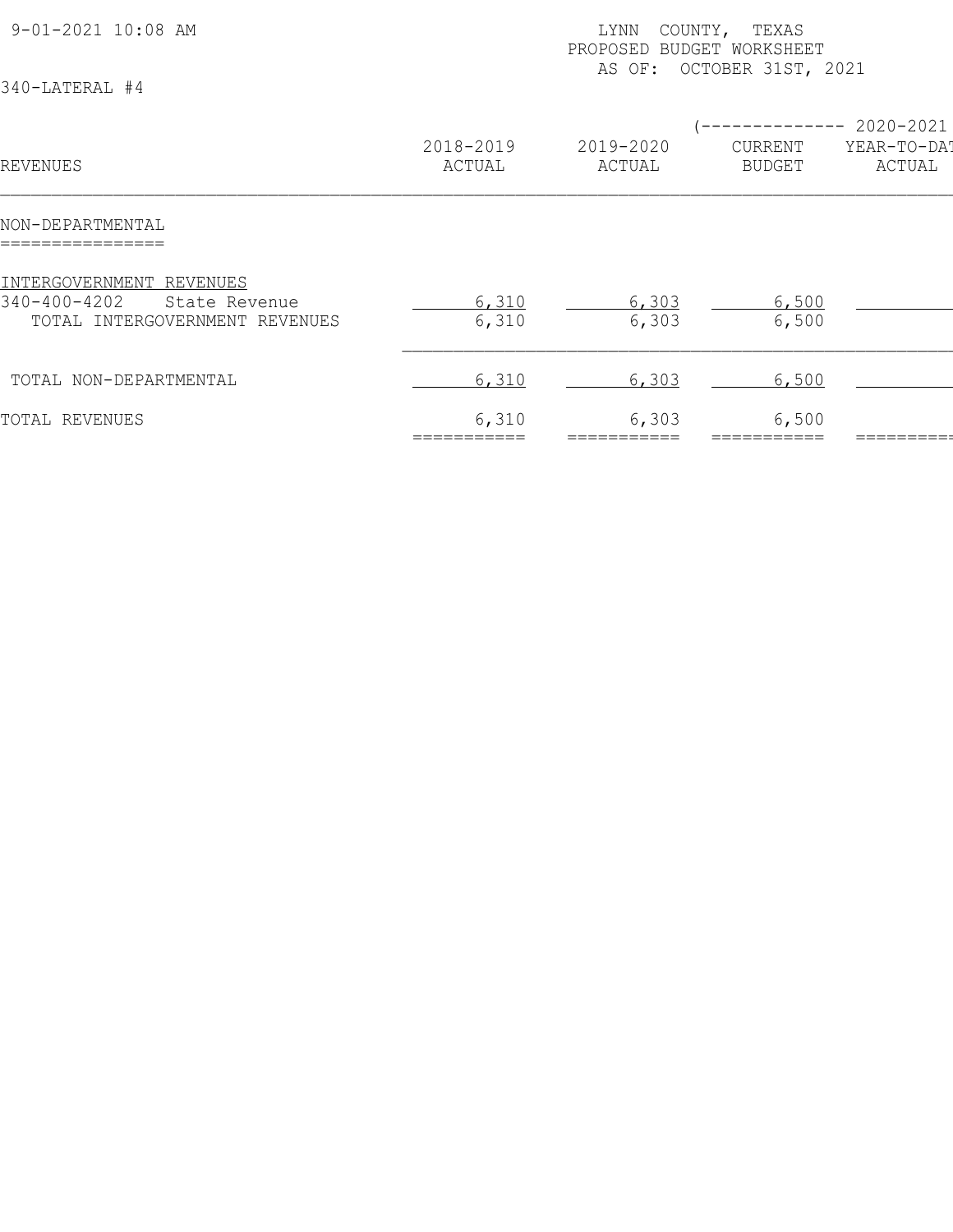9-01-2021 10:08 AM

LYNN COUNTY, TEXAS
PROPOSED BUDGET WORKSHEET
AS OF: OCTOBER 31ST, 2021

340-LATERAL #4

| REVENUES | 2018-2019 ACTUAL | 2019-2020 ACTUAL | 2020-2021 CURRENT BUDGET | 2020-2021 YEAR-TO-DAT ACTUAL |
|---|---|---|---|---|
| **NON-DEPARTMENTAL** | | | | |
| INTERGOVERNMENT REVENUES | | | | |
| 340-400-4202 State Revenue | 6,310 | 6,303 | 6,500 | |
| TOTAL INTERGOVERNMENT REVENUES | 6,310 | 6,303 | 6,500 | |
| TOTAL NON-DEPARTMENTAL | 6,310 | 6,303 | 6,500 | |
| TOTAL REVENUES | 6,310 | 6,303 | 6,500 | |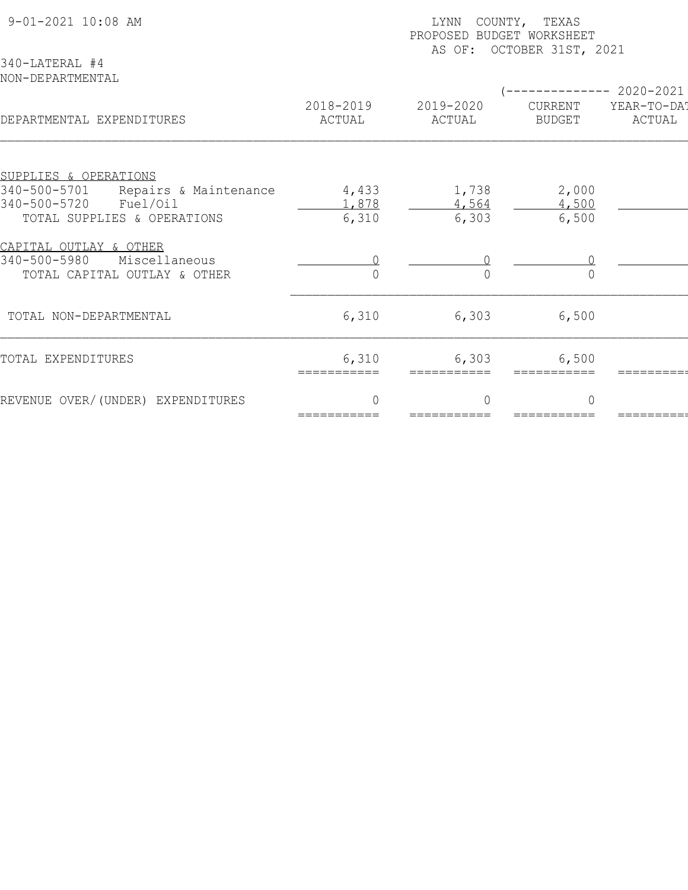LYNN COUNTY, TEXAS
PROPOSED BUDGET WORKSHEET
AS OF: OCTOBER 31ST, 2021

9-01-2021 10:08 AM

340-LATERAL #4
NON-DEPARTMENTAL

| DEPARTMENTAL EXPENDITURES | 2018-2019 ACTUAL | 2019-2020 ACTUAL | (-------------- 2020-2021 CURRENT BUDGET | YEAR-TO-DAT ACTUAL |
|---|---|---|---|---|
| **SUPPLIES & OPERATIONS** | | | | |
| 340-500-5701 Repairs & Maintenance | 4,433 | 1,738 | 2,000 | |
| 340-500-5720 Fuel/Oil | 1,878 | 4,564 | 4,500 | |
| TOTAL SUPPLIES & OPERATIONS | 6,310 | 6,303 | 6,500 | |
| **CAPITAL OUTLAY & OTHER** | | | | |
| 340-500-5980 Miscellaneous | 0 | 0 | 0 | |
| TOTAL CAPITAL OUTLAY & OTHER | 0 | 0 | 0 | |
| TOTAL NON-DEPARTMENTAL | 6,310 | 6,303 | 6,500 | |
| TOTAL EXPENDITURES | 6,310 | 6,303 | 6,500 | |
| REVENUE OVER/(UNDER) EXPENDITURES | 0 | 0 | 0 | |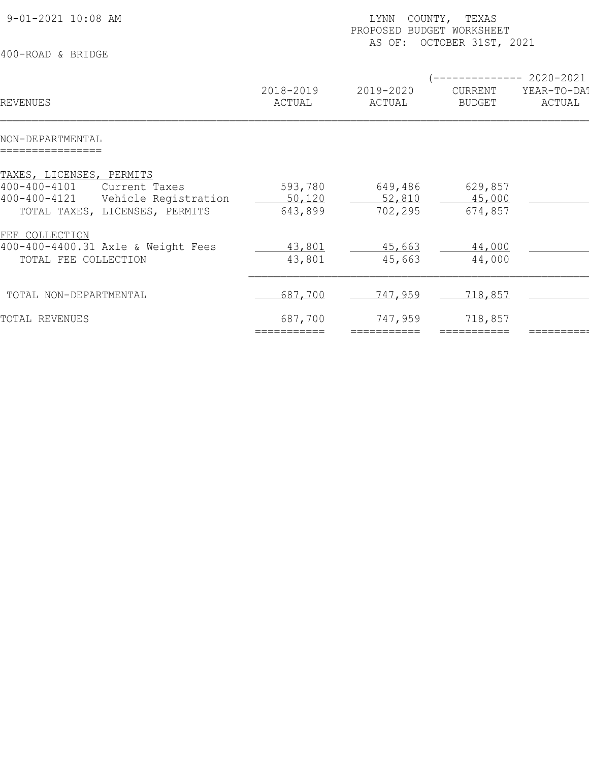9-01-2021 10:08 AM

LYNN COUNTY, TEXAS
PROPOSED BUDGET WORKSHEET
AS OF: OCTOBER 31ST, 2021

400-ROAD & BRIDGE

| REVENUES | 2018-2019 ACTUAL | 2019-2020 ACTUAL | (-------------- 2020-2021 CURRENT BUDGET | YEAR-TO-DAT ACTUAL |
|---|---|---|---|---|
| **NON-DEPARTMENTAL** | | | | |
| **TAXES, LICENSES, PERMITS** | | | | |
| 400-400-4101 Current Taxes | 593,780 | 649,486 | 629,857 | |
| 400-400-4121 Vehicle Registration | 50,120 | 52,810 | 45,000 | |
| TOTAL TAXES, LICENSES, PERMITS | 643,899 | 702,295 | 674,857 | |
| **FEE COLLECTION** | | | | |
| 400-400-4400.31 Axle & Weight Fees | 43,801 | 45,663 | 44,000 | |
| TOTAL FEE COLLECTION | 43,801 | 45,663 | 44,000 | |
| TOTAL NON-DEPARTMENTAL | 687,700 | 747,959 | 718,857 | |
| TOTAL REVENUES | 687,700 | 747,959 | 718,857 | |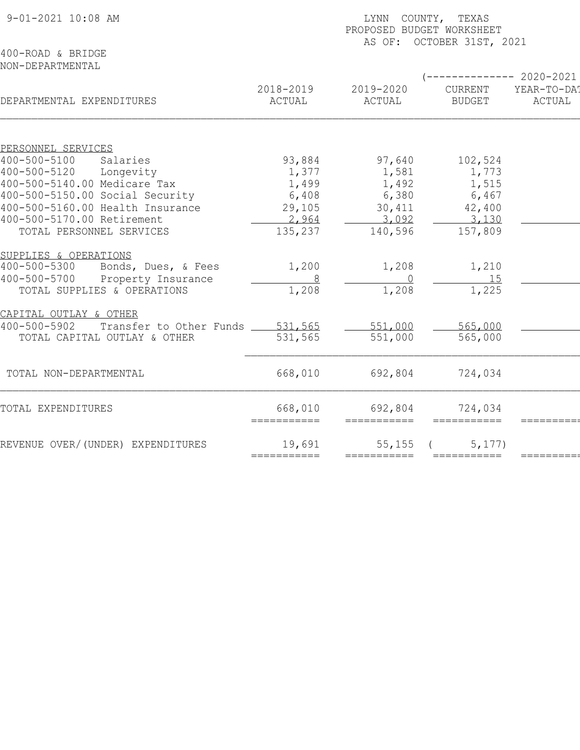9-01-2021 10:08 AM

LYNN COUNTY, TEXAS
PROPOSED BUDGET WORKSHEET
AS OF: OCTOBER 31ST, 2021

400-ROAD & BRIDGE
NON-DEPARTMENTAL

| DEPARTMENTAL EXPENDITURES | 2018-2019 ACTUAL | 2019-2020 ACTUAL | (-------------- 2020-2021 CURRENT BUDGET | YEAR-TO-DAT ACTUAL |
|---|---|---|---|---|
| PERSONNEL SERVICES | | | | |
| 400-500-5100 Salaries | 93,884 | 97,640 | 102,524 | |
| 400-500-5120 Longevity | 1,377 | 1,581 | 1,773 | |
| 400-500-5140.00 Medicare Tax | 1,499 | 1,492 | 1,515 | |
| 400-500-5150.00 Social Security | 6,408 | 6,380 | 6,467 | |
| 400-500-5160.00 Health Insurance | 29,105 | 30,411 | 42,400 | |
| 400-500-5170.00 Retirement | 2,964 | 3,092 | 3,130 | |
| TOTAL PERSONNEL SERVICES | 135,237 | 140,596 | 157,809 | |
| SUPPLIES & OPERATIONS | | | | |
| 400-500-5300 Bonds, Dues, & Fees | 1,200 | 1,208 | 1,210 | |
| 400-500-5700 Property Insurance | 8 | 0 | 15 | |
| TOTAL SUPPLIES & OPERATIONS | 1,208 | 1,208 | 1,225 | |
| CAPITAL OUTLAY & OTHER | | | | |
| 400-500-5902 Transfer to Other Funds | 531,565 | 551,000 | 565,000 | |
| TOTAL CAPITAL OUTLAY & OTHER | 531,565 | 551,000 | 565,000 | |
| TOTAL NON-DEPARTMENTAL | 668,010 | 692,804 | 724,034 | |
| TOTAL EXPENDITURES | 668,010 | 692,804 | 724,034 | |
| REVENUE OVER/(UNDER) EXPENDITURES | 19,691 | 55,155 | ( 5,177) | |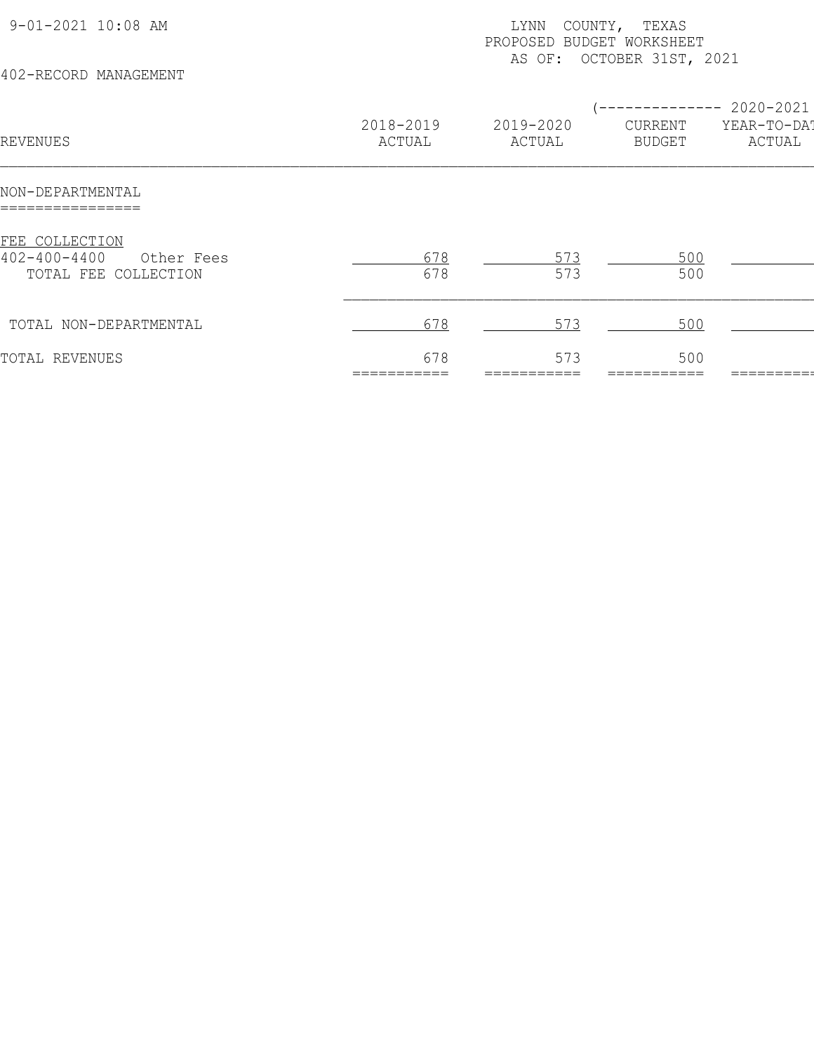9-01-2021 10:08 AM

LYNN COUNTY, TEXAS
PROPOSED BUDGET WORKSHEET
AS OF: OCTOBER 31ST, 2021

402-RECORD MANAGEMENT

| REVENUES | 2018-2019 ACTUAL | 2019-2020 ACTUAL | (-------------- 2020-2021 CURRENT BUDGET | YEAR-TO-DAT ACTUAL |
|---|---|---|---|---|
| **NON-DEPARTMENTAL** | | | | |
| FEE COLLECTION | | | | |
| 402-400-4400 Other Fees | 678 | 573 | 500 | |
| TOTAL FEE COLLECTION | 678 | 573 | 500 | |
| TOTAL NON-DEPARTMENTAL | 678 | 573 | 500 | |
| TOTAL REVENUES | 678 | 573 | 500 | |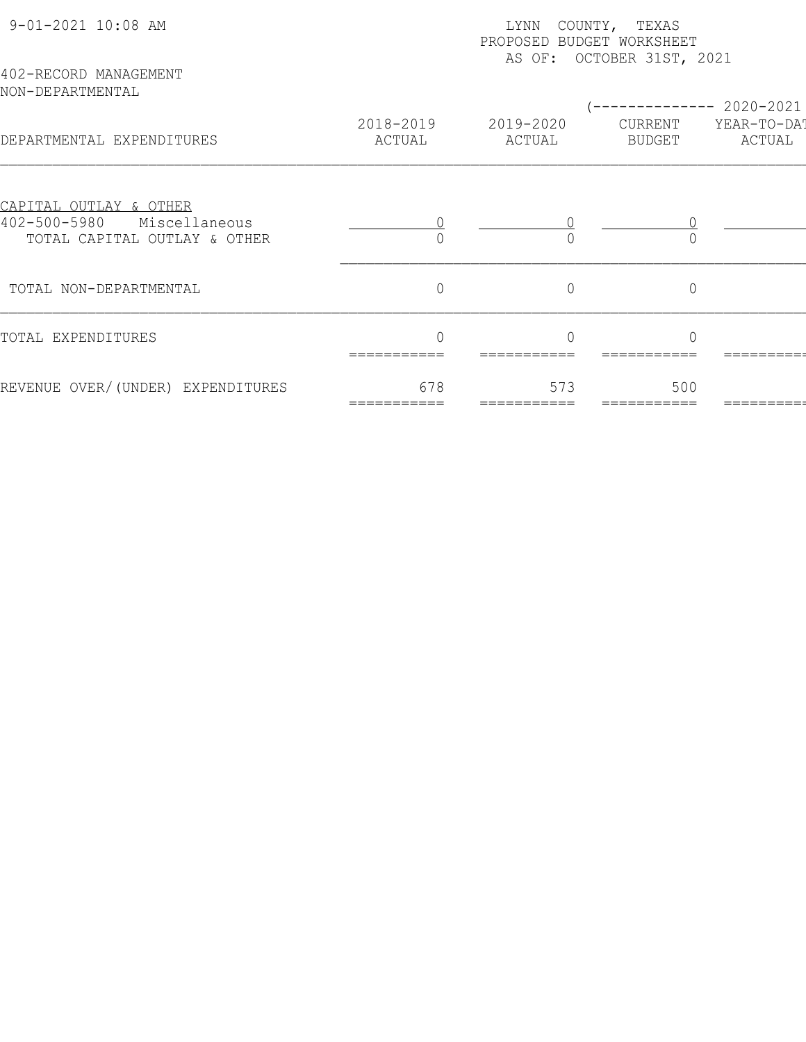9-01-2021 10:08 AM

LYNN COUNTY, TEXAS
PROPOSED BUDGET WORKSHEET
AS OF: OCTOBER 31ST, 2021

402-RECORD MANAGEMENT
NON-DEPARTMENTAL

| DEPARTMENTAL EXPENDITURES | 2018-2019 ACTUAL | 2019-2020 ACTUAL | (-------------- 2020-2021 CURRENT BUDGET | YEAR-TO-DAT ACTUAL |
|---|---|---|---|---|
| CAPITAL OUTLAY & OTHER | | | | |
| 402-500-5980 Miscellaneous | 0 | 0 | 0 | |
| TOTAL CAPITAL OUTLAY & OTHER | 0 | 0 | 0 | |
| TOTAL NON-DEPARTMENTAL | 0 | 0 | 0 | |
| TOTAL EXPENDITURES | 0 | 0 | 0 | |
| REVENUE OVER/(UNDER) EXPENDITURES | 678 | 573 | 500 | |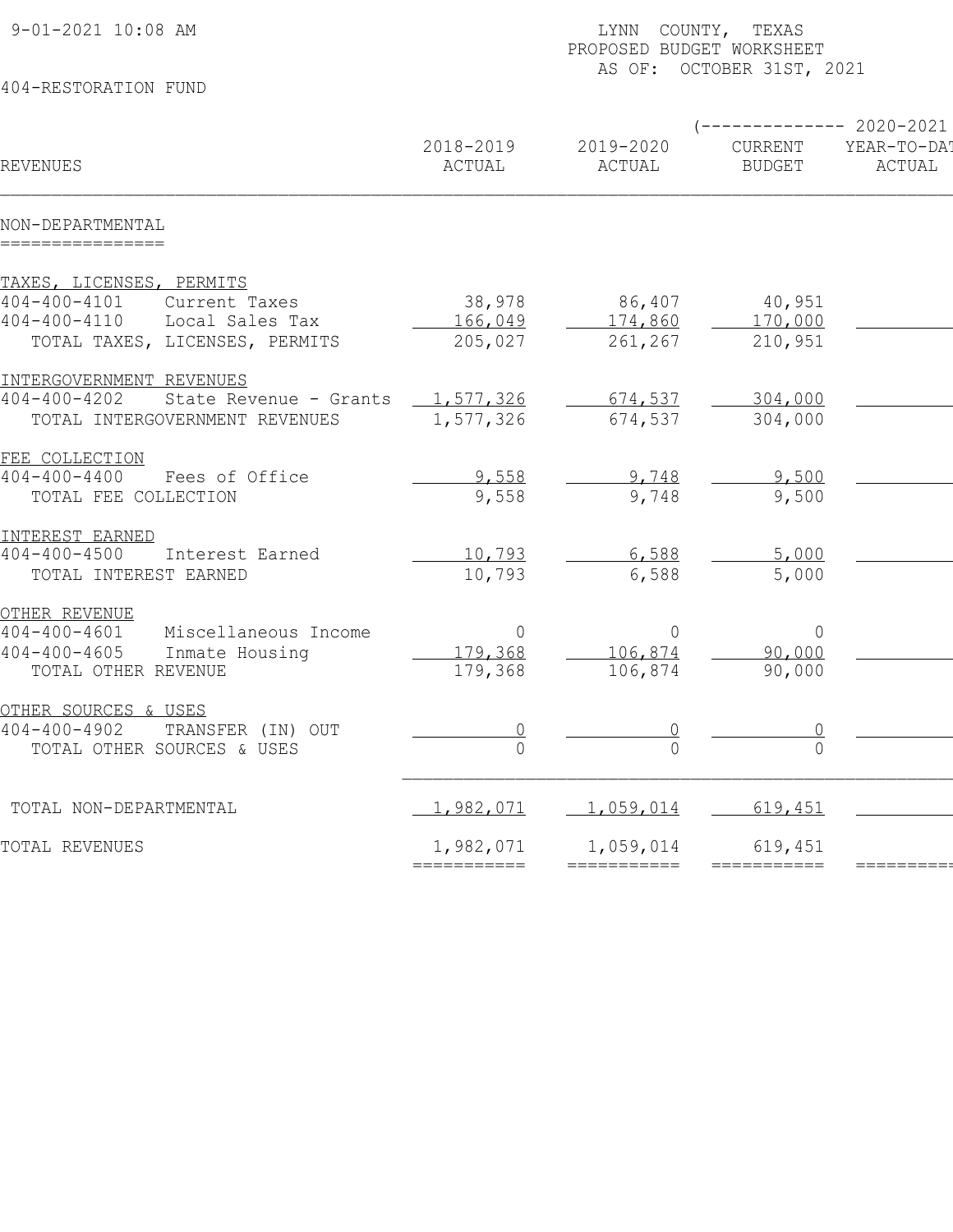9-01-2021 10:08 AM

LYNN COUNTY, TEXAS
PROPOSED BUDGET WORKSHEET
AS OF: OCTOBER 31ST, 2021

404-RESTORATION FUND

| REVENUES | 2018-2019 ACTUAL | 2019-2020 ACTUAL | 2020-2021 CURRENT BUDGET | 2020-2021 YEAR-TO-DATE ACTUAL |
|---|---|---|---|---|
| **NON-DEPARTMENTAL** | | | | |
| TAXES, LICENSES, PERMITS | | | | |
| 404-400-4101 Current Taxes | 38,978 | 86,407 | 40,951 | |
| 404-400-4110 Local Sales Tax | 166,049 | 174,860 | 170,000 | |
| TOTAL TAXES, LICENSES, PERMITS | 205,027 | 261,267 | 210,951 | |
| INTERGOVERNMENT REVENUES | | | | |
| 404-400-4202 State Revenue - Grants | 1,577,326 | 674,537 | 304,000 | |
| TOTAL INTERGOVERNMENT REVENUES | 1,577,326 | 674,537 | 304,000 | |
| FEE COLLECTION | | | | |
| 404-400-4400 Fees of Office | 9,558 | 9,748 | 9,500 | |
| TOTAL FEE COLLECTION | 9,558 | 9,748 | 9,500 | |
| INTEREST EARNED | | | | |
| 404-400-4500 Interest Earned | 10,793 | 6,588 | 5,000 | |
| TOTAL INTEREST EARNED | 10,793 | 6,588 | 5,000 | |
| OTHER REVENUE | | | | |
| 404-400-4601 Miscellaneous Income | 0 | 0 | 0 | |
| 404-400-4605 Inmate Housing | 179,368 | 106,874 | 90,000 | |
| TOTAL OTHER REVENUE | 179,368 | 106,874 | 90,000 | |
| OTHER SOURCES & USES | | | | |
| 404-400-4902 TRANSFER (IN) OUT | 0 | 0 | 0 | |
| TOTAL OTHER SOURCES & USES | 0 | 0 | 0 | |
| TOTAL NON-DEPARTMENTAL | 1,982,071 | 1,059,014 | 619,451 | |
| TOTAL REVENUES | 1,982,071 | 1,059,014 | 619,451 | |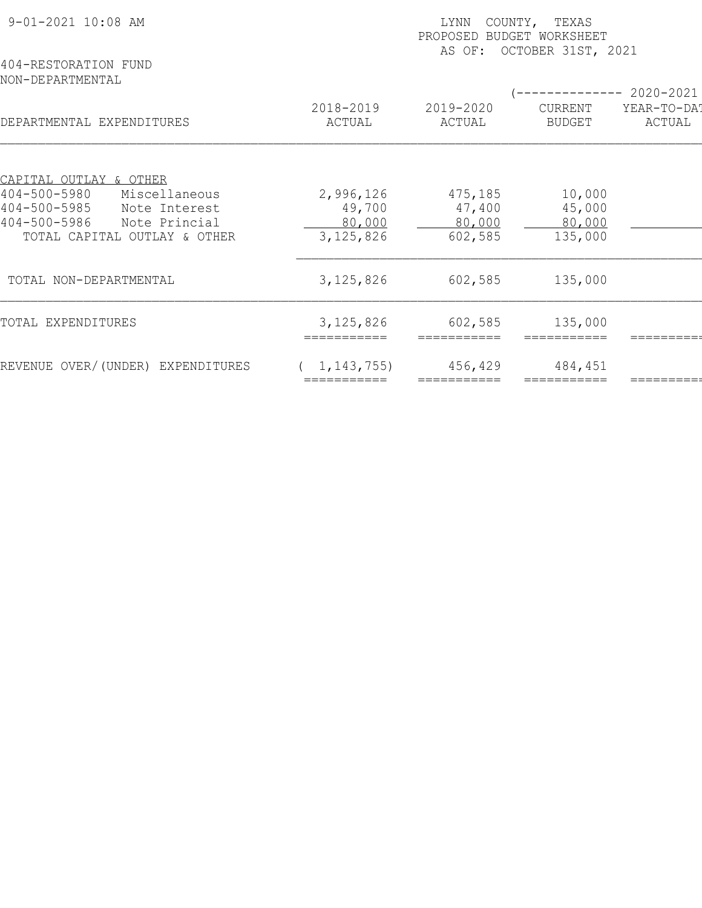9-01-2021 10:08 AM

LYNN COUNTY, TEXAS
PROPOSED BUDGET WORKSHEET
AS OF: OCTOBER 31ST, 2021

404-RESTORATION FUND
NON-DEPARTMENTAL

| DEPARTMENTAL EXPENDITURES | 2018-2019 ACTUAL | 2019-2020 ACTUAL | (-------------- 2020-2021 CURRENT BUDGET | YEAR-TO-DAT ACTUAL |
|---|---|---|---|---|
| CAPITAL OUTLAY & OTHER | | | | |
| 404-500-5980 Miscellaneous | 2,996,126 | 475,185 | 10,000 | |
| 404-500-5985 Note Interest | 49,700 | 47,400 | 45,000 | |
| 404-500-5986 Note Princial | 80,000 | 80,000 | 80,000 | |
| TOTAL CAPITAL OUTLAY & OTHER | 3,125,826 | 602,585 | 135,000 | |
| TOTAL NON-DEPARTMENTAL | 3,125,826 | 602,585 | 135,000 | |
| TOTAL EXPENDITURES | 3,125,826 | 602,585 | 135,000 | |
| REVENUE OVER/(UNDER) EXPENDITURES | ( 1,143,755) | 456,429 | 484,451 | |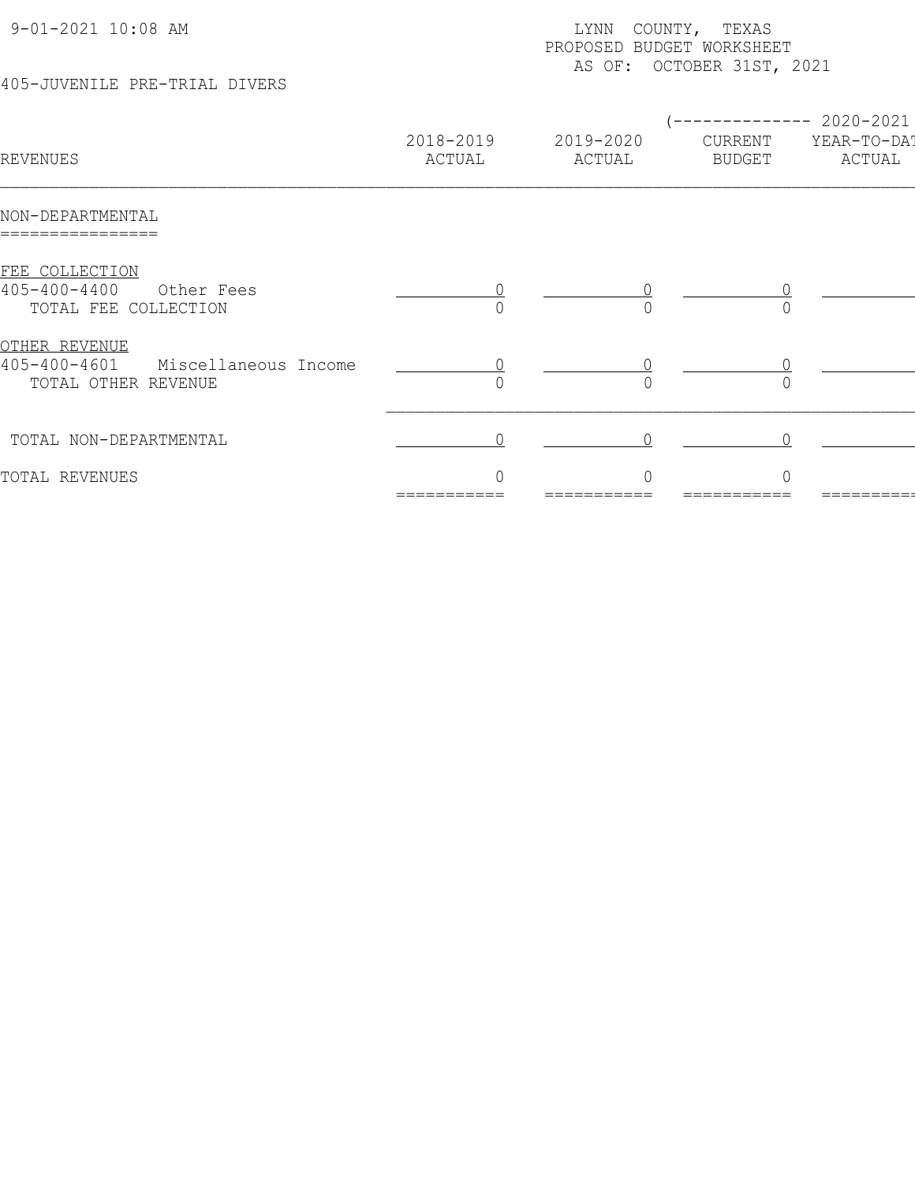9-01-2021 10:08 AM

LYNN COUNTY, TEXAS
PROPOSED BUDGET WORKSHEET
AS OF: OCTOBER 31ST, 2021

405-JUVENILE PRE-TRIAL DIVERS

| REVENUES | 2018-2019 ACTUAL | 2019-2020 ACTUAL | (-------------- 2020-2021 CURRENT BUDGET | YEAR-TO-DAT ACTUAL |
|---|---|---|---|---|
| **NON-DEPARTMENTAL** | | | | |
| FEE COLLECTION | | | | |
| 405-400-4400 Other Fees | 0 | 0 | 0 | |
| TOTAL FEE COLLECTION | 0 | 0 | 0 | |
| OTHER REVENUE | | | | |
| 405-400-4601 Miscellaneous Income | 0 | 0 | 0 | |
| TOTAL OTHER REVENUE | 0 | 0 | 0 | |
| TOTAL NON-DEPARTMENTAL | 0 | 0 | 0 | |
| TOTAL REVENUES | 0 | 0 | 0 | |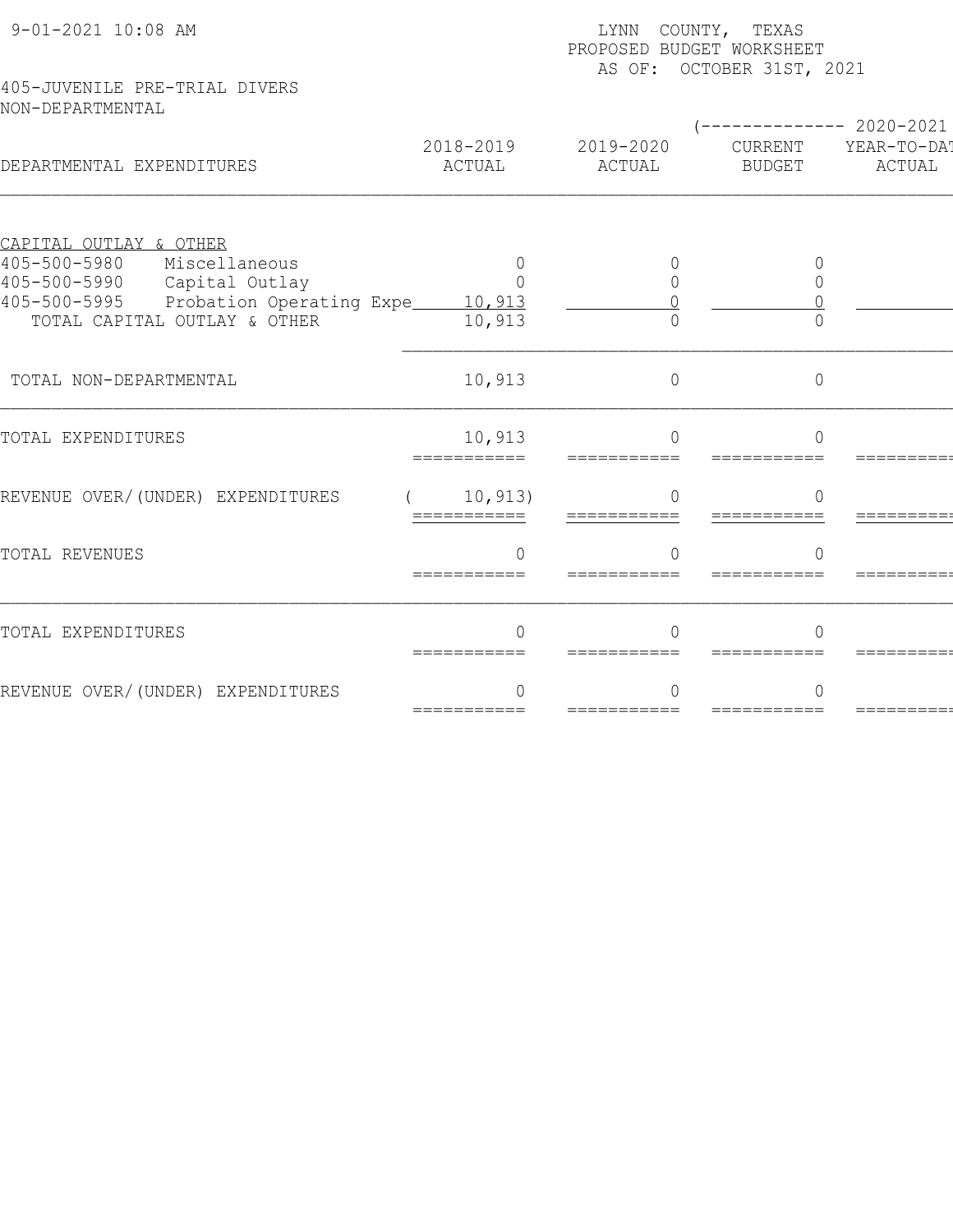9-01-2021 10:08 AM

LYNN COUNTY, TEXAS
PROPOSED BUDGET WORKSHEET
AS OF: OCTOBER 31ST, 2021

405-JUVENILE PRE-TRIAL DIVERS
NON-DEPARTMENTAL

| DEPARTMENTAL EXPENDITURES | 2018-2019 ACTUAL | 2019-2020 ACTUAL | (-------------- 2020-2021 CURRENT BUDGET | YEAR-TO-DAT ACTUAL |
|---|---|---|---|---|
| CAPITAL OUTLAY & OTHER | | | | |
| 405-500-5980 Miscellaneous | 0 | 0 | 0 | |
| 405-500-5990 Capital Outlay | 0 | 0 | 0 | |
| 405-500-5995 Probation Operating Expe | 10,913 | 0 | 0 | |
| TOTAL CAPITAL OUTLAY & OTHER | 10,913 | 0 | 0 | |
| TOTAL NON-DEPARTMENTAL | 10,913 | 0 | 0 | |
| TOTAL EXPENDITURES | 10,913 | 0 | 0 | |
| REVENUE OVER/(UNDER) EXPENDITURES | ( 10,913) | 0 | 0 | |
| TOTAL REVENUES | 0 | 0 | 0 | |
| TOTAL EXPENDITURES | 0 | 0 | 0 | |
| REVENUE OVER/(UNDER) EXPENDITURES | 0 | 0 | 0 | |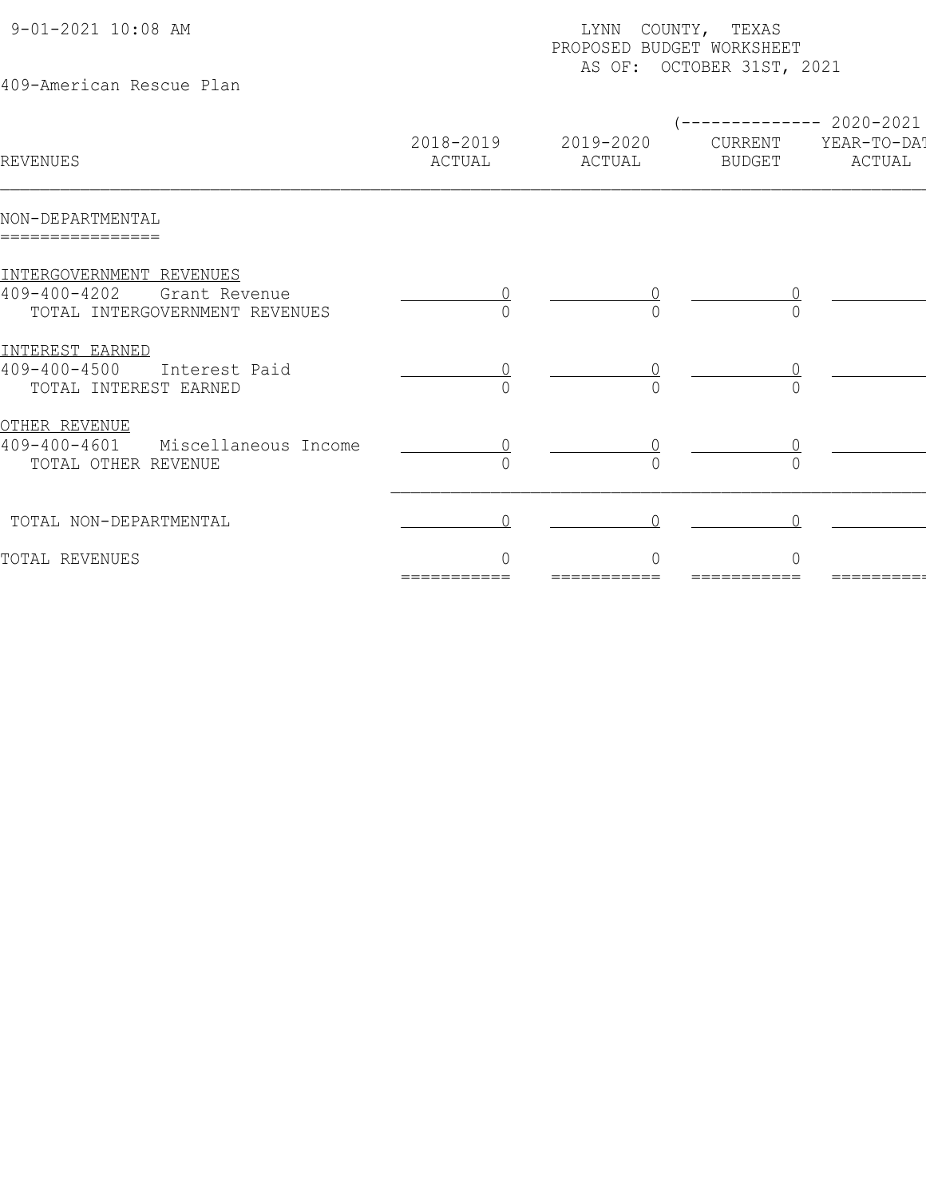9-01-2021 10:08 AM

LYNN COUNTY, TEXAS
PROPOSED BUDGET WORKSHEET
AS OF: OCTOBER 31ST, 2021

409-American Rescue Plan

| REVENUES | 2018-2019 ACTUAL | 2019-2020 ACTUAL | (-------------- 2020-2021 CURRENT BUDGET | YEAR-TO-DAT ACTUAL |
|---|---|---|---|---|
| **NON-DEPARTMENTAL** | | | | |
| INTERGOVERNMENT REVENUES | | | | |
| 409-400-4202 Grant Revenue | 0 | 0 | 0 | |
| TOTAL INTERGOVERNMENT REVENUES | 0 | 0 | 0 | |
| INTEREST EARNED | | | | |
| 409-400-4500 Interest Paid | 0 | 0 | 0 | |
| TOTAL INTEREST EARNED | 0 | 0 | 0 | |
| OTHER REVENUE | | | | |
| 409-400-4601 Miscellaneous Income | 0 | 0 | 0 | |
| TOTAL OTHER REVENUE | 0 | 0 | 0 | |
| TOTAL NON-DEPARTMENTAL | 0 | 0 | 0 | |
| TOTAL REVENUES | 0 | 0 | 0 | |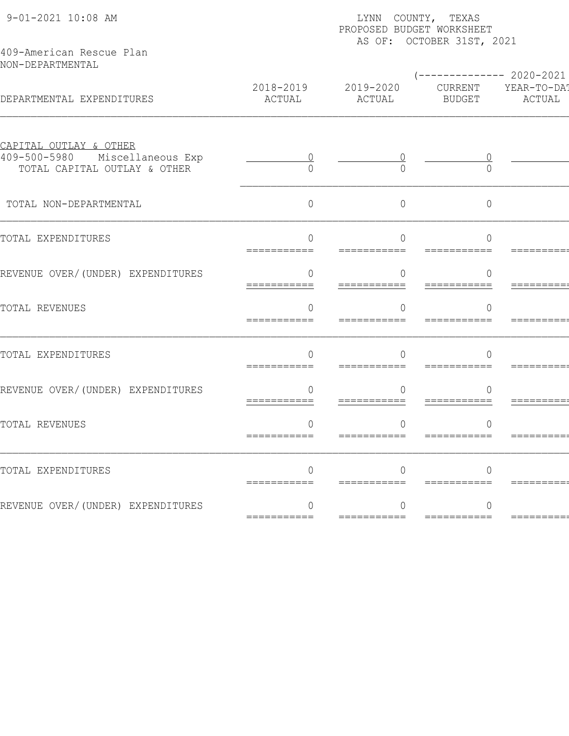9-01-2021 10:08 AM

LYNN COUNTY, TEXAS
PROPOSED BUDGET WORKSHEET
AS OF: OCTOBER 31ST, 2021

409-American Rescue Plan
NON-DEPARTMENTAL

| DEPARTMENTAL EXPENDITURES | 2018-2019 ACTUAL | 2019-2020 ACTUAL | (-------------- 2020-2021 CURRENT BUDGET | YEAR-TO-DAT ACTUAL |
|---|---|---|---|---|
| CAPITAL OUTLAY & OTHER | | | | |
| 409-500-5980 Miscellaneous Exp | 0 | 0 | 0 | |
| TOTAL CAPITAL OUTLAY & OTHER | 0 | 0 | 0 | |
| TOTAL NON-DEPARTMENTAL | 0 | 0 | 0 | |
| TOTAL EXPENDITURES | 0 | 0 | 0 | |
| REVENUE OVER/(UNDER) EXPENDITURES | 0 | 0 | 0 | |
| TOTAL REVENUES | 0 | 0 | 0 | |
| TOTAL EXPENDITURES | 0 | 0 | 0 | |
| REVENUE OVER/(UNDER) EXPENDITURES | 0 | 0 | 0 | |
| TOTAL REVENUES | 0 | 0 | 0 | |
| TOTAL EXPENDITURES | 0 | 0 | 0 | |
| REVENUE OVER/(UNDER) EXPENDITURES | 0 | 0 | 0 | |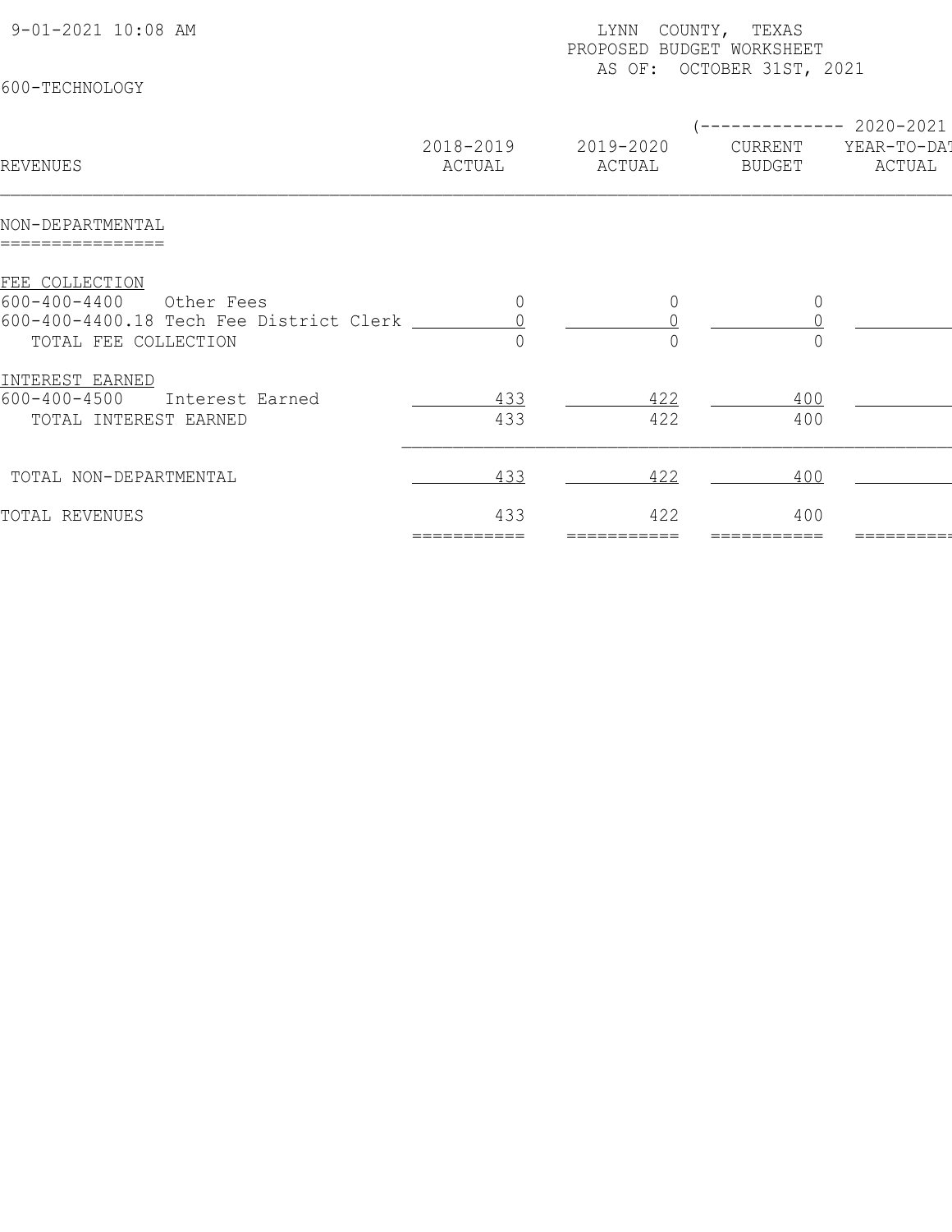9-01-2021 10:08 AM

LYNN COUNTY, TEXAS
PROPOSED BUDGET WORKSHEET
AS OF: OCTOBER 31ST, 2021

600-TECHNOLOGY

| REVENUES | 2018-2019 ACTUAL | 2019-2020 ACTUAL | (-------------- 2020-2021 CURRENT BUDGET | YEAR-TO-DAT ACTUAL |
|---|---|---|---|---|
| **NON-DEPARTMENTAL** | | | | |
| FEE COLLECTION | | | | |
| 600-400-4400 Other Fees | 0 | 0 | 0 | |
| 600-400-4400.18 Tech Fee District Clerk | 0 | 0 | 0 | |
| TOTAL FEE COLLECTION | 0 | 0 | 0 | |
| INTEREST EARNED | | | | |
| 600-400-4500 Interest Earned | 433 | 422 | 400 | |
| TOTAL INTEREST EARNED | 433 | 422 | 400 | |
| TOTAL NON-DEPARTMENTAL | 433 | 422 | 400 | |
| TOTAL REVENUES | 433 | 422 | 400 | |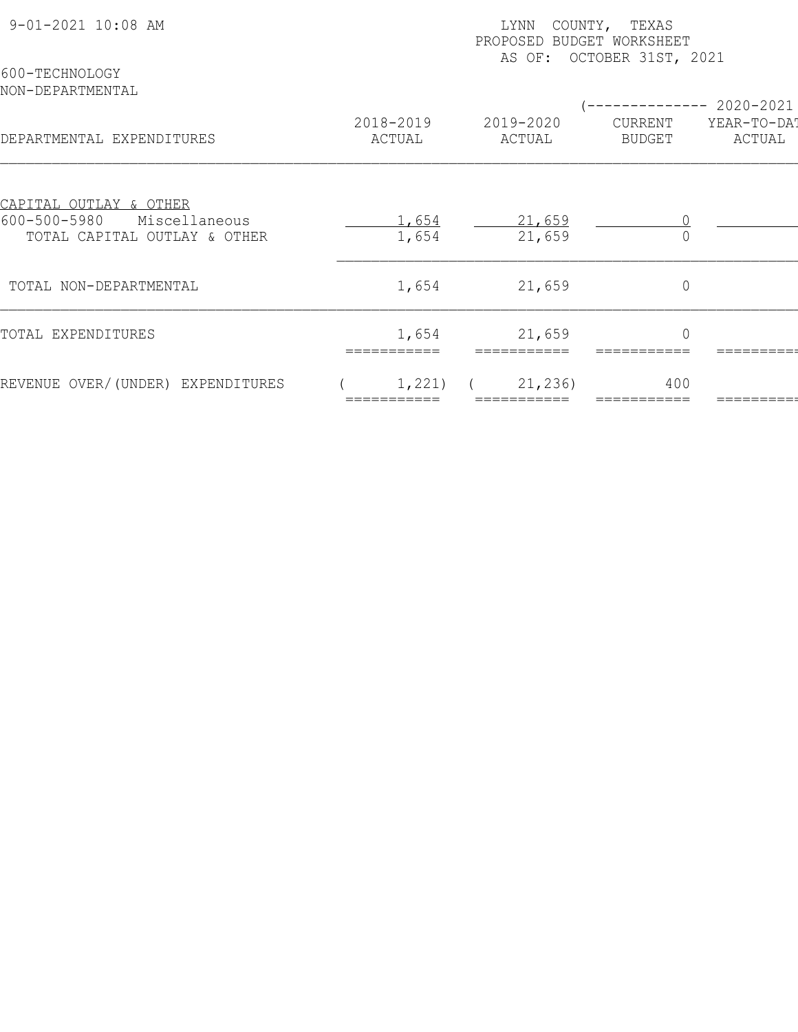9-01-2021 10:08 AM

LYNN COUNTY, TEXAS
PROPOSED BUDGET WORKSHEET
AS OF: OCTOBER 31ST, 2021

600-TECHNOLOGY
NON-DEPARTMENTAL

| DEPARTMENTAL EXPENDITURES | 2018-2019 ACTUAL | 2019-2020 ACTUAL | (-------------- 2020-2021 CURRENT BUDGET | YEAR-TO-DAT ACTUAL |
|---|---|---|---|---|
| CAPITAL OUTLAY & OTHER | | | | |
| 600-500-5980 Miscellaneous | 1,654 | 21,659 | 0 | |
| TOTAL CAPITAL OUTLAY & OTHER | 1,654 | 21,659 | 0 | |
| TOTAL NON-DEPARTMENTAL | 1,654 | 21,659 | 0 | |
| TOTAL EXPENDITURES | 1,654 | 21,659 | 0 | |
| REVENUE OVER/(UNDER) EXPENDITURES | ( 1,221) | ( 21,236) | 400 | |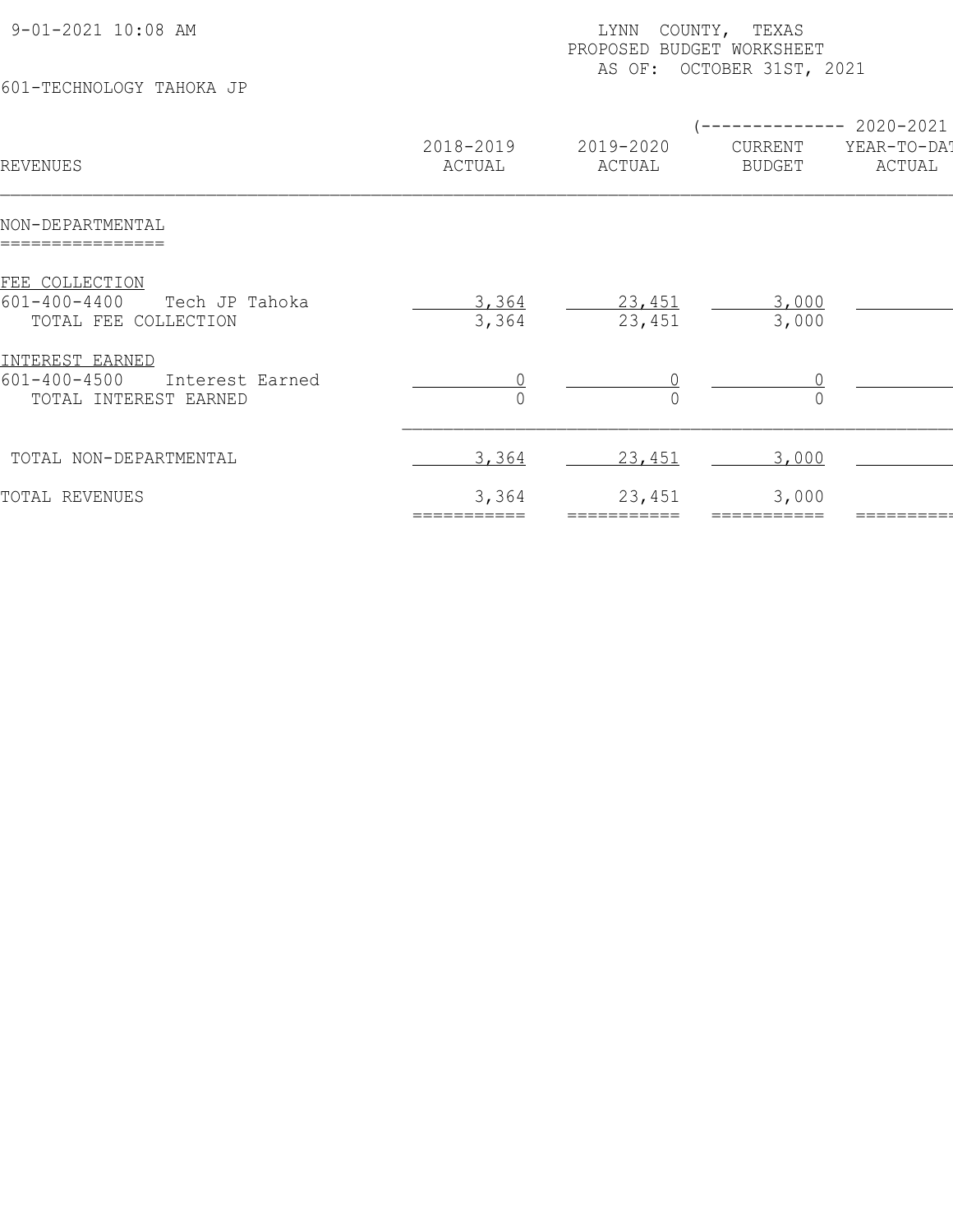9-01-2021 10:08 AM

LYNN COUNTY, TEXAS
PROPOSED BUDGET WORKSHEET
AS OF: OCTOBER 31ST, 2021

601-TECHNOLOGY TAHOKA JP

| REVENUES | 2018-2019 ACTUAL | 2019-2020 ACTUAL | 2020-2021 CURRENT BUDGET | 2020-2021 YEAR-TO-DAT ACTUAL |
|---|---|---|---|---|
| **NON-DEPARTMENTAL** | | | | |
| FEE COLLECTION | | | | |
| 601-400-4400 Tech JP Tahoka | 3,364 | 23,451 | 3,000 | |
| TOTAL FEE COLLECTION | 3,364 | 23,451 | 3,000 | |
| INTEREST EARNED | | | | |
| 601-400-4500 Interest Earned | 0 | 0 | 0 | |
| TOTAL INTEREST EARNED | 0 | 0 | 0 | |
| TOTAL NON-DEPARTMENTAL | 3,364 | 23,451 | 3,000 | |
| TOTAL REVENUES | 3,364 | 23,451 | 3,000 | |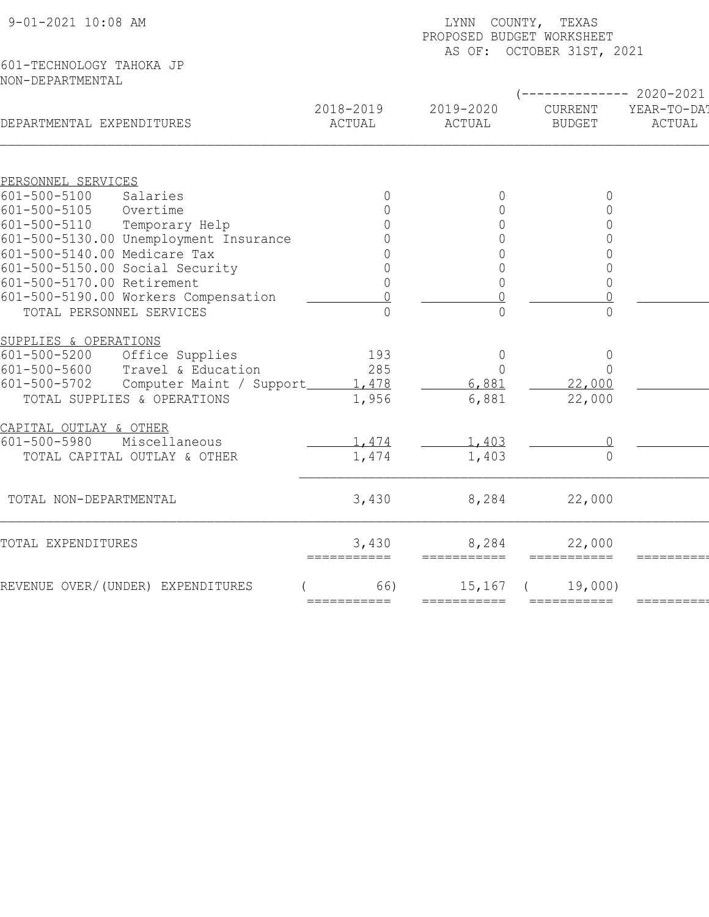9-01-2021 10:08 AM

LYNN COUNTY, TEXAS
PROPOSED BUDGET WORKSHEET
AS OF: OCTOBER 31ST, 2021

601-TECHNOLOGY TAHOKA JP
NON-DEPARTMENTAL

| DEPARTMENTAL EXPENDITURES | 2018-2019 ACTUAL | 2019-2020 ACTUAL | (-------------- 2020-2021 CURRENT BUDGET | YEAR-TO-DAT ACTUAL |
|---|---|---|---|---|
| **PERSONNEL SERVICES** | | | | |
| 601-500-5100 Salaries | 0 | 0 | 0 | |
| 601-500-5105 Overtime | 0 | 0 | 0 | |
| 601-500-5110 Temporary Help | 0 | 0 | 0 | |
| 601-500-5130.00 Unemployment Insurance | 0 | 0 | 0 | |
| 601-500-5140.00 Medicare Tax | 0 | 0 | 0 | |
| 601-500-5150.00 Social Security | 0 | 0 | 0 | |
| 601-500-5170.00 Retirement | 0 | 0 | 0 | |
| 601-500-5190.00 Workers Compensation | 0 | 0 | 0 | |
| TOTAL PERSONNEL SERVICES | 0 | 0 | 0 | |
| **SUPPLIES & OPERATIONS** | | | | |
| 601-500-5200 Office Supplies | 193 | 0 | 0 | |
| 601-500-5600 Travel & Education | 285 | 0 | 0 | |
| 601-500-5702 Computer Maint / Support | 1,478 | 6,881 | 22,000 | |
| TOTAL SUPPLIES & OPERATIONS | 1,956 | 6,881 | 22,000 | |
| **CAPITAL OUTLAY & OTHER** | | | | |
| 601-500-5980 Miscellaneous | 1,474 | 1,403 | 0 | |
| TOTAL CAPITAL OUTLAY & OTHER | 1,474 | 1,403 | 0 | |
| TOTAL NON-DEPARTMENTAL | 3,430 | 8,284 | 22,000 | |
| TOTAL EXPENDITURES | 3,430 | 8,284 | 22,000 | |
| REVENUE OVER/(UNDER) EXPENDITURES | ( 66) | 15,167 | ( 19,000) | |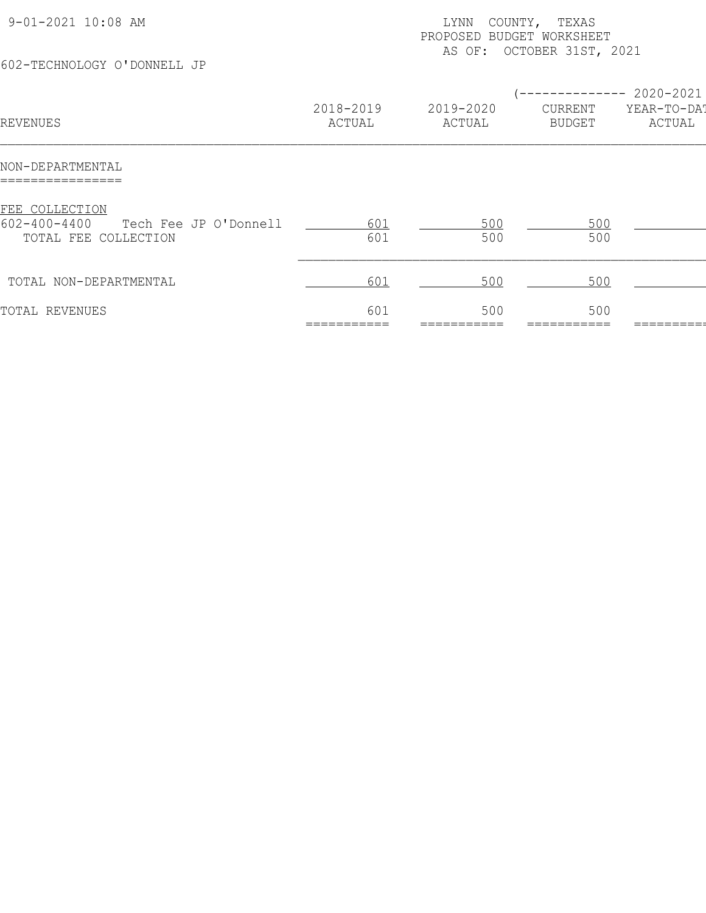9-01-2021 10:08 AM

LYNN COUNTY, TEXAS
PROPOSED BUDGET WORKSHEET
AS OF: OCTOBER 31ST, 2021

602-TECHNOLOGY O'DONNELL JP

| REVENUES | 2018-2019 ACTUAL | 2019-2020 ACTUAL | 2020-2021 CURRENT BUDGET | 2020-2021 YEAR-TO-DAT ACTUAL |
|---|---|---|---|---|
| **NON-DEPARTMENTAL** | | | | |
| FEE COLLECTION | | | | |
| 602-400-4400 Tech Fee JP O'Donnell | 601 | 500 | 500 | |
| TOTAL FEE COLLECTION | 601 | 500 | 500 | |
| TOTAL NON-DEPARTMENTAL | 601 | 500 | 500 | |
| TOTAL REVENUES | 601 | 500 | 500 | |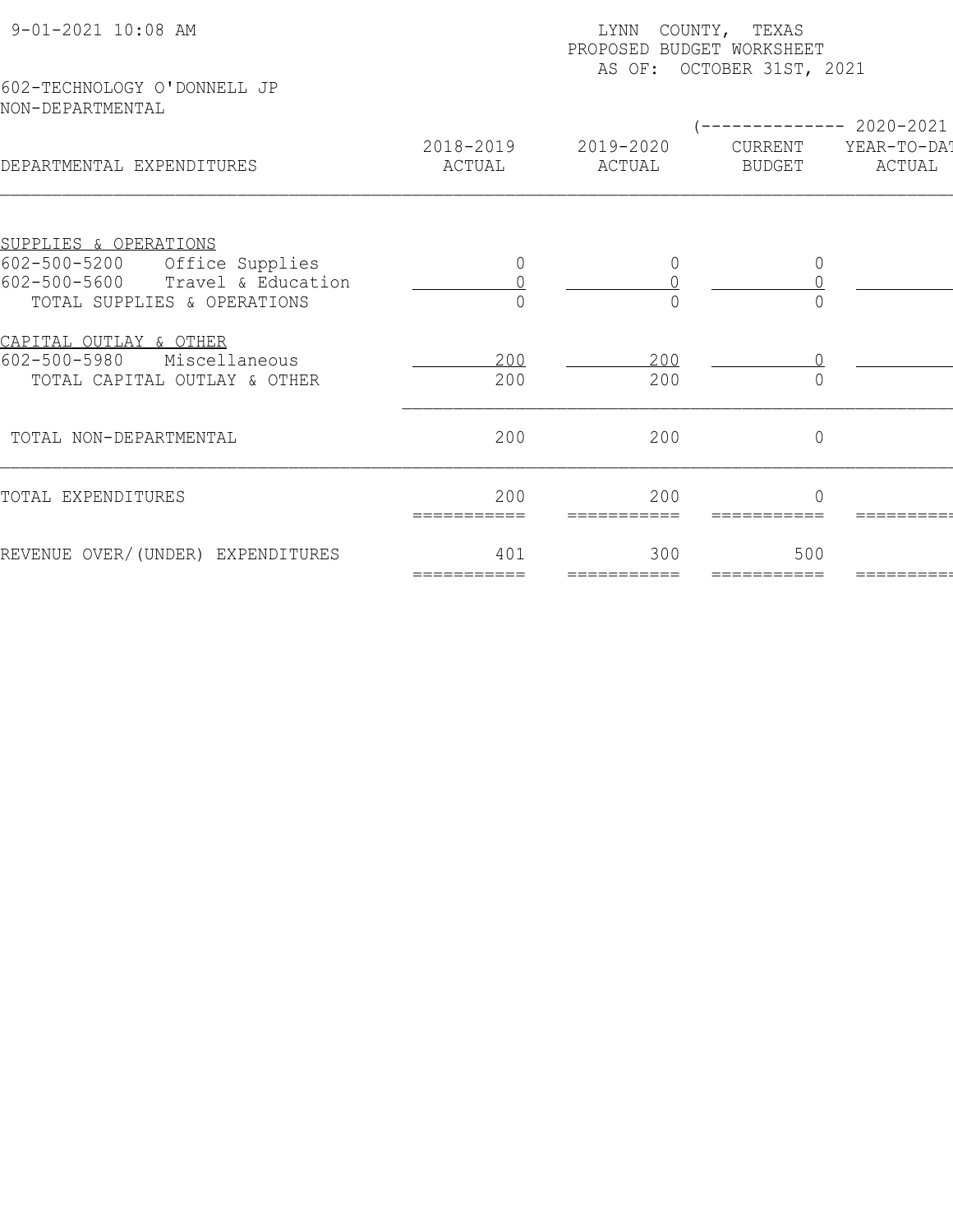9-01-2021 10:08 AM

LYNN COUNTY, TEXAS
PROPOSED BUDGET WORKSHEET
AS OF: OCTOBER 31ST, 2021

602-TECHNOLOGY O'DONNELL JP
NON-DEPARTMENTAL

| DEPARTMENTAL EXPENDITURES | 2018-2019 ACTUAL | 2019-2020 ACTUAL | (-------------- 2020-2021 CURRENT BUDGET | YEAR-TO-DAT ACTUAL |
|---|---|---|---|---|
| SUPPLIES & OPERATIONS | | | | |
| 602-500-5200 Office Supplies | 0 | 0 | 0 | |
| 602-500-5600 Travel & Education | 0 | 0 | 0 | |
| TOTAL SUPPLIES & OPERATIONS | 0 | 0 | 0 | |
| CAPITAL OUTLAY & OTHER | | | | |
| 602-500-5980 Miscellaneous | 200 | 200 | 0 | |
| TOTAL CAPITAL OUTLAY & OTHER | 200 | 200 | 0 | |
| TOTAL NON-DEPARTMENTAL | 200 | 200 | 0 | |
| TOTAL EXPENDITURES | 200 | 200 | 0 | |
| REVENUE OVER/(UNDER) EXPENDITURES | 401 | 300 | 500 | |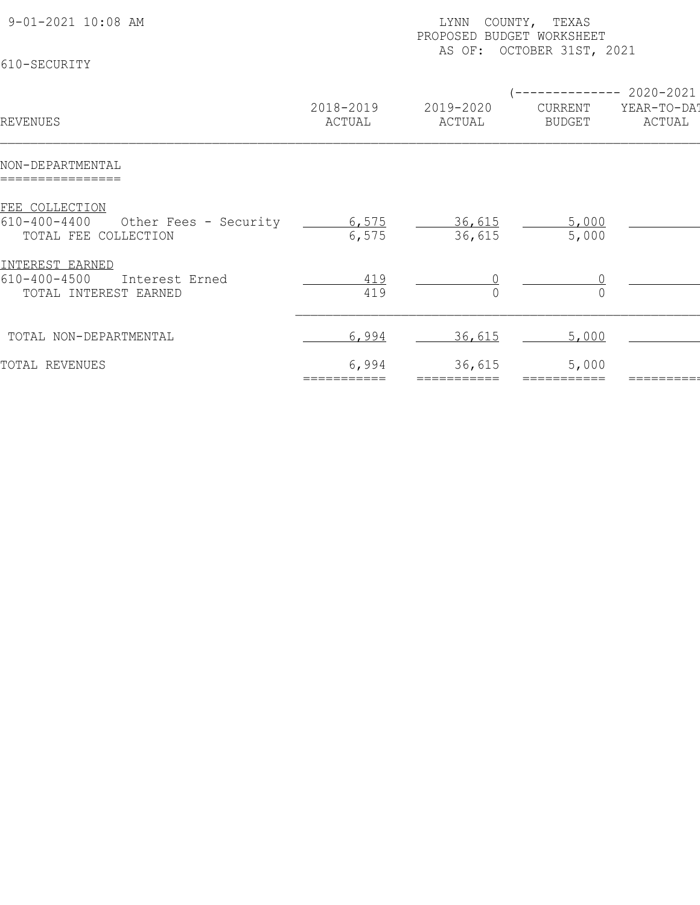9-01-2021 10:08 AM

LYNN COUNTY, TEXAS
PROPOSED BUDGET WORKSHEET
AS OF: OCTOBER 31ST, 2021

610-SECURITY

| REVENUES | 2018-2019 ACTUAL | 2019-2020 ACTUAL | (-------------- 2020-2021 CURRENT BUDGET | YEAR-TO-DAT ACTUAL |
|---|---|---|---|---|
| **NON-DEPARTMENTAL** | | | | |
| FEE COLLECTION | | | | |
| 610-400-4400 Other Fees - Security | 6,575 | 36,615 | 5,000 | |
| TOTAL FEE COLLECTION | 6,575 | 36,615 | 5,000 | |
| INTEREST EARNED | | | | |
| 610-400-4500 Interest Erned | 419 | 0 | 0 | |
| TOTAL INTEREST EARNED | 419 | 0 | 0 | |
| TOTAL NON-DEPARTMENTAL | 6,994 | 36,615 | 5,000 | |
| TOTAL REVENUES | 6,994 | 36,615 | 5,000 | |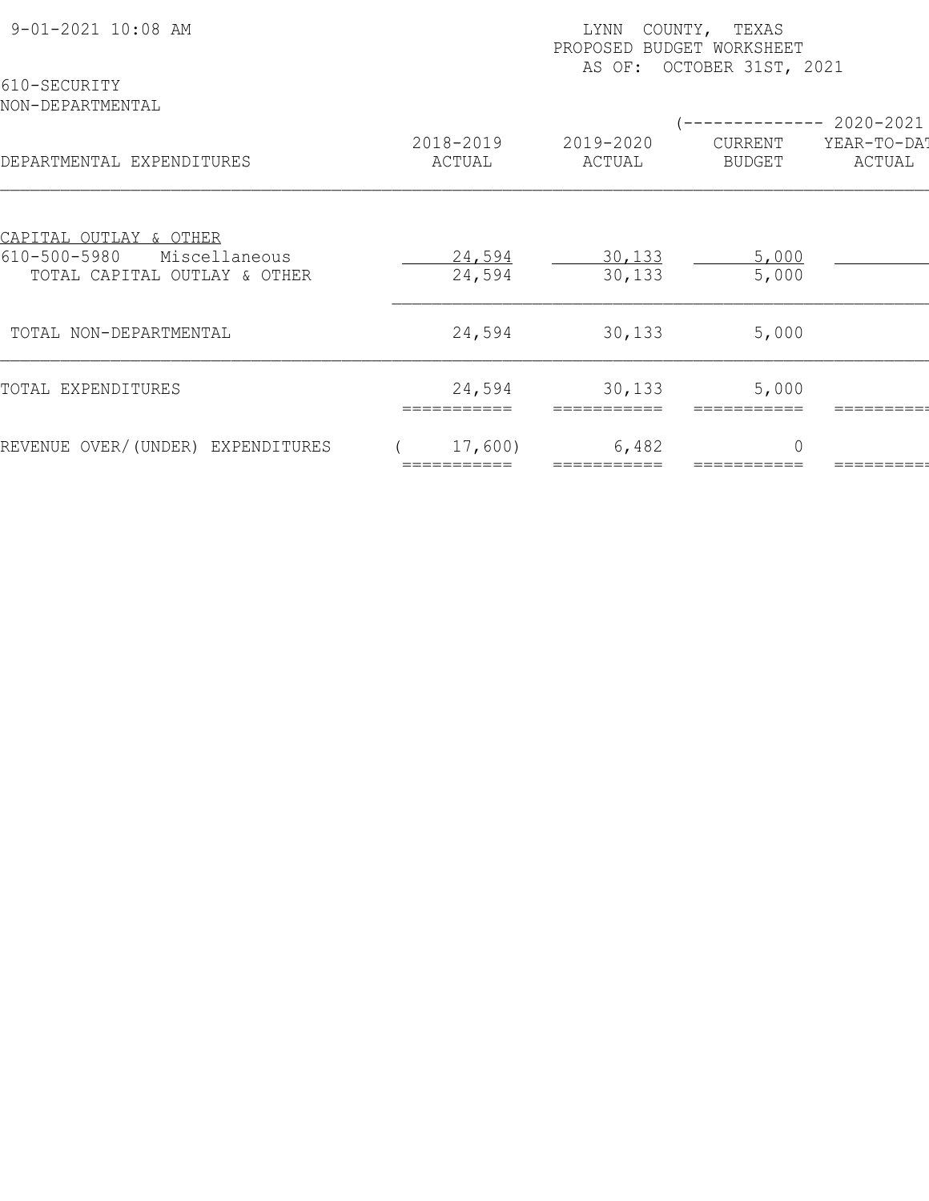LYNN COUNTY, TEXAS
PROPOSED BUDGET WORKSHEET
AS OF: OCTOBER 31ST, 2021

9-01-2021 10:08 AM

610-SECURITY
NON-DEPARTMENTAL

| DEPARTMENTAL EXPENDITURES | 2018-2019 ACTUAL | 2019-2020 ACTUAL | 2020-2021 CURRENT BUDGET | 2020-2021 YEAR-TO-DAT ACTUAL |
|---|---|---|---|---|
| CAPITAL OUTLAY & OTHER | | | | |
| 610-500-5980 Miscellaneous | 24,594 | 30,133 | 5,000 | |
| TOTAL CAPITAL OUTLAY & OTHER | 24,594 | 30,133 | 5,000 | |
| TOTAL NON-DEPARTMENTAL | 24,594 | 30,133 | 5,000 | |
| TOTAL EXPENDITURES | 24,594 | 30,133 | 5,000 | |
| REVENUE OVER/(UNDER) EXPENDITURES | ( 17,600) | 6,482 | 0 | |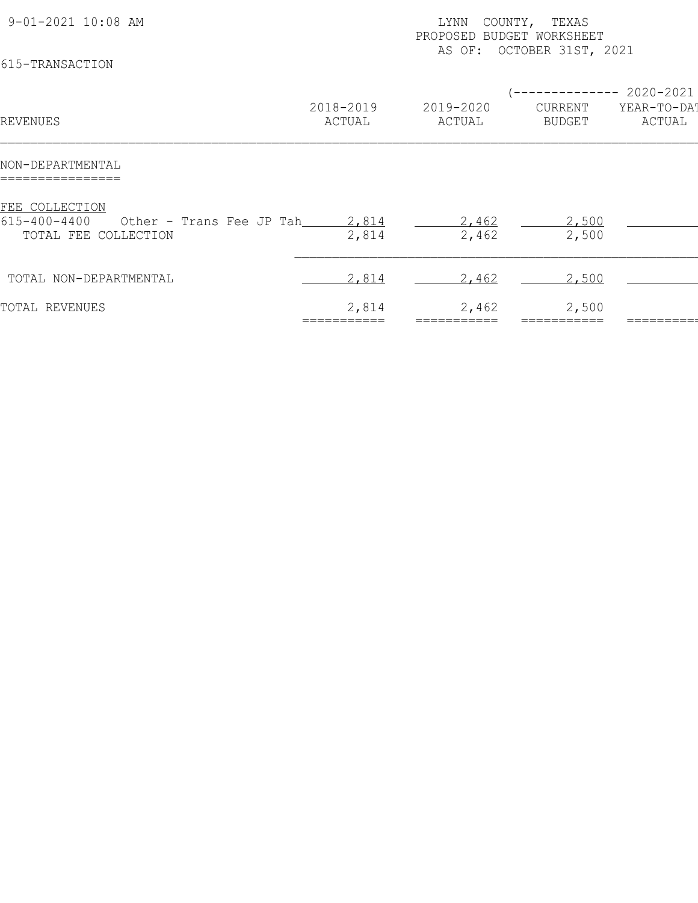9-01-2021 10:08 AM

LYNN COUNTY, TEXAS
PROPOSED BUDGET WORKSHEET
AS OF: OCTOBER 31ST, 2021

615-TRANSACTION

| REVENUES | 2018-2019 ACTUAL | 2019-2020 ACTUAL | (-------------- 2020-2021 CURRENT BUDGET | YEAR-TO-DAT ACTUAL |
|---|---|---|---|---|
| **NON-DEPARTMENTAL** | | | | |
| FEE COLLECTION | | | | |
| 615-400-4400 Other - Trans Fee JP Tah | 2,814 | 2,462 | 2,500 | |
| TOTAL FEE COLLECTION | 2,814 | 2,462 | 2,500 | |
| TOTAL NON-DEPARTMENTAL | 2,814 | 2,462 | 2,500 | |
| TOTAL REVENUES | 2,814 | 2,462 | 2,500 | |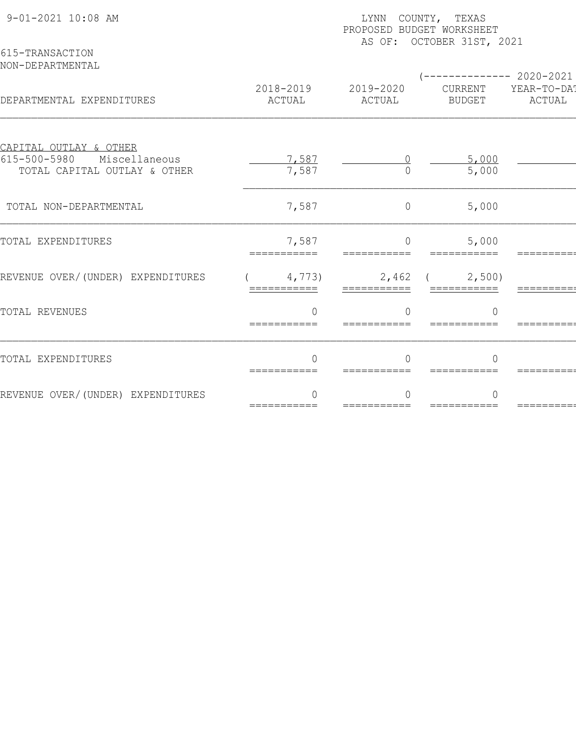LYNN COUNTY, TEXAS
PROPOSED BUDGET WORKSHEET
AS OF: OCTOBER 31ST, 2021

9-01-2021 10:08 AM

615-TRANSACTION
NON-DEPARTMENTAL

| DEPARTMENTAL EXPENDITURES | 2018-2019 ACTUAL | 2019-2020 ACTUAL | (-------------- 2020-2021 CURRENT BUDGET | YEAR-TO-DAT ACTUAL |
|---|---|---|---|---|
| CAPITAL OUTLAY & OTHER | | | | |
| 615-500-5980 Miscellaneous | 7,587 | 0 | 5,000 | |
| TOTAL CAPITAL OUTLAY & OTHER | 7,587 | 0 | 5,000 | |
| TOTAL NON-DEPARTMENTAL | 7,587 | 0 | 5,000 | |
| TOTAL EXPENDITURES | 7,587 | 0 | 5,000 | |
| REVENUE OVER/(UNDER) EXPENDITURES | ( 4,773) | 2,462 | ( 2,500) | |
| TOTAL REVENUES | 0 | 0 | 0 | |
| TOTAL EXPENDITURES | 0 | 0 | 0 | |
| REVENUE OVER/(UNDER) EXPENDITURES | 0 | 0 | 0 | |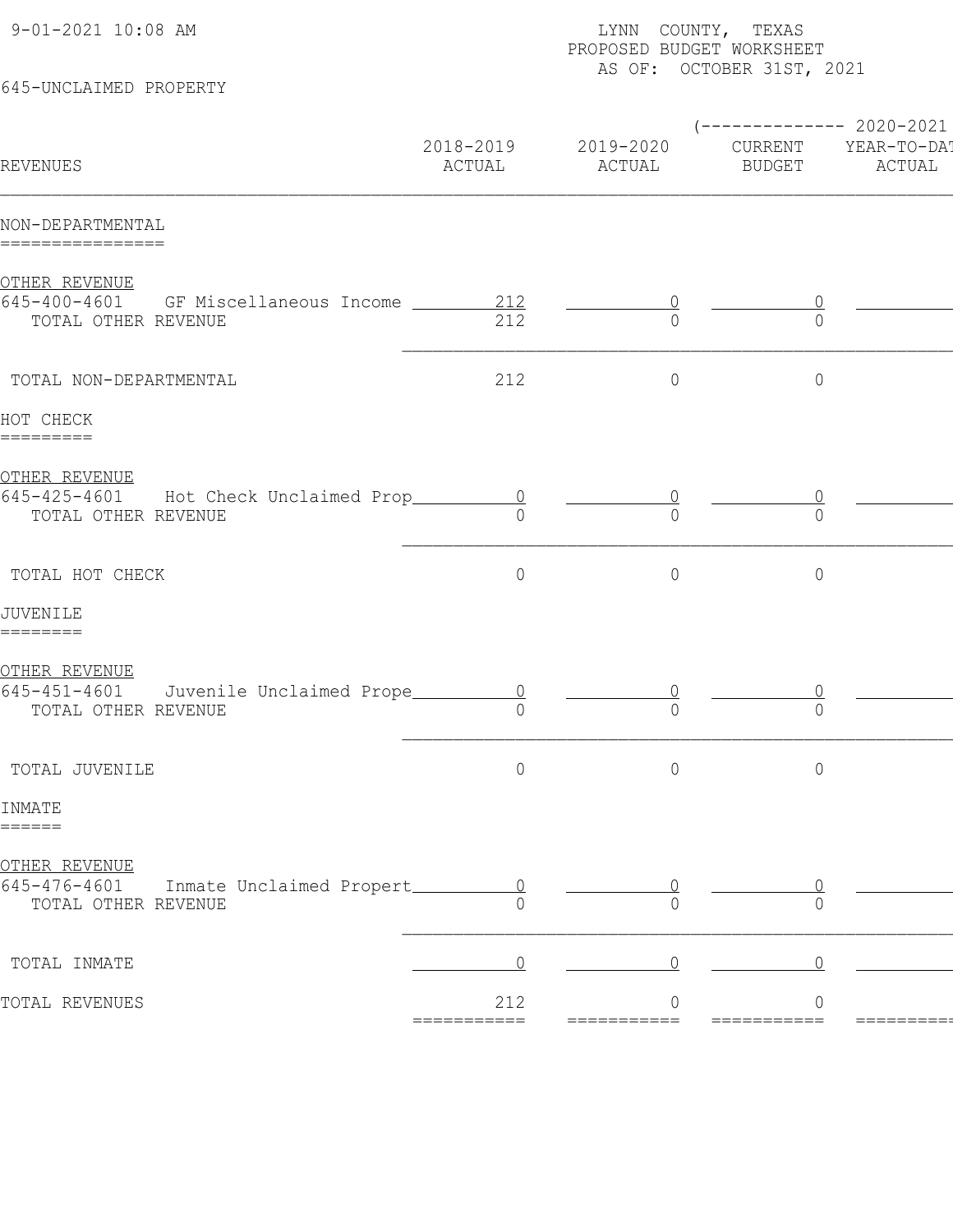9-01-2021 10:08 AM

LYNN COUNTY, TEXAS
PROPOSED BUDGET WORKSHEET
AS OF: OCTOBER 31ST, 2021

645-UNCLAIMED PROPERTY

| REVENUES | 2018-2019 ACTUAL | 2019-2020 ACTUAL | 2020-2021 CURRENT BUDGET | 2020-2021 YEAR-TO-DATE ACTUAL |
|---|---|---|---|---|
| **NON-DEPARTMENTAL** | | | | |
| OTHER REVENUE | | | | |
| 645-400-4601 GF Miscellaneous Income | 212 | 0 | 0 | |
| TOTAL OTHER REVENUE | 212 | 0 | 0 | |
| TOTAL NON-DEPARTMENTAL | 212 | 0 | 0 | |
| **HOT CHECK** | | | | |
| OTHER REVENUE | | | | |
| 645-425-4601 Hot Check Unclaimed Prop | 0 | 0 | 0 | |
| TOTAL OTHER REVENUE | 0 | 0 | 0 | |
| TOTAL HOT CHECK | 0 | 0 | 0 | |
| **JUVENILE** | | | | |
| OTHER REVENUE | | | | |
| 645-451-4601 Juvenile Unclaimed Prope | 0 | 0 | 0 | |
| TOTAL OTHER REVENUE | 0 | 0 | 0 | |
| TOTAL JUVENILE | 0 | 0 | 0 | |
| **INMATE** | | | | |
| OTHER REVENUE | | | | |
| 645-476-4601 Inmate Unclaimed Propert | 0 | 0 | 0 | |
| TOTAL OTHER REVENUE | 0 | 0 | 0 | |
| TOTAL INMATE | 0 | 0 | 0 | |
| TOTAL REVENUES | 212 | 0 | 0 | |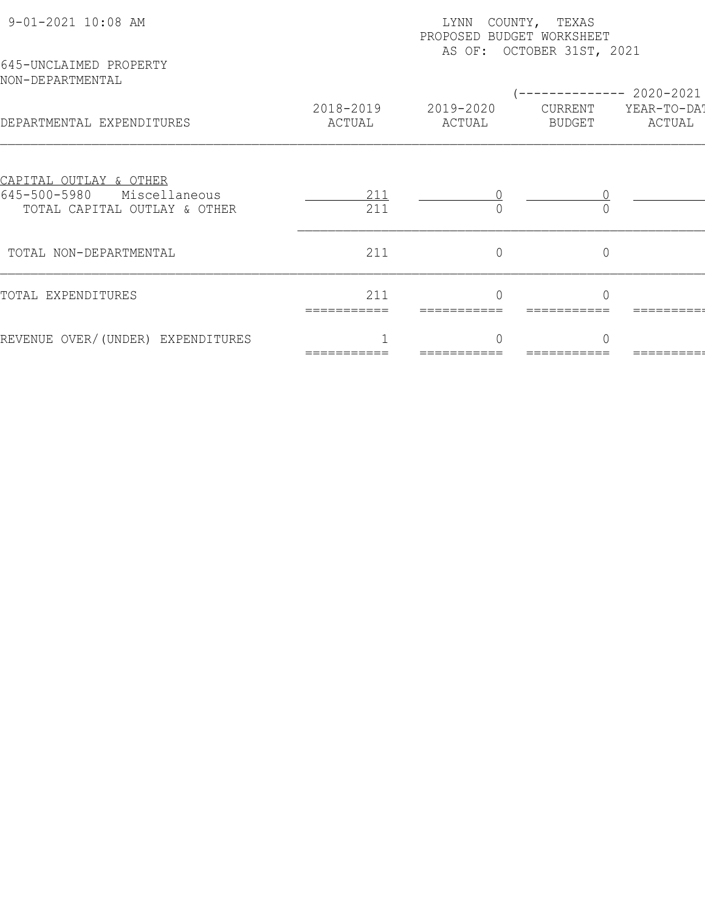9-01-2021 10:08 AM

LYNN COUNTY, TEXAS
PROPOSED BUDGET WORKSHEET
AS OF: OCTOBER 31ST, 2021

645-UNCLAIMED PROPERTY
NON-DEPARTMENTAL

| DEPARTMENTAL EXPENDITURES | 2018-2019 ACTUAL | 2019-2020 ACTUAL | (-------------- 2020-2021 CURRENT BUDGET | YEAR-TO-DAT ACTUAL |
|---|---|---|---|---|
| CAPITAL OUTLAY & OTHER | | | | |
| 645-500-5980 Miscellaneous | 211 | 0 | 0 | |
| TOTAL CAPITAL OUTLAY & OTHER | 211 | 0 | 0 | |
| TOTAL NON-DEPARTMENTAL | 211 | 0 | 0 | |
| TOTAL EXPENDITURES | 211 | 0 | 0 | |
| REVENUE OVER/(UNDER) EXPENDITURES | 1 | 0 | 0 | |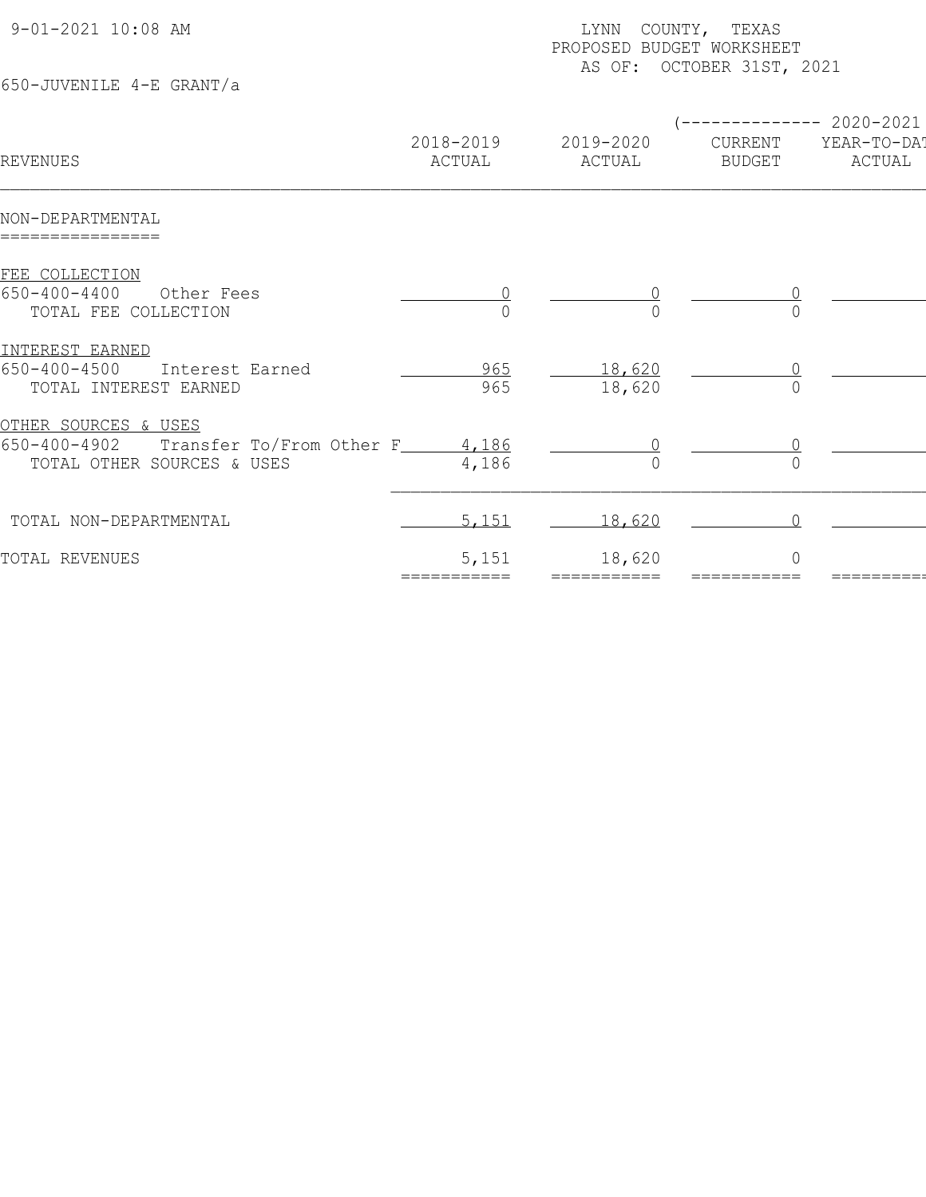9-01-2021 10:08 AM

LYNN COUNTY, TEXAS
PROPOSED BUDGET WORKSHEET
AS OF: OCTOBER 31ST, 2021

650-JUVENILE 4-E GRANT/a

| REVENUES | 2018-2019 ACTUAL | 2019-2020 ACTUAL | (-------------- 2020-2021 CURRENT BUDGET | YEAR-TO-DAT ACTUAL |
|---|---|---|---|---|
| NON-DEPARTMENTAL | | | | |
| FEE COLLECTION | | | | |
| 650-400-4400 Other Fees | 0 | 0 | 0 | |
| TOTAL FEE COLLECTION | 0 | 0 | 0 | |
| INTEREST EARNED | | | | |
| 650-400-4500 Interest Earned | 965 | 18,620 | 0 | |
| TOTAL INTEREST EARNED | 965 | 18,620 | 0 | |
| OTHER SOURCES & USES | | | | |
| 650-400-4902 Transfer To/From Other F | 4,186 | 0 | 0 | |
| TOTAL OTHER SOURCES & USES | 4,186 | 0 | 0 | |
| TOTAL NON-DEPARTMENTAL | 5,151 | 18,620 | 0 | |
| TOTAL REVENUES | 5,151 | 18,620 | 0 | |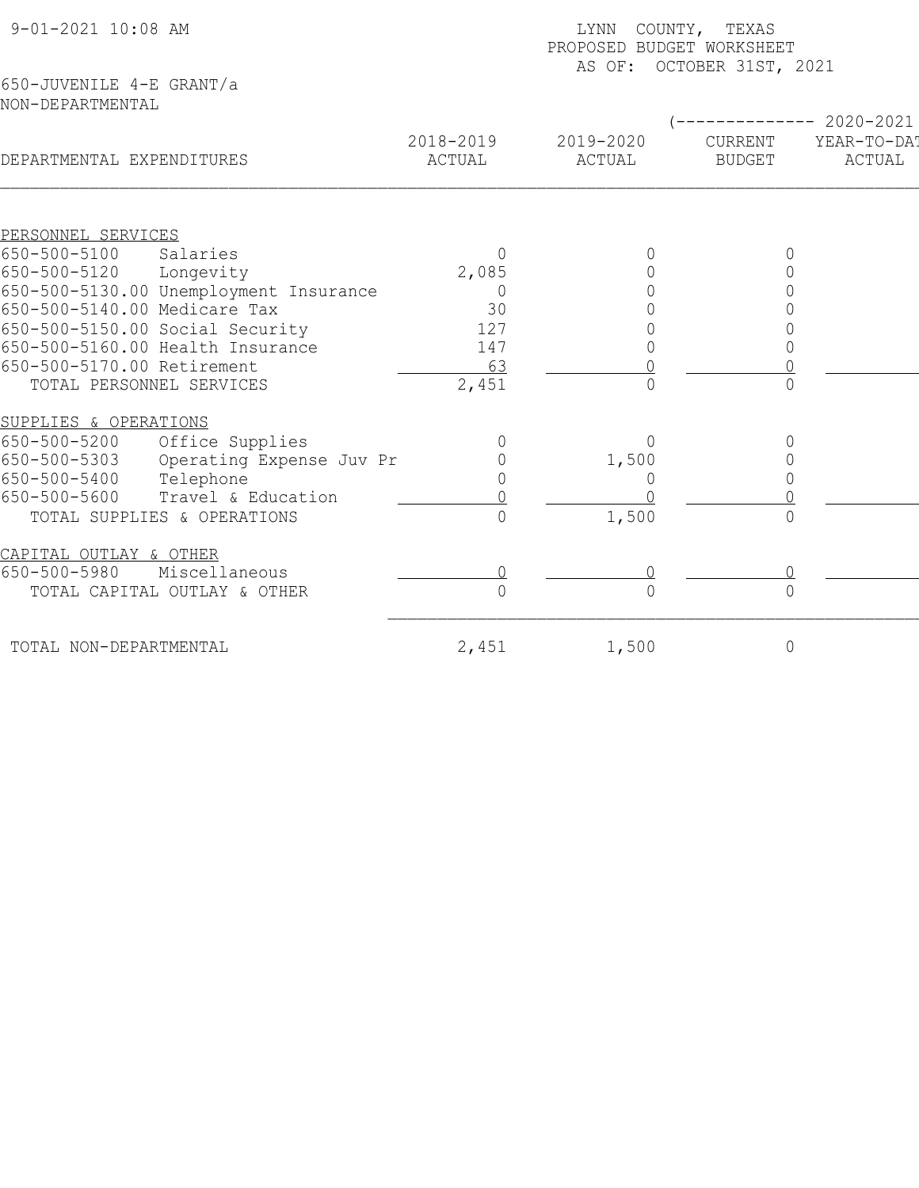9-01-2021 10:08 AM

LYNN COUNTY, TEXAS
PROPOSED BUDGET WORKSHEET
AS OF: OCTOBER 31ST, 2021

650-JUVENILE 4-E GRANT/a
NON-DEPARTMENTAL

| DEPARTMENTAL EXPENDITURES | 2018-2019 ACTUAL | 2019-2020 ACTUAL | (-------------- 2020-2021 CURRENT BUDGET | YEAR-TO-DAT ACTUAL |
|---|---|---|---|---|
| PERSONNEL SERVICES | | | | |
| 650-500-5100 Salaries | 0 | 0 | 0 | |
| 650-500-5120 Longevity | 2,085 | 0 | 0 | |
| 650-500-5130.00 Unemployment Insurance | 0 | 0 | 0 | |
| 650-500-5140.00 Medicare Tax | 30 | 0 | 0 | |
| 650-500-5150.00 Social Security | 127 | 0 | 0 | |
| 650-500-5160.00 Health Insurance | 147 | 0 | 0 | |
| 650-500-5170.00 Retirement | 63 | 0 | 0 | |
| TOTAL PERSONNEL SERVICES | 2,451 | 0 | 0 | |
| SUPPLIES & OPERATIONS | | | | |
| 650-500-5200 Office Supplies | 0 | 0 | 0 | |
| 650-500-5303 Operating Expense Juv Pr | 0 | 1,500 | 0 | |
| 650-500-5400 Telephone | 0 | 0 | 0 | |
| 650-500-5600 Travel & Education | 0 | 0 | 0 | |
| TOTAL SUPPLIES & OPERATIONS | 0 | 1,500 | 0 | |
| CAPITAL OUTLAY & OTHER | | | | |
| 650-500-5980 Miscellaneous | 0 | 0 | 0 | |
| TOTAL CAPITAL OUTLAY & OTHER | 0 | 0 | 0 | |
| TOTAL NON-DEPARTMENTAL | 2,451 | 1,500 | 0 | |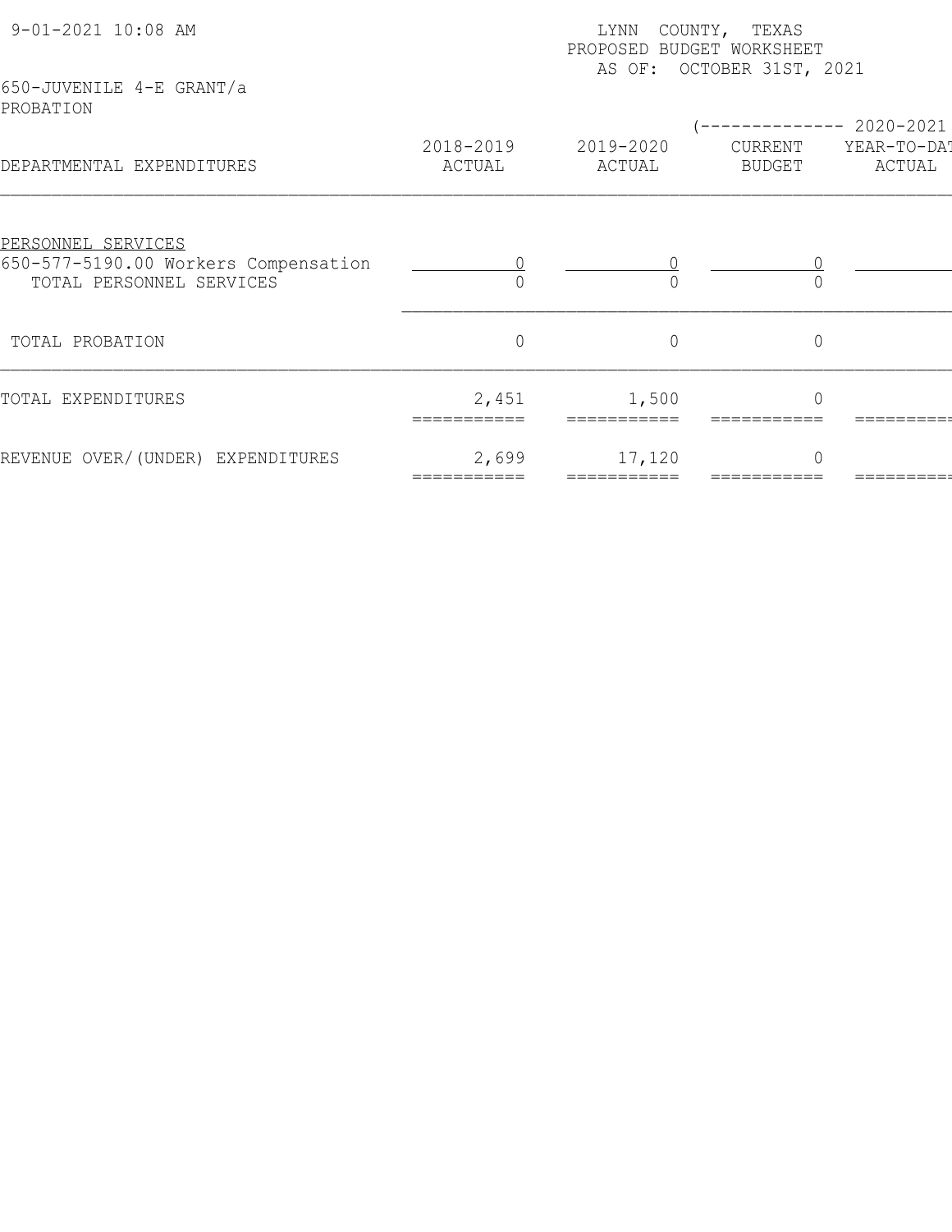9-01-2021 10:08 AM

LYNN COUNTY, TEXAS
PROPOSED BUDGET WORKSHEET
AS OF: OCTOBER 31ST, 2021

650-JUVENILE 4-E GRANT/a
PROBATION

| DEPARTMENTAL EXPENDITURES | 2018-2019 ACTUAL | 2019-2020 ACTUAL | (-------------- 2020-2021 CURRENT BUDGET | YEAR-TO-DAT ACTUAL |
|---|---|---|---|---|
| PERSONNEL SERVICES | | | | |
| 650-577-5190.00 Workers Compensation | 0 | 0 | 0 | |
| TOTAL PERSONNEL SERVICES | 0 | 0 | 0 | |
| TOTAL PROBATION | 0 | 0 | 0 | |
| TOTAL EXPENDITURES | 2,451 | 1,500 | 0 | |
| REVENUE OVER/(UNDER) EXPENDITURES | 2,699 | 17,120 | 0 | |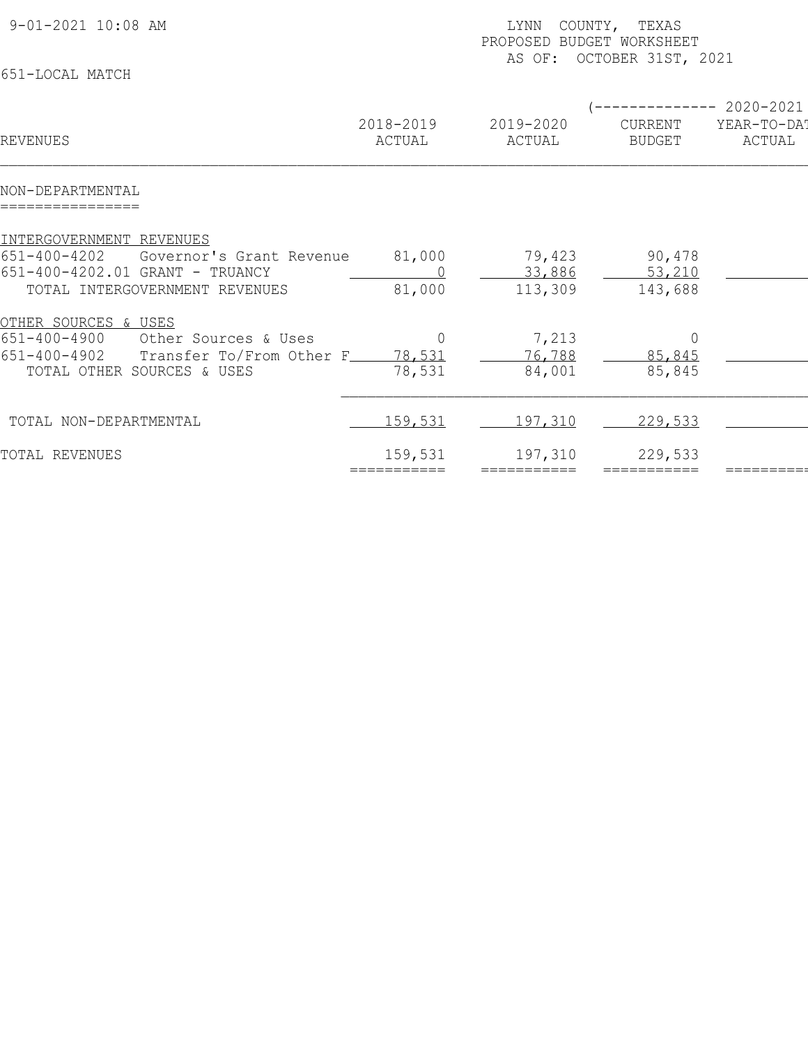9-01-2021 10:08 AM

LYNN COUNTY, TEXAS
PROPOSED BUDGET WORKSHEET
AS OF: OCTOBER 31ST, 2021

651-LOCAL MATCH

| REVENUES | 2018-2019 ACTUAL | 2019-2020 ACTUAL | 2020-2021 CURRENT BUDGET | 2020-2021 YEAR-TO-DAT ACTUAL |
|---|---|---|---|---|
| **NON-DEPARTMENTAL** | | | | |
| INTERGOVERNMENT REVENUES | | | | |
| 651-400-4202 Governor's Grant Revenue | 81,000 | 79,423 | 90,478 | |
| 651-400-4202.01 GRANT - TRUANCY | 0 | 33,886 | 53,210 | |
| TOTAL INTERGOVERNMENT REVENUES | 81,000 | 113,309 | 143,688 | |
| OTHER SOURCES & USES | | | | |
| 651-400-4900 Other Sources & Uses | 0 | 7,213 | 0 | |
| 651-400-4902 Transfer To/From Other F | 78,531 | 76,788 | 85,845 | |
| TOTAL OTHER SOURCES & USES | 78,531 | 84,001 | 85,845 | |
| TOTAL NON-DEPARTMENTAL | 159,531 | 197,310 | 229,533 | |
| TOTAL REVENUES | 159,531 | 197,310 | 229,533 | |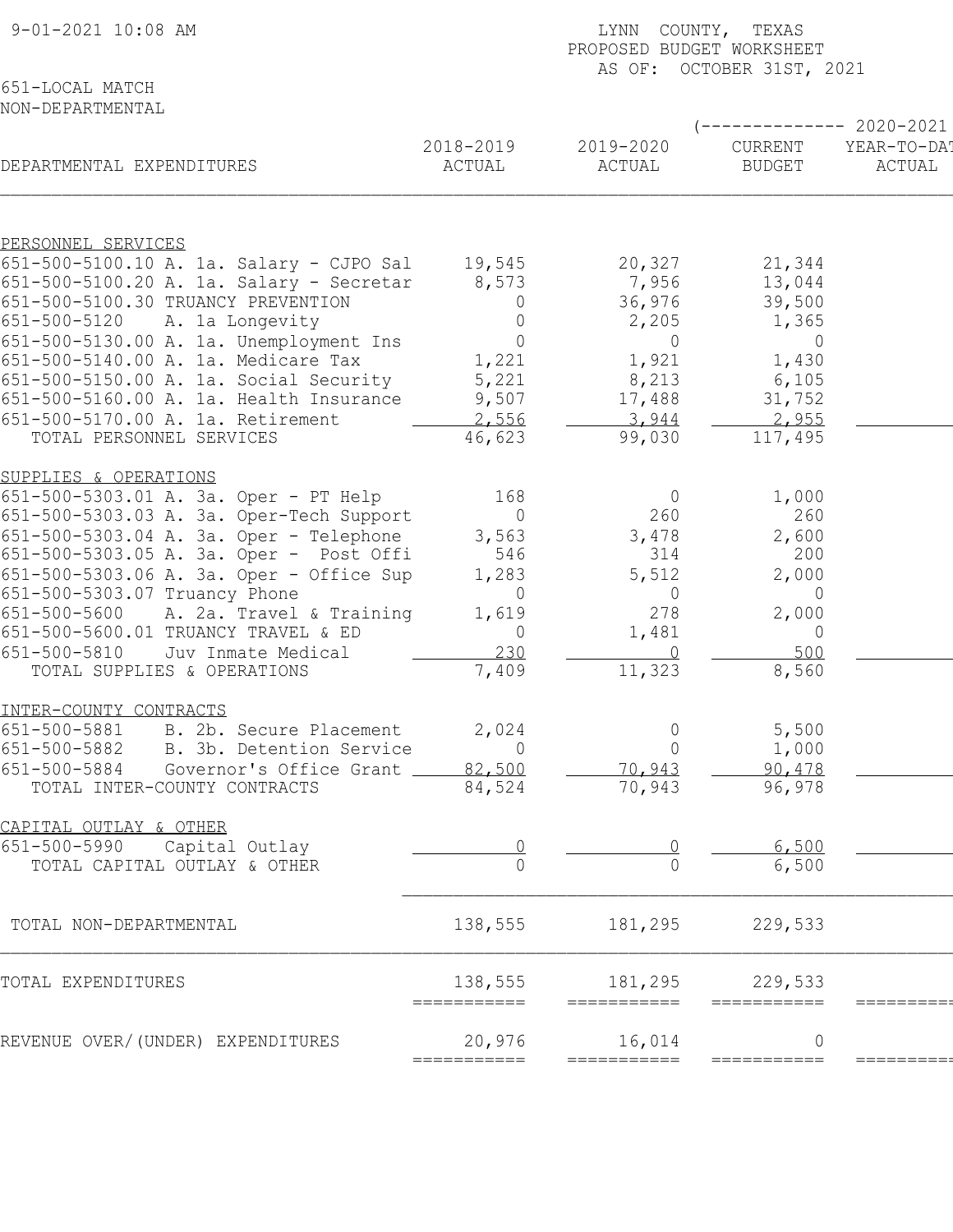9-01-2021 10:08 AM

LYNN COUNTY, TEXAS
PROPOSED BUDGET WORKSHEET
AS OF: OCTOBER 31ST, 2021

651-LOCAL MATCH
NON-DEPARTMENTAL

| DEPARTMENTAL EXPENDITURES | 2018-2019 ACTUAL | 2019-2020 ACTUAL | 2020-2021 CURRENT BUDGET | 2020-2021 YEAR-TO-DATE ACTUAL |
|---|---|---|---|---|
| **PERSONNEL SERVICES** | | | | |
| 651-500-5100.10 A. 1a. Salary - CJPO Sal | 19,545 | 20,327 | 21,344 | |
| 651-500-5100.20 A. 1a. Salary - Secretar | 8,573 | 7,956 | 13,044 | |
| 651-500-5100.30 TRUANCY PREVENTION | 0 | 36,976 | 39,500 | |
| 651-500-5120 A. 1a Longevity | 0 | 2,205 | 1,365 | |
| 651-500-5130.00 A. 1a. Unemployment Ins | 0 | 0 | 0 | |
| 651-500-5140.00 A. 1a. Medicare Tax | 1,221 | 1,921 | 1,430 | |
| 651-500-5150.00 A. 1a. Social Security | 5,221 | 8,213 | 6,105 | |
| 651-500-5160.00 A. 1a. Health Insurance | 9,507 | 17,488 | 31,752 | |
| 651-500-5170.00 A. 1a. Retirement | 2,556 | 3,944 | 2,955 | |
| TOTAL PERSONNEL SERVICES | 46,623 | 99,030 | 117,495 | |
| **SUPPLIES & OPERATIONS** | | | | |
| 651-500-5303.01 A. 3a. Oper - PT Help | 168 | 0 | 1,000 | |
| 651-500-5303.03 A. 3a. Oper-Tech Support | 0 | 260 | 260 | |
| 651-500-5303.04 A. 3a. Oper - Telephone | 3,563 | 3,478 | 2,600 | |
| 651-500-5303.05 A. 3a. Oper - Post Offi | 546 | 314 | 200 | |
| 651-500-5303.06 A. 3a. Oper - Office Sup | 1,283 | 5,512 | 2,000 | |
| 651-500-5303.07 Truancy Phone | 0 | 0 | 0 | |
| 651-500-5600 A. 2a. Travel & Training | 1,619 | 278 | 2,000 | |
| 651-500-5600.01 TRUANCY TRAVEL & ED | 0 | 1,481 | 0 | |
| 651-500-5810 Juv Inmate Medical | 230 | 0 | 500 | |
| TOTAL SUPPLIES & OPERATIONS | 7,409 | 11,323 | 8,560 | |
| **INTER-COUNTY CONTRACTS** | | | | |
| 651-500-5881 B. 2b. Secure Placement | 2,024 | 0 | 5,500 | |
| 651-500-5882 B. 3b. Detention Service | 0 | 0 | 1,000 | |
| 651-500-5884 Governor's Office Grant | 82,500 | 70,943 | 90,478 | |
| TOTAL INTER-COUNTY CONTRACTS | 84,524 | 70,943 | 96,978 | |
| **CAPITAL OUTLAY & OTHER** | | | | |
| 651-500-5990 Capital Outlay | 0 | 0 | 6,500 | |
| TOTAL CAPITAL OUTLAY & OTHER | 0 | 0 | 6,500 | |
| TOTAL NON-DEPARTMENTAL | 138,555 | 181,295 | 229,533 | |
| TOTAL EXPENDITURES | 138,555 | 181,295 | 229,533 | |
| REVENUE OVER/(UNDER) EXPENDITURES | 20,976 | 16,014 | 0 | |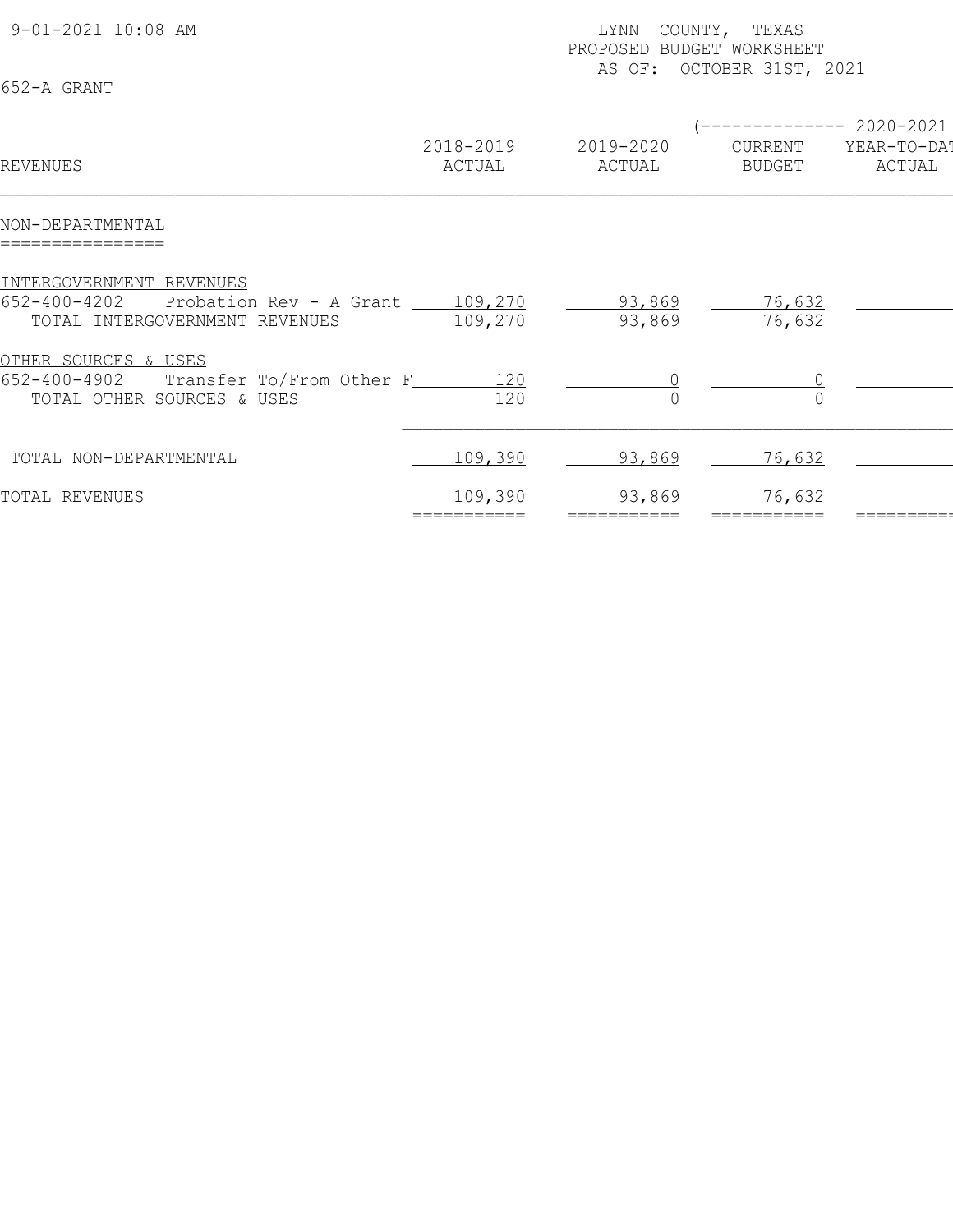9-01-2021 10:08 AM

LYNN COUNTY, TEXAS
PROPOSED BUDGET WORKSHEET
AS OF: OCTOBER 31ST, 2021

652-A GRANT

| REVENUES | 2018-2019 ACTUAL | 2019-2020 ACTUAL | (-------------- 2020-2021 CURRENT BUDGET | YEAR-TO-DAT ACTUAL |
|---|---|---|---|---|
| **NON-DEPARTMENTAL** | | | | |
| INTERGOVERNMENT REVENUES | | | | |
| 652-400-4202 Probation Rev - A Grant | 109,270 | 93,869 | 76,632 | |
| TOTAL INTERGOVERNMENT REVENUES | 109,270 | 93,869 | 76,632 | |
| OTHER SOURCES & USES | | | | |
| 652-400-4902 Transfer To/From Other F | 120 | 0 | 0 | |
| TOTAL OTHER SOURCES & USES | 120 | 0 | 0 | |
| TOTAL NON-DEPARTMENTAL | 109,390 | 93,869 | 76,632 | |
| TOTAL REVENUES | 109,390 | 93,869 | 76,632 | |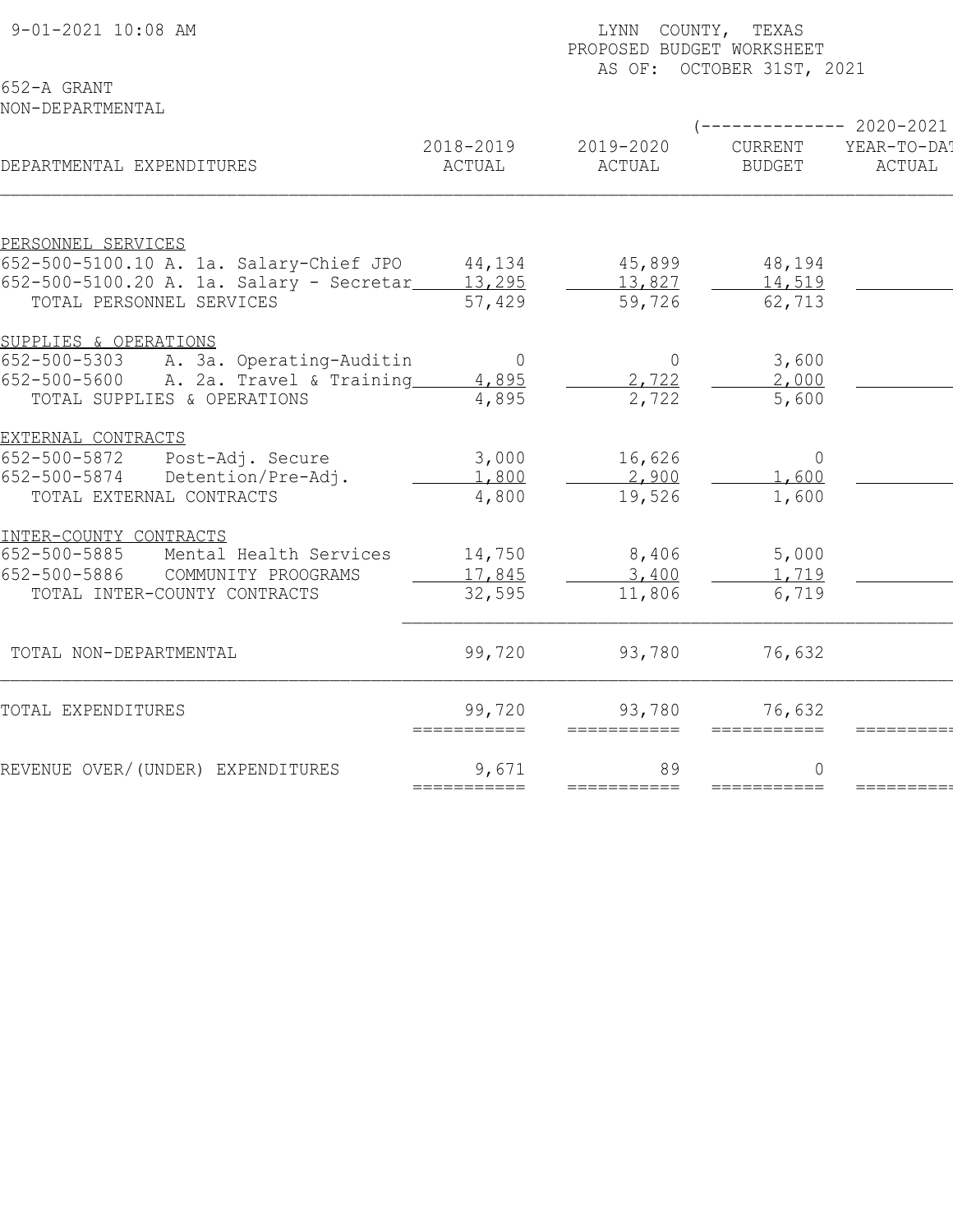9-01-2021 10:08 AM

LYNN COUNTY, TEXAS
PROPOSED BUDGET WORKSHEET
AS OF: OCTOBER 31ST, 2021

652-A GRANT
NON-DEPARTMENTAL

| DEPARTMENTAL EXPENDITURES | 2018-2019 ACTUAL | 2019-2020 ACTUAL | (-------------- 2020-2021 CURRENT BUDGET | YEAR-TO-DAT ACTUAL |
|---|---|---|---|---|
| PERSONNEL SERVICES | | | | |
| 652-500-5100.10 A. 1a. Salary-Chief JPO | 44,134 | 45,899 | 48,194 | |
| 652-500-5100.20 A. 1a. Salary - Secretar | 13,295 | 13,827 | 14,519 | |
| TOTAL PERSONNEL SERVICES | 57,429 | 59,726 | 62,713 | |
| SUPPLIES & OPERATIONS | | | | |
| 652-500-5303 A. 3a. Operating-Auditin | 0 | 0 | 3,600 | |
| 652-500-5600 A. 2a. Travel & Training | 4,895 | 2,722 | 2,000 | |
| TOTAL SUPPLIES & OPERATIONS | 4,895 | 2,722 | 5,600 | |
| EXTERNAL CONTRACTS | | | | |
| 652-500-5872 Post-Adj. Secure | 3,000 | 16,626 | 0 | |
| 652-500-5874 Detention/Pre-Adj. | 1,800 | 2,900 | 1,600 | |
| TOTAL EXTERNAL CONTRACTS | 4,800 | 19,526 | 1,600 | |
| INTER-COUNTY CONTRACTS | | | | |
| 652-500-5885 Mental Health Services | 14,750 | 8,406 | 5,000 | |
| 652-500-5886 COMMUNITY PROOGRAMS | 17,845 | 3,400 | 1,719 | |
| TOTAL INTER-COUNTY CONTRACTS | 32,595 | 11,806 | 6,719 | |
| TOTAL NON-DEPARTMENTAL | 99,720 | 93,780 | 76,632 | |
| TOTAL EXPENDITURES | 99,720 | 93,780 | 76,632 | |
| REVENUE OVER/(UNDER) EXPENDITURES | 9,671 | 89 | 0 | |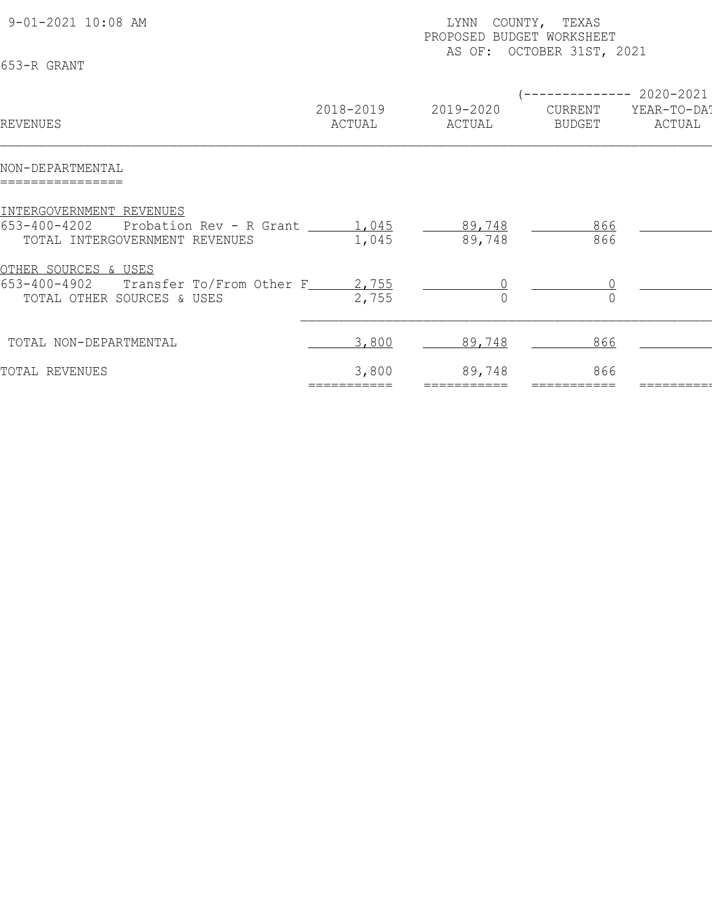9-01-2021 10:08 AM

LYNN COUNTY, TEXAS
PROPOSED BUDGET WORKSHEET
AS OF: OCTOBER 31ST, 2021

653-R GRANT

| REVENUES | 2018-2019 ACTUAL | 2019-2020 ACTUAL | (-------------- 2020-2021 CURRENT BUDGET | YEAR-TO-DAT ACTUAL |
|---|---|---|---|---|
| NON-DEPARTMENTAL | | | | |
| INTERGOVERNMENT REVENUES | | | | |
| 653-400-4202 Probation Rev - R Grant | 1,045 | 89,748 | 866 | |
| TOTAL INTERGOVERNMENT REVENUES | 1,045 | 89,748 | 866 | |
| OTHER SOURCES & USES | | | | |
| 653-400-4902 Transfer To/From Other F | 2,755 | 0 | 0 | |
| TOTAL OTHER SOURCES & USES | 2,755 | 0 | 0 | |
| TOTAL NON-DEPARTMENTAL | 3,800 | 89,748 | 866 | |
| TOTAL REVENUES | 3,800 | 89,748 | 866 | |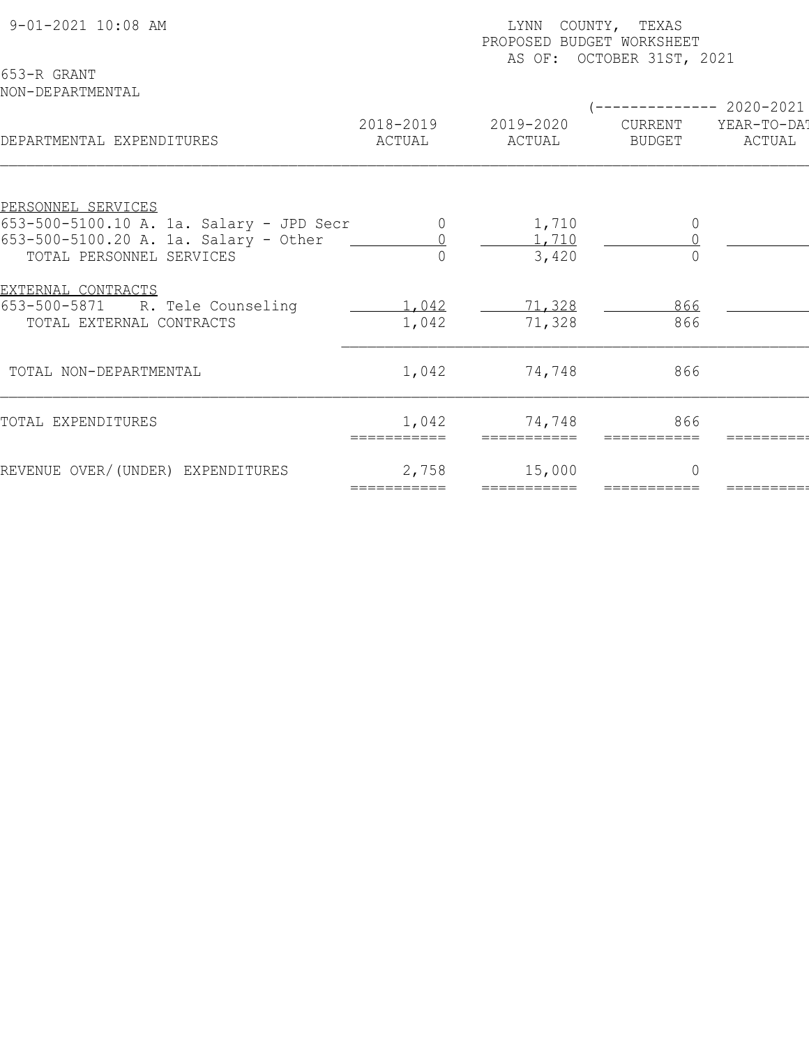9-01-2021 10:08 AM

LYNN COUNTY, TEXAS
PROPOSED BUDGET WORKSHEET
AS OF: OCTOBER 31ST, 2021

653-R GRANT
NON-DEPARTMENTAL

| DEPARTMENTAL EXPENDITURES | 2018-2019 ACTUAL | 2019-2020 ACTUAL | (-------------- 2020-2021 CURRENT BUDGET | YEAR-TO-DAT ACTUAL |
|---|---|---|---|---|
| PERSONNEL SERVICES | | | | |
| 653-500-5100.10 A. 1a. Salary - JPD Secr | 0 | 1,710 | 0 | |
| 653-500-5100.20 A. 1a. Salary - Other | 0 | 1,710 | 0 | |
| TOTAL PERSONNEL SERVICES | 0 | 3,420 | 0 | |
| EXTERNAL CONTRACTS | | | | |
| 653-500-5871 R. Tele Counseling | 1,042 | 71,328 | 866 | |
| TOTAL EXTERNAL CONTRACTS | 1,042 | 71,328 | 866 | |
| TOTAL NON-DEPARTMENTAL | 1,042 | 74,748 | 866 | |
| TOTAL EXPENDITURES | 1,042 | 74,748 | 866 | |
| REVENUE OVER/(UNDER) EXPENDITURES | 2,758 | 15,000 | 0 | |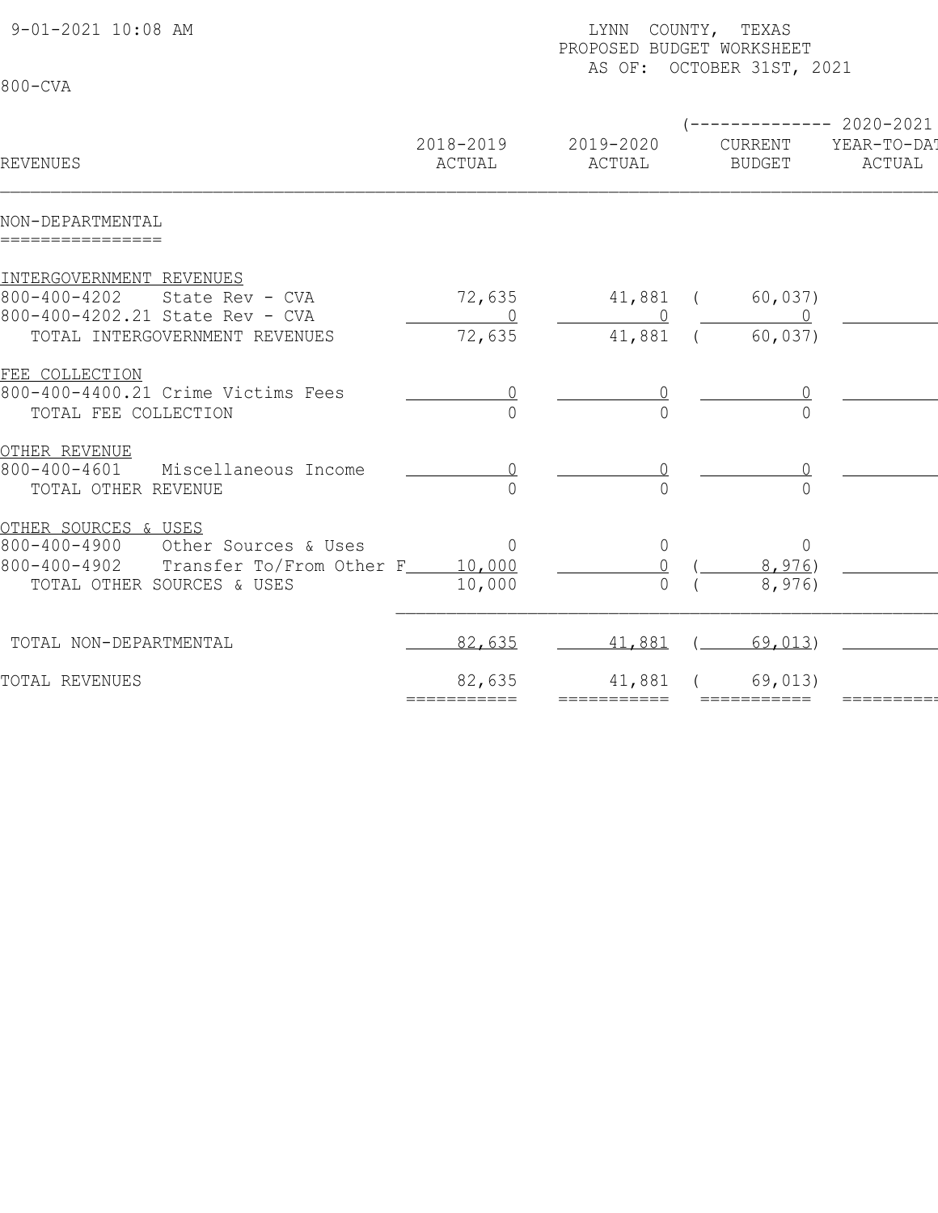9-01-2021 10:08 AM

800-CVA

LYNN COUNTY, TEXAS
PROPOSED BUDGET WORKSHEET
AS OF: OCTOBER 31ST, 2021

| REVENUES | 2018-2019 ACTUAL | 2019-2020 ACTUAL | 2020-2021 CURRENT BUDGET | 2020-2021 YEAR-TO-DAT ACTUAL |
|---|---|---|---|---|
| **NON-DEPARTMENTAL** | | | | |
| INTERGOVERNMENT REVENUES | | | | |
| 800-400-4202 State Rev - CVA | 72,635 | 41,881 | ( 60,037) | |
| 800-400-4202.21 State Rev - CVA | 0 | 0 | 0 | |
| TOTAL INTERGOVERNMENT REVENUES | 72,635 | 41,881 | ( 60,037) | |
| FEE COLLECTION | | | | |
| 800-400-4400.21 Crime Victims Fees | 0 | 0 | 0 | |
| TOTAL FEE COLLECTION | 0 | 0 | 0 | |
| OTHER REVENUE | | | | |
| 800-400-4601 Miscellaneous Income | 0 | 0 | 0 | |
| TOTAL OTHER REVENUE | 0 | 0 | 0 | |
| OTHER SOURCES & USES | | | | |
| 800-400-4900 Other Sources & Uses | 0 | 0 | 0 | |
| 800-400-4902 Transfer To/From Other F | 10,000 | 0 | ( 8,976) | |
| TOTAL OTHER SOURCES & USES | 10,000 | 0 | ( 8,976) | |
| TOTAL NON-DEPARTMENTAL | 82,635 | 41,881 | ( 69,013) | |
| TOTAL REVENUES | 82,635 | 41,881 | ( 69,013) | |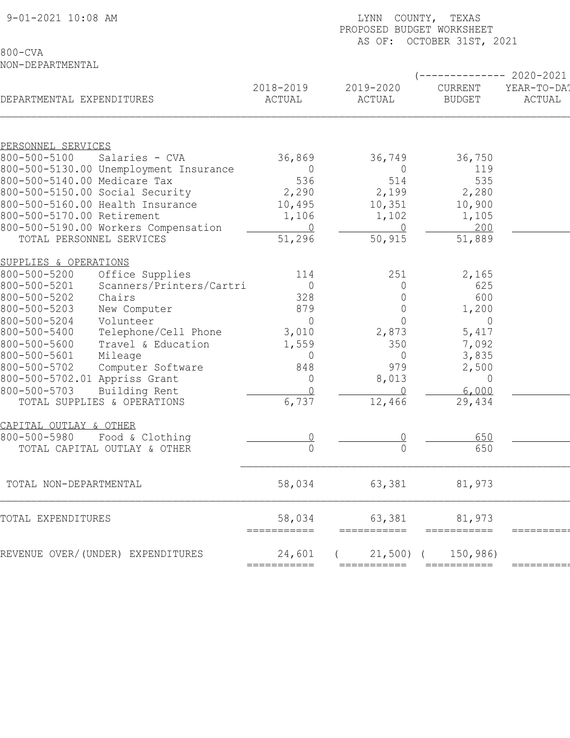9-01-2021 10:08 AM

LYNN COUNTY, TEXAS
PROPOSED BUDGET WORKSHEET
AS OF: OCTOBER 31ST, 2021

800-CVA
NON-DEPARTMENTAL

| DEPARTMENTAL EXPENDITURES | 2018-2019 ACTUAL | 2019-2020 ACTUAL | 2020-2021 CURRENT BUDGET | 2020-2021 YEAR-TO-DATE ACTUAL |
|---|---|---|---|---|
| **PERSONNEL SERVICES** | | | | |
| 800-500-5100 Salaries - CVA | 36,869 | 36,749 | 36,750 | |
| 800-500-5130.00 Unemployment Insurance | 0 | 0 | 119 | |
| 800-500-5140.00 Medicare Tax | 536 | 514 | 535 | |
| 800-500-5150.00 Social Security | 2,290 | 2,199 | 2,280 | |
| 800-500-5160.00 Health Insurance | 10,495 | 10,351 | 10,900 | |
| 800-500-5170.00 Retirement | 1,106 | 1,102 | 1,105 | |
| 800-500-5190.00 Workers Compensation | 0 | 0 | 200 | |
| TOTAL PERSONNEL SERVICES | 51,296 | 50,915 | 51,889 | |
| **SUPPLIES & OPERATIONS** | | | | |
| 800-500-5200 Office Supplies | 114 | 251 | 2,165 | |
| 800-500-5201 Scanners/Printers/Cartri | 0 | 0 | 625 | |
| 800-500-5202 Chairs | 328 | 0 | 600 | |
| 800-500-5203 New Computer | 879 | 0 | 1,200 | |
| 800-500-5204 Volunteer | 0 | 0 | 0 | |
| 800-500-5400 Telephone/Cell Phone | 3,010 | 2,873 | 5,417 | |
| 800-500-5600 Travel & Education | 1,559 | 350 | 7,092 | |
| 800-500-5601 Mileage | 0 | 0 | 3,835 | |
| 800-500-5702 Computer Software | 848 | 979 | 2,500 | |
| 800-500-5702.01 Appriss Grant | 0 | 8,013 | 0 | |
| 800-500-5703 Building Rent | 0 | 0 | 6,000 | |
| TOTAL SUPPLIES & OPERATIONS | 6,737 | 12,466 | 29,434 | |
| **CAPITAL OUTLAY & OTHER** | | | | |
| 800-500-5980 Food & Clothing | 0 | 0 | 650 | |
| TOTAL CAPITAL OUTLAY & OTHER | 0 | 0 | 650 | |
| TOTAL NON-DEPARTMENTAL | 58,034 | 63,381 | 81,973 | |
| TOTAL EXPENDITURES | 58,034 | 63,381 | 81,973 | |
| REVENUE OVER/(UNDER) EXPENDITURES | 24,601 | ( 21,500) | ( 150,986) | |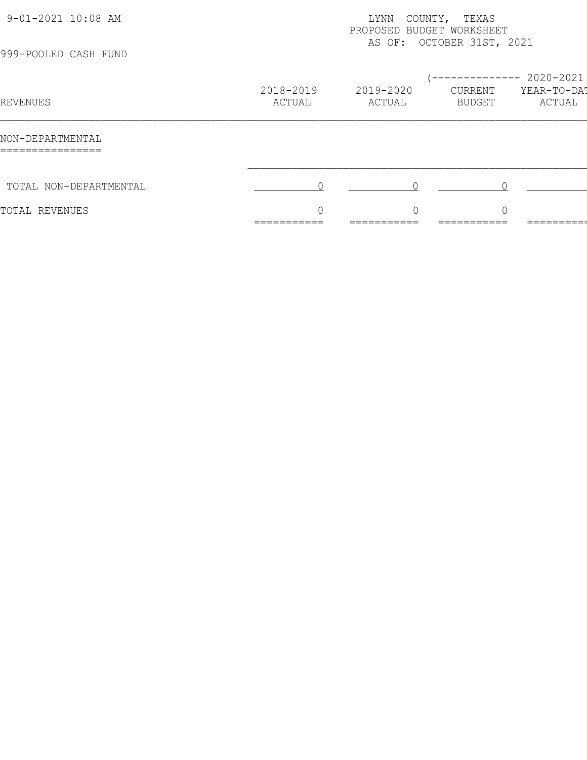9-01-2021 10:08 AM

LYNN COUNTY, TEXAS
PROPOSED BUDGET WORKSHEET
AS OF: OCTOBER 31ST, 2021

999-POOLED CASH FUND

| REVENUES | 2018-2019 ACTUAL | 2019-2020 ACTUAL | (-------------- 2020-2021 CURRENT BUDGET | YEAR-TO-DAT ACTUAL |
|---|---|---|---|---|
| NON-DEPARTMENTAL | | | | |
| TOTAL NON-DEPARTMENTAL | 0 | 0 | 0 | |
| TOTAL REVENUES | 0 | 0 | 0 | |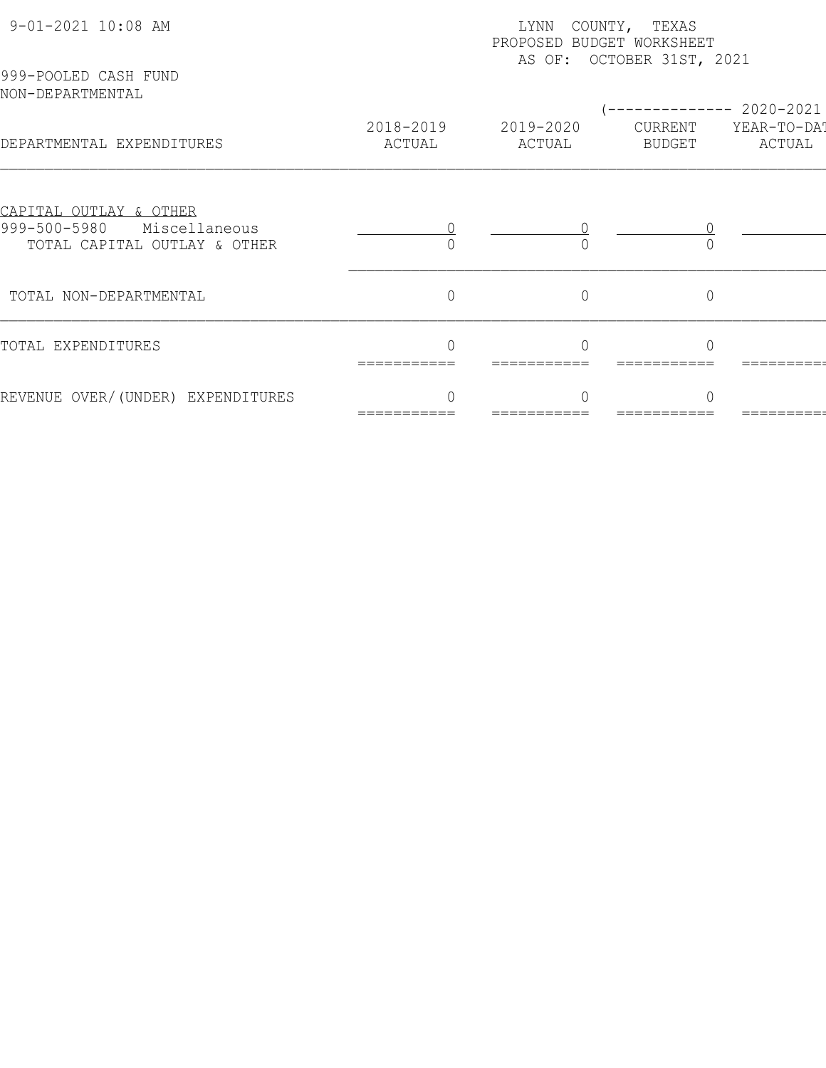9-01-2021 10:08 AM

LYNN COUNTY, TEXAS
PROPOSED BUDGET WORKSHEET
AS OF: OCTOBER 31ST, 2021

999-POOLED CASH FUND
NON-DEPARTMENTAL

| DEPARTMENTAL EXPENDITURES | 2018-2019 ACTUAL | 2019-2020 ACTUAL | (-------------- 2020-2021 CURRENT BUDGET | YEAR-TO-DAT ACTUAL |
|---|---|---|---|---|
| CAPITAL OUTLAY & OTHER | | | | |
| 999-500-5980 Miscellaneous | 0 | 0 | 0 | |
| TOTAL CAPITAL OUTLAY & OTHER | 0 | 0 | 0 | |
| TOTAL NON-DEPARTMENTAL | 0 | 0 | 0 | |
| TOTAL EXPENDITURES | 0 | 0 | 0 | |
| REVENUE OVER/(UNDER) EXPENDITURES | 0 | 0 | 0 | |